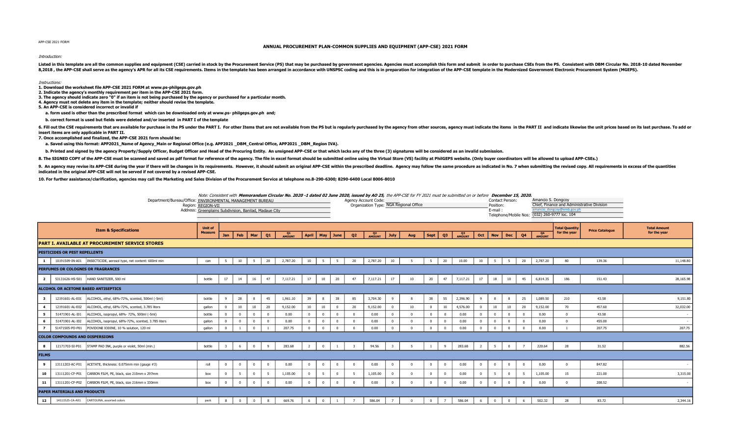APP-CSE 2021 FORM

# ANNUAL PROCUREMENT PLAN-COMMON SUPPLIES AND EQUIPMENT (APP-CSE) 2021 FORM

*Introduction:*

Listed in this template are all the common supplies and equipment (CSE) carried in stock by the Procurement Service (PS) that may be purchased by government agencies. Agencies must accomplish this form and submit in order to purchase CSEs from the PS. Consistent with DBM Circular No. 2018-10 dated November 8,2018 , the APP-CSE shall serve as the agency's APR for all its CSE requirements. Items in the template has been arranged in accordance with UNSPSC coding and this is in preparation for integration of the APP-CSE template in the Modernized Government Electronic Procurement System (MGEPS).

*Instructions:*

**1. Download the worksheet file APP-CSE 2021 FORM at www.ps-philgeps.gov.ph**

**2. Indicate the agency's monthly requirement per item in the APP-CSE 2021 form.**

**3. The agency should indicate zero "0" if an item is not being purchased by the agency or purchased for a particular month.**

**4. Agency must not delete any item in the template; neither should revise the template.**

**5. An APP-CSE is considered incorrect or invalid if**

**a. form used is other than the prescribed format which can be downloaded only at www.ps- philgeps.gov.ph and;**

**b. correct format is used but fields were deleted and/or inserted in PART I of the template**

**6. Fill out the CSE requirements that are available for purchase in the PS under the PART I. For other Items that are not available from the PS but is regularly purchased by the agency from other sources, agency must indicate the items in the PART II and indicate likewise the unit prices based on its last purchase. To add or insert items are only applicable in PART II.**

**7. Once accomplished and finalized, the APP-CSE 2021 form should be:**

**a. Saved using this format: APP2021_Name of Agency_Main or Regional Office (e.g. APP2021 _DBM_Central Office, APP2021 _DBM_Region IVA).**

**b. Printed and signed by the agency Property/Supply Officer, Budget Officer and Head of the Procuring Entity. An unsigned APP-CSE or that which lacks any of the three (3) signatures will be considered as an invalid submission.**

**8. The SIGNED COPY of the APP-CSE must be scanned and saved as pdf format for reference of the agency. The file in excel format should be submitted online using the Virtual Store (VS) facility at PhilGEPS website. (Only buyer coordinators will be allowed to upload APP-CSEs.)**

**9. An agency may revise its APP-CSE during the year if there will be changes in its requirements. However, it should submit an original APP-CSE within the prescribed deadline. Agency may follow the same procedure as indicated in No. 7 when submitting the revised copy. All requirements in excess of the quantities indicated in the original APP-CSE will not be served if not covered by a revised APP-CSE.**

**10. For further assistance/clarification, agencies may call the Marketing and Sales Division of the Procurement Service at telephone no.8-290-6300; 8290-6400 Local 8006-8010**

*Note: Consistent with **Memorandum Circular No. 2020 -1 dated 02 June 2020, issued by AO 25**, the APP-CSE for FY 2021 must be submitted on or before **December 15, 2020.***

Department/Bureau/Office: ENVIRONMENTAL MANAGEMENT BUREAU
Region: REGION-VII
Address: Greenplains Subdivision, Banilad, Madaue City

Agency Account Code:
Organization Type: NGA Regional Office

Contact Person: Amancio S. Dongcoy
Position: Chief, Finance and Administrative Division
E-mail : amancio_dongcoy@emb.gov.ph
Telephone/Mobile Nos: (032) 260-9777 loc. 104

| | | Item & Specifications | Unit of Measure | Jan | Feb | Mar | Q1 | Q1 AMOUNT | April | May | June | Q2 | Q2 AMOUNT | July | Aug | Sept | Q3 | Q3 AMOUNT | Oct | Nov | Dec | Q4 | Q4 AMOUNT | Total Quantity for the year | Price Catalogue | Total Amount for the year |
|---|---|---|---|---|---|---|---|---|---|---|---|---|---|---|---|---|---|---|---|---|---|---|---|---|---|---|
| **PART I. AVAILABLE AT PROCUREMENT SERVICE STORES** | | | | | | | | | | | | | | | | | | | | | | | | | | |
| **PESTICIDES OR PEST REPELLENTS** | | | | | | | | | | | | | | | | | | | | | | | | | | |
| 1 | 10191509-IN-A01 | INSECTICIDE, aerosol type, net content: 600ml min | can | 5 | 10 | 5 | 20 | 2,787.20 | 10 | 5 | 5 | 20 | 2,787.20 | 10 | 5 | 5 | 20 | 10.00 | 10 | 5 | 5 | 20 | 2,787.20 | 80 | 139.36 | 11,148.80 |
| **PERFUMES OR COLOGNES OR FRAGRANCES** | | | | | | | | | | | | | | | | | | | | | | | | | | |
| 2 | 53131626-HS-S01 | HAND SANITIZER, 500 ml | bottle | 17 | 14 | 16 | 47 | 7,117.21 | 17 | 10 | 20 | 47 | 7,117.21 | 17 | 10 | 20 | 47 | 7,117.21 | 17 | 18 | 10 | 45 | 6,814.35 | 186 | 151.43 | 28,165.98 |
| **ALCOHOL OR ACETONE BASED ANTISEPTICS** | | | | | | | | | | | | | | | | | | | | | | | | | | |
| 3 | 12191601-AL-E01 | ALCOHOL, ethyl, 68%-72%, scented, 500ml (-5ml) | bottle | 9 | 28 | 8 | 45 | 1,961.10 | 39 | 8 | 38 | 85 | 3,704.30 | 9 | 8 | 38 | 55 | 2,396.90 | 9 | 8 | 8 | 25 | 1,089.50 | 210 | 43.58 | 9,151.80 |
| 4 | 12191601-AL-E02 | ALCOHOL, ethyl, 68%-72%, scented, 3.785 liters | gallon | 0 | 10 | 10 | 20 | 9,152.00 | 10 | 10 | 0 | 20 | 9,152.00 | 0 | 10 | 0 | 10 | 4,576.00 | 0 | 10 | 10 | 20 | 9,152.00 | 70 | 457.60 | 32,032.00 |
| 5 | 51471901-AL-I01 | ALCOHOL, isopropyl, 68%- 72%, 500ml (-5ml) | bottle | 0 | 0 | 0 | 0 | 0.00 | 0 | 0 | 0 | 0 | 0.00 | 0 | 0 | 0 | 0 | 0.00 | 0 | 0 | 0 | 0 | 0.00 | 0 | 43.58 | - |
| 6 | 51471901-AL-I02 | ALCOHOL, isopropyl, 68%-72%, scented, 3.785 liters | gallon | 0 | 0 | 0 | 0 | 0.00 | 0 | 0 | 0 | 0 | 0.00 | 0 | 0 | 0 | 0 | 0.00 | 0 | 0 | 0 | 0 | 0.00 | 0 | 455.00 | - |
| 7 | 51471505-PO-P01 | POVIDONE IODINE, 10 % solution, 120 ml | gallon | 0 | 1 | 0 | 1 | 207.75 | 0 | 0 | 0 | 0 | 0.00 | 0 | 0 | 0 | 0 | 0.00 | 0 | 0 | 0 | 0 | 0.00 | 1 | 207.75 | 207.75 |
| **COLOR COMPOUNDS AND DISPERSIONS** | | | | | | | | | | | | | | | | | | | | | | | | | | |
| 8 | 12171703-SI-P01 | STAMP PAD INK, purple or violet, 50ml (min.) | bottle | 3 | 6 | 0 | 9 | 283.68 | 2 | 0 | 1 | 3 | 94.56 | 3 | 5 | 1 | 9 | 283.68 | 2 | 5 | 0 | 7 | 220.64 | 28 | 31.52 | 882.56 |
| **FILMS** | | | | | | | | | | | | | | | | | | | | | | | | | | |
| 9 | 13111203-AC-F01 | ACETATE, thickness: 0.075mm min (gauge #3) | roll | 0 | 0 | 0 | 0 | 0.00 | 0 | 0 | 0 | 0 | 0.00 | 0 | 0 | 0 | 0 | 0.00 | 0 | 0 | 0 | 0 | 0.00 | 0 | 847.82 | - |
| 10 | 13111201-CF-P01 | CARBON FILM, PE, black, size 210mm x 297mm | box | 0 | 5 | 0 | 5 | 1,105.00 | 0 | 5 | 0 | 5 | 1,105.00 | 0 | 0 | 0 | 0 | 0.00 | 0 | 5 | 0 | 5 | 1,105.00 | 15 | 221.00 | 3,315.00 |
| 11 | 13111201-CF-P02 | CARBON FILM, PE, black, size 216mm x 330mm | box | 0 | 0 | 0 | 0 | 0.00 | 0 | 0 | 0 | 0 | 0.00 | 0 | 0 | 0 | 0 | 0.00 | 0 | 0 | 0 | 0 | 0.00 | 0 | 208.52 | - |
| **PAPER MATERIALS AND PRODUCTS** | | | | | | | | | | | | | | | | | | | | | | | | | | |
| 12 | 14111525-CA-A01 | CARTOLINA, assorted colors | pack | 8 | 0 | 0 | 8 | 669.76 | 6 | 0 | 1 | 7 | 586.04 | 7 | 0 | 0 | 7 | 586.04 | 6 | 0 | 0 | 6 | 502.32 | 28 | 83.72 | 2,344.16 |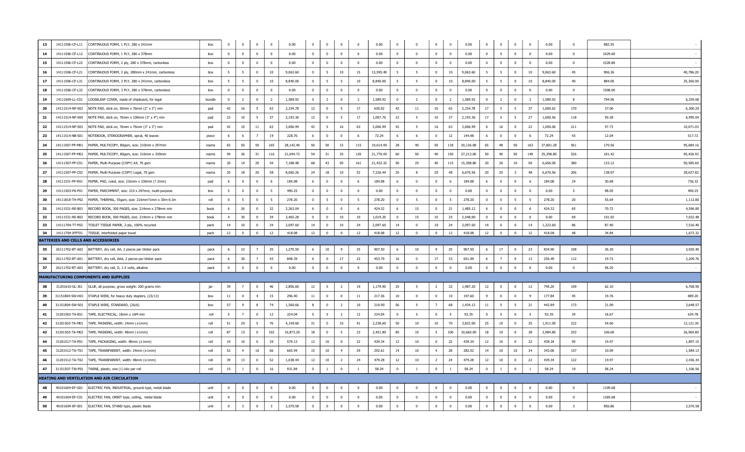| 13 | 14111506-CF-L11 | CONTINUOUS FORM, 1 PLY, 280 x 241mm | box | 0 | 0 | 0 | 0 | 0.00 | 0 | 0 | 0 | 0 | 0.00 | 0 | 0 | 0 | 0 | 0.00 | 0 | 0 | 0 | 0 | 0.00 | 0 | 882.55 | - |
|---|---|---|---|---|---|---|---|---|---|---|---|---|---|---|---|---|---|---|---|---|---|---|---|---|---|---|
| 14 | 14111506-CF-L12 | CONTINUOUS FORM, 1 PLY, 280 x 378mm | box | 0 | 0 | 0 | 0 | 0.00 | 0 | 0 | 0 | 0 | 0.00 | 0 | 0 | 0 | 0 | 0.00 | 0 | 0 | 0 | 0 | 0.00 | 0 | 1029.60 | - |
| 15 | 14111506-CF-L22 | CONTINUOUS FORM, 2 ply, 280 x 378mm, carbonless | box | 0 | 0 | 0 | 0 | 0.00 | 0 | 0 | 0 | 0 | 0.00 | 0 | 0 | 0 | 0 | 0.00 | 0 | 0 | 0 | 0 | 0.00 | 0 | 1528.80 | - |
| 16 | 14111506-CF-L21 | CONTINUOUS FORM, 2 ply, 280mm x 241mm, carbonless | box | 5 | 5 | 0 | 10 | 9,063.60 | 0 | 5 | 10 | 15 | 13,595.40 | 5 | 5 | 0 | 10 | 9,063.60 | 5 | 5 | 0 | 10 | 9,063.60 | 45 | 906.36 | 40,786.20 |
| 17 | 14111506-CF-L31 | CONTINUOUS FORM, 3 PLY, 280 x 241mm, carbonless | box | 5 | 5 | 0 | 10 | 8,840.00 | 0 | 5 | 5 | 10 | 8,840.00 | 5 | 5 | 0 | 10 | 8,840.00 | 5 | 5 | 0 | 10 | 8,840.00 | 40 | 884.00 | 35,360.00 |
| 18 | 14111506-CF-L32 | CONTINUOUS FORM, 3 PLY, 280 x 378mm, carbonless | box | 0 | 0 | 0 | 0 | 0.00 | 0 | 0 | 0 | 0 | 0.00 | 0 | 0 | 0 | 0 | 0.00 | 0 | 0 | 0 | 0 | 0.00 | 0 | 1508.00 | - |
| 19 | 14111609-LL-C01 | LOOSELEAF COVER, made of chipboard, for legal | bundle | 0 | 2 | 0 | 2 | 1,589.92 | 0 | 2 | 0 | 2 | 1,589.92 | 0 | 2 | 0 | 2 | 1,589.92 | 0 | 2 | 0 | 2 | 1,589.92 | 8 | 794.96 | 6,359.68 |
| 20 | 14111514-NP-S02 | NOTE PAD, stick on, 50mm x 76mm (2" x 3") min | pad | 42 | 16 | 5 | 63 | 2,334.78 | 12 | 0 | 5 | 17 | 630.02 | 42 | 11 | 10 | 63 | 2,334.78 | 17 | 5 | 5 | 27 | 1,000.62 | 170 | 37.06 | 6,300.20 |
| 21 | 14111514-NP-S04 | NOTE PAD, stick on, 76mm x 100mm (3" x 4") min | pad | 22 | 10 | 5 | 37 | 2,193.36 | 12 | 0 | 5 | 17 | 1,007.76 | 22 | 5 | 10 | 37 | 2,193.36 | 17 | 5 | 5 | 27 | 1,600.56 | 118 | 59.28 | 6,995.04 |
| 22 | 14111514-NP-S03 | NOTE PAD, stick on, 76mm x 76mm (3" x 3") min | pad | 42 | 10 | 11 | 63 | 3,006.99 | 42 | 5 | 16 | 63 | 3,006.99 | 42 | 5 | 16 | 63 | 3,006.99 | 6 | 16 | 0 | 22 | 1,050.06 | 211 | 47.73 | 10,071.03 |
| 23 | 14111514-NB-S01 | NOTEBOOK, STENOGRAPHER, spiral, 40 leaves | piece | 6 | 6 | 7 | 19 | 228.76 | 6 | 0 | 0 | 6 | 72.24 | 6 | 6 | 0 | 12 | 144.48 | 6 | 0 | 0 | 6 | 72.24 | 43 | 12.04 | 517.72 |
| 24 | 14111507-PP-M01 | PAPER, MULTICOPY, 80gsm, size: 210mm x 297mm | reams | 65 | 50 | 50 | 165 | 28,142.40 | 50 | 50 | 15 | 115 | 19,614.40 | 28 | 40 | 50 | 118 | 20,126.08 | 65 | 48 | 50 | 163 | 27,801.28 | 561 | 170.56 | 95,684.16 |
| 25 | 14111507-PP-M02 | PAPER, MULTICOPY, 80gsm, size: 216mm x 330mm | reams | 49 | 36 | 31 | 116 | 21,044.72 | 54 | 31 | 35 | 120 | 21,770.40 | 60 | 50 | 40 | 150 | 27,213.00 | 50 | 40 | 50 | 140 | 25,398.80 | 526 | 181.42 | 95,426.92 |
| 26 | 14111507-PP-C01 | PAPER, Multi-Purpose (COPY) A4, 70 gsm | reams | 20 | 14 | 20 | 54 | 7,188.48 | 68 | 43 | 50 | 161 | 21,432.32 | 50 | 25 | 40 | 115 | 15,308.80 | 20 | 20 | 10 | 50 | 6,656.00 | 380 | 133.12 | 50,585.60 |
| 27 | 14111507-PP-C02 | PAPER, Multi-Purpose (COPY) Legal, 70 gsm | reams | 20 | 18 | 20 | 58 | 8,060.26 | 24 | 18 | 10 | 52 | 7,226.44 | 20 | 8 | 20 | 48 | 6,670.56 | 20 | 25 | 3 | 48 | 6,670.56 | 206 | 138.97 | 28,627.82 |
| 28 | 14111531-PP-R01 | PAPER, PAD, ruled, size: 216mm x 330mm (? 2mm) | pad | 6 | 0 | 0 | 6 | 184.08 | 6 | 0 | 0 | 6 | 184.08 | 6 | 0 | 0 | 6 | 184.08 | 6 | 0 | 0 | 6 | 184.08 | 24 | 30.68 | 736.32 |
| 29 | 14111503-PA-P01 | PAPER, PARCHMENT, size: 210 x 297mm, multi-purpose | box | 5 | 0 | 0 | 5 | 490.25 | 0 | 0 | 0 | 0 | 0.00 | 0 | 0 | 0 | 0 | 0.00 | 0 | 0 | 0 | 0 | 0.00 | 5 | 98.05 | 490.25 |
| 30 | 14111818-TH-P02 | PAPER, THERMAL, 55gsm, size: 216mm?1mm x 30m-0.3m | roll | 0 | 5 | 0 | 5 | 278.20 | 0 | 5 | 0 | 5 | 278.20 | 0 | 5 | 0 | 5 | 278.20 | 0 | 0 | 5 | 5 | 278.20 | 20 | 55.64 | 1,112.80 |
| 31 | 14111531-RE-B01 | RECORD BOOK, 300 PAGES, size: 214mm x 278mm min | book | 6 | 26 | 0 | 32 | 2,263.04 | 6 | 0 | 0 | 6 | 424.32 | 6 | 15 | 0 | 21 | 1,485.12 | 6 | 0 | 0 | 6 | 424.32 | 65 | 70.72 | 4,596.80 |
| 32 | 14111531-RE-B02 | RECORD BOOK, 500 PAGES, size: 214mm x 278mm min | book | 4 | 30 | 0 | 34 | 3,465.28 | 0 | 0 | 10 | 10 | 1,019.20 | 0 | 15 | 10 | 25 | 2,548.00 | 0 | 0 | 0 | 0 | 0.00 | 69 | 101.92 | 7,032.48 |
| 33 | 14111704-TT-P02 | TOILET TISSUE PAPER, 2-ply, 100% recycled | pack | 14 | 10 | 0 | 24 | 2,097.60 | 14 | 0 | 10 | 24 | 2,097.60 | 14 | 0 | 10 | 24 | 2,097.60 | 14 | 0 | 0 | 14 | 1,223.60 | 86 | 87.40 | 7,516.40 |
| 34 | 14111704-IFPT01 | TISSUE, interfolded paper towel | pack | 12 | 0 | 0 | 12 | 418.08 | 12 | 0 | 0 | 12 | 418.08 | 12 | 0 | 0 | 12 | 418.08 | 12 | 0 | 0 | 12 | 418.08 | 48 | 34.84 | 1,672.32 |
| **BATTERIES AND CELLS AND ACCESSORIES** | | | | | | | | | | | | | | | | | | | | | | | | | | |
| 35 | 26111702-BT-A02 | BATTERY, dry cell, AA, 2 pieces per blister pack | pack | 6 | 22 | 7 | 35 | 1,270.50 | 6 | 10 | 9 | 25 | 907.50 | 6 | 10 | 9 | 25 | 907.50 | 6 | 17 | 0 | 23 | 834.90 | 108 | 36.30 | 3,920.40 |
| 36 | 26111702-BT-A01 | BATTERY, dry cell, AAA, 2 pieces per blister pack | pack | 6 | 30 | 7 | 43 | 848.39 | 6 | 0 | 17 | 23 | 453.79 | 16 | 0 | 17 | 33 | 651.09 | 6 | 7 | 0 | 13 | 256.49 | 112 | 19.73 | 2,209.76 |
| 37 | 26111702-BT-A03 | BATTERY, dry cell, D, 1.5 volts, alkaline | pack | 0 | 0 | 0 | 0 | 0.00 | 0 | 0 | 0 | 0 | 0.00 | 0 | 0 | 0 | 0 | 0.00 | 0 | 0 | 0 | 0 | 0.00 | 0 | 96.20 | - |
| **MANUFACTURING COMPONENTS AND SUPPLIES** | | | | | | | | | | | | | | | | | | | | | | | | | | |
| 38 | 31201610-GL-J01 | GLUE, all purpose, gross weight: 200 grams min | jar | 39 | 7 | 0 | 46 | 2,856.60 | 12 | 5 | 2 | 19 | 1,179.90 | 25 | 5 | 2 | 32 | 1,987.20 | 12 | 0 | 0 | 12 | 745.20 | 109 | 62.10 | 6,768.90 |
| 39 | 31151804-SW-H01 | STAPLE WIRE, for heavy duty staplers, (23/13) | box | 11 | 0 | 4 | 15 | 296.40 | 11 | 0 | 0 | 11 | 217.36 | 10 | 0 | 0 | 10 | 197.60 | 9 | 0 | 0 | 9 | 177.84 | 45 | 19.76 | 889.20 |
| 40 | 31151804-SW-S01 | STAPLE WIRE, STANDARD, (26/6) | box | 57 | 9 | 8 | 74 | 1,560.66 | 8 | 0 | 2 | 10 | 210.90 | 56 | 5 | 7 | 68 | 1,434.12 | 11 | 5 | 5 | 21 | 442.89 | 173 | 21.09 | 3,648.57 |
| 41 | 31201502-TA-E01 | TAPE, ELECTRICAL, 18mm x 16M min | roll | 5 | 7 | 0 | 12 | 224.04 | 5 | 5 | 2 | 12 | 224.04 | 0 | 5 | 0 | 5 | 93.35 | 0 | 5 | 0 | 5 | 93.35 | 34 | 18.67 | 634.78 |
| 42 | 31201503-TA-M01 | TAPE, MASKING, width: 24mm (±1mm) | roll | 51 | 20 | 5 | 76 | 4,149.60 | 31 | 0 | 10 | 41 | 2,238.60 | 50 | 10 | 10 | 70 | 3,822.00 | 25 | 10 | 0 | 35 | 1,911.00 | 222 | 54.60 | 12,121.20 |
| 43 | 31201503-TA-M02 | TAPE, MASKING, width: 48mm (±1mm) | roll | 87 | 15 | 0 | 102 | 10,873.20 | 18 | 0 | 5 | 23 | 2,451.80 | 85 | 10 | 5 | 100 | 10,660.00 | 18 | 10 | 0 | 28 | 2,984.80 | 253 | 106.60 | 26,969.80 |
| 44 | 31201517-TA-P01 | TAPE, PACKAGING, width: 48mm (±1mm) | roll | 19 | 10 | 0 | 29 | 579.13 | 12 | 10 | 0 | 22 | 439.34 | 12 | 10 | 0 | 22 | 439.34 | 12 | 10 | 0 | 22 | 439.34 | 95 | 19.97 | 1,897.15 |
| 45 | 31201512-TA-T01 | TAPE, TRANSPARENT, width: 24mm (±1mm) | roll | 52 | 4 | 10 | 66 | 665.94 | 15 | 10 | 4 | 29 | 292.61 | 14 | 10 | 4 | 28 | 282.52 | 14 | 10 | 10 | 34 | 343.06 | 157 | 10.09 | 1,584.13 |
| 46 | 31201512-TA-T02 | TAPE, TRANSPARENT, width: 48mm (±1mm) | roll | 39 | 13 | 0 | 52 | 1,038.44 | 12 | 10 | 2 | 24 | 479.28 | 12 | 10 | 2 | 24 | 479.28 | 12 | 10 | 0 | 22 | 439.34 | 122 | 19.97 | 2,436.34 |
| 47 | 31151507-TW-P01 | TWINE, plastic, one (1) kilo per roll | roll | 15 | 1 | 0 | 16 | 931.84 | 0 | 1 | 0 | 1 | 58.24 | 0 | 1 | 0 | 1 | 58.24 | 0 | 1 | 0 | 1 | 58.24 | 19 | 58.24 | 1,106.56 |
| **HEATING AND VENTILATION AND AIR CIRCULATION** | | | | | | | | | | | | | | | | | | | | | | | | | | |
| 48 | 40101604-EF-G01 | ELECTRIC FAN, INDUSTRIAL, ground type, metal blade | unit | 0 | 0 | 0 | 0 | 0.00 | 0 | 0 | 0 | 0 | 0.00 | 0 | 0 | 0 | 0 | 0.00 | 0 | 0 | 0 | 0 | 0.00 | 0 | 1109.68 | - |
| 49 | 40101604-EF-C01 | ELECTRIC FAN, ORBIT type, ceiling, metal blade | unit | 0 | 0 | 0 | 0 | 0.00 | 0 | 0 | 0 | 0 | 0.00 | 0 | 0 | 0 | 0 | 0.00 | 0 | 0 | 0 | 0 | 0.00 | 0 | 1369.68 | - |
| 50 | 40101604-EF-S01 | ELECTRIC FAN, STAND type, plastic blade | unit | 0 | 3 | 0 | 3 | 2,570.58 | 0 | 0 | 0 | 0 | 0.00 | 0 | 0 | 0 | 0 | 0.00 | 0 | 0 | 0 | 0 | 0.00 | 3 | 856.86 | 2,570.58 |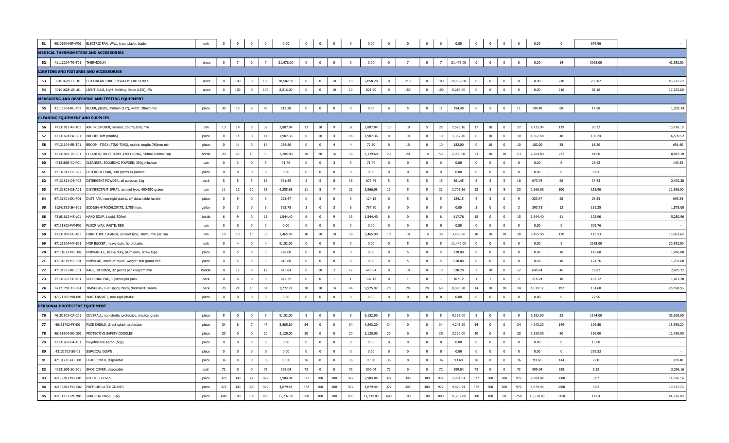| | | | | | | | | | | | | | | | | | | | | | | | | | | |
|---|---|---|---|---|---|---|---|---|---|---|---|---|---|---|---|---|---|---|---|---|---|---|---|---|---|---|
| 51 | 40101604-EF-W01 | ELECTRIC FAN, WALL type, plastic blade | unit | 0 | 0 | 0 | 0 | 0.00 | 0 | 0 | 0 | 0 | 0.00 | 0 | 0 | 0 | 0 | 0.00 | 0 | 0 | 0 | 0 | 0.00 | 0 | 674.96 | - |
| **MEDICAL THERMOMETERS AND ACCESSORIES** | | | | | | | | | | | | | | | | | | | | | | | | | | |
| 52 | 41112224-TG-T01 | THERMOGUN | piece | 0 | 7 | 0 | 7 | 21,476.00 | 0 | 0 | 0 | 0 | 0.00 | 0 | 7 | 0 | 7 | 21,476.00 | 0 | 0 | 0 | 0 | 0.00 | 14 | 3068.00 | 42,952.00 |
| **LIGHTING AND FIXTURES AND ACCESSORIES** | | | | | | | | | | | | | | | | | | | | | | | | | | |
| 53 | 39101628-LT-L01 | LED LINEAR TUBE, 18 WATTS FRO SERIES | piece | 0 | 100 | 0 | 100 | 20,582.00 | 0 | 0 | 10 | 10 | 2,058.20 | 0 | 210 | 0 | 100 | 20,582.00 | 0 | 0 | 0 | 0 | 0.00 | 210 | 205.82 | 43,222.20 |
| 54 | 39101628-LB-L01 | LIGHT BULB, Light Emitting Diode (LED), 6W | piece | 0 | 100 | 0 | 100 | 8,216.00 | 0 | 0 | 10 | 10 | 821.60 | 0 | 180 | 0 | 100 | 8,216.00 | 0 | 0 | 0 | 0 | 0.00 | 210 | 82.16 | 17,253.60 |
| **MEASURING AND OBSERVING AND TESTING EQUIPMENT** | | | | | | | | | | | | | | | | | | | | | | | | | | |
| 55 | 41111604-RU-P02 | RULER, plastic, 450mm (18"), width: 38mm min | piece | 30 | 10 | 6 | 46 | 813.28 | 0 | 0 | 0 | 0 | 0.00 | 6 | 5 | 0 | 11 | 194.48 | 6 | 5 | 0 | 11 | 194.48 | 68 | 17.68 | 1,202.24 |
| **CLEANING EQUIPMENT AND SUPPLIES** | | | | | | | | | | | | | | | | | | | | | | | | | | |
| 56 | 47131812-AF-A01 | AIR FRESHENER, aerosol, 280ml/150g min | can | 13 | 14 | 5 | 32 | 2,887.04 | 13 | 10 | 9 | 32 | 2,887.04 | 13 | 10 | 5 | 28 | 2,526.16 | 17 | 10 | 0 | 27 | 2,435.94 | 119 | 90.22 | 10,736.18 |
| 57 | 47131604-BR-S01 | BROOM, soft (tambo) | piece | 0 | 14 | 0 | 14 | 1,907.36 | 0 | 10 | 4 | 14 | 1,907.36 | 0 | 10 | 0 | 10 | 1,362.40 | 0 | 10 | 0 | 10 | 1,362.40 | 48 | 136.24 | 6,539.52 |
| 58 | 47131604-BR-T01 | BROOM, STICK (TING-TING), usable length: 760mm min | piece | 0 | 14 | 0 | 14 | 254.80 | 0 | 0 | 4 | 4 | 72.80 | 0 | 10 | 0 | 10 | 182.00 | 0 | 10 | 0 | 10 | 182.00 | 38 | 18.20 | 691.60 |
| 59 | 47131829-TB-C01 | CLEANER,TOILET BOWL AND URINAL, 900ml-1000ml cap | bottle | 20 | 23 | 10 | 53 | 2,204.80 | 20 | 20 | 16 | 56 | 2,329.60 | 20 | 20 | 10 | 50 | 2,080.00 | 23 | 20 | 10 | 53 | 2,204.80 | 212 | 41.60 | 8,819.20 |
| 60 | 47131805-CL-P01 | CLEANSER, SCOURING POWDER, 350g min./can | can | 0 | 3 | 0 | 3 | 71.76 | 0 | 0 | 3 | 3 | 71.76 | 0 | 0 | 0 | 0 | 0.00 | 0 | 0 | 0 | 0 | 0.00 | 6 | 23.92 | 143.52 |
| 61 | 47131811-DE-B02 | DETERGENT BAR, 140 grams as packed | piece | 0 | 0 | 0 | 0 | 0.00 | 0 | 0 | 0 | 0 | 0.00 | 0 | 0 | 0 | 0 | 0.00 | 0 | 0 | 0 | 0 | 0.00 | 0 | 9.03 | - |
| 62 | 47131811-DE-P02 | DETERGENT POWDER, all purpose, 1kg | pack | 5 | 5 | 5 | 15 | 561.45 | 5 | 5 | 8 | 18 | 673.74 | 5 | 5 | 5 | 15 | 561.45 | 8 | 5 | 5 | 18 | 673.74 | 66 | 37.43 | 2,470.38 |
| 63 | 47131803-DS-A01 | DISINFECTANT SPRAY, aerosol type, 400-550 grams | can | 11 | 12 | 10 | 33 | 4,255.68 | 11 | 5 | 7 | 23 | 2,966.08 | 11 | 5 | 5 | 21 | 2,708.16 | 13 | 5 | 5 | 23 | 2,966.08 | 100 | 128.96 | 12,896.00 |
| 64 | 47131601-DU-P01 | DUST PAN, non-rigid plastic, w/ detachable handle | piece | 0 | 9 | 0 | 9 | 223.47 | 0 | 5 | 0 | 5 | 124.15 | 0 | 5 | 0 | 5 | 124.15 | 4 | 5 | 0 | 9 | 223.47 | 28 | 24.83 | 695.24 |
| 65 | 51241552-SH-S01 | SODIUM HYPOCHLORITE, 3.785 liters | gallon | 0 | 3 | 0 | 3 | 393.75 | 3 | 0 | 3 | 6 | 787.50 | 0 | 0 | 0 | 0 | 0.00 | 3 | 0 | 0 | 3 | 393.75 | 12 | 131.25 | 1,575.00 |
| 66 | 73101612-HS-L01 | HAND SOAP, Liquid, 500ml | bottle | 6 | 9 | 0 | 15 | 1,544.40 | 6 | 0 | 9 | 15 | 1,544.40 | 6 | 0 | 0 | 6 | 617.76 | 15 | 0 | 0 | 15 | 1,544.40 | 51 | 102.96 | 5,250.96 |
| 67 | 47131802-FW-P02 | FLOOR WAX, PASTE, RED | can | 0 | 0 | 0 | 0 | 0.00 | 0 | 0 | 0 | 0 | 0.00 | 0 | 0 | 0 | 0 | 0.00 | 0 | 0 | 0 | 0 | 0.00 | 0 | 309.76 | - |
| 68 | 47131830-FC-A01 | FURNITURE CLEANER, aerosol type, 300ml min per can | can | 10 | 10 | 10 | 30 | 3,465.90 | 10 | 10 | 10 | 30 | 3,465.90 | 10 | 10 | 10 | 30 | 3,465.90 | 10 | 10 | 10 | 30 | 3,465.90 | 120 | 115.53 | 13,863.60 |
| 69 | 47121804-MP-B01 | MOP BUCKET, heavy duty, hard plastic | unit | 0 | 4 | 0 | 4 | 9,152.00 | 0 | 0 | 0 | 0 | 0.00 | 0 | 5 | 0 | 5 | 11,440.00 | 0 | 0 | 0 | 0 | 0.00 | 9 | 2288.00 | 20,592.00 |
| 70 | 47131613-MP-H02 | MOPHANDLE, heavy duty, aluminum, screw type | piece | 0 | 5 | 0 | 5 | 728.00 | 0 | 0 | 0 | 0 | 0.00 | 0 | 5 | 0 | 5 | 728.00 | 0 | 0 | 0 | 0 | 0.00 | 10 | 145.60 | 1,456.00 |
| 71 | 47131619-MP-R01 | MOPHEAD, made of rayon, weight: 400 grams min | piece | 0 | 5 | 0 | 5 | 618.80 | 0 | 0 | 0 | 0 | 0.00 | 0 | 5 | 0 | 5 | 618.80 | 0 | 0 | 0 | 0 | 0.00 | 10 | 123.76 | 1,237.60 |
| 72 | 47131501-RG-C01 | RAGS, all cotton, 32 pieces per kilogram min | bundle | 0 | 12 | 0 | 12 | 645.84 | 0 | 10 | 2 | 12 | 645.84 | 0 | 10 | 0 | 10 | 538.20 | 2 | 10 | 0 | 12 | 645.84 | 46 | 53.82 | 2,475.72 |
| 73 | 47131602-SC-N01 | SCOURING PAD, 5 pieces per pack | pack | 0 | 6 | 0 | 6 | 642.72 | 0 | 0 | 1 | 1 | 107.12 | 0 | 1 | 0 | 1 | 107.12 | 1 | 1 | 0 | 2 | 214.24 | 10 | 107.12 | 1,071.20 |
| 74 | 47121701-TB-P04 | TRASHBAG, GPP specs, black, 940mmx1016mm | pack | 20 | 24 | 10 | 54 | 7,272.72 | 20 | 10 | 14 | 44 | 5,925.92 | 20 | 20 | 20 | 60 | 8,080.80 | 14 | 10 | 10 | 34 | 4,579.12 | 192 | 134.68 | 25,858.56 |
| 75 | 47121702-WB-P01 | WASTEBASKET, non-rigid plastic | piece | 0 | 0 | 0 | 0 | 0.00 | 0 | 0 | 0 | 0 | 0.00 | 0 | 0 | 0 | 0 | 0.00 | 0 | 0 | 0 | 0 | 0.00 | 0 | 27.96 | - |
| **PERSONAL PROTECTIVE EQUIPMENT** | | | | | | | | | | | | | | | | | | | | | | | | | | |
| 76 | 46181503-CA-C01 | COVERALL, non-sterile, protective, medical grade | piece | 8 | 0 | 0 | 8 | 9,152.00 | 8 | 0 | 0 | 8 | 9,152.00 | 8 | 0 | 0 | 8 | 9,152.00 | 8 | 0 | 0 | 8 | 9,152.00 | 32 | 1144.00 | 36,608.00 |
| 77 | 46181702-FSH01 | FACE SHIELD, direct splash protection | piece | 34 | 6 | 7 | 47 | 5,865.60 | 34 | 0 | 0 | 34 | 4,243.20 | 34 | 0 | 0 | 34 | 4,243.20 | 34 | 0 | 0 | 34 | 4,243.20 | 149 | 124.80 | 18,595.20 |
| 78 | 46181804-GG-G01 | PROTECTIVE SAFETY GOGGLES | piece | 20 | 0 | 0 | 20 | 3,120.00 | 20 | 0 | 0 | 20 | 3,120.00 | 20 | 0 | 0 | 20 | 3,120.00 | 20 | 0 | 0 | 20 | 3,120.00 | 80 | 156.00 | 12,480.00 |
| 79 | 42131601-PA-A01 | Polyethylene Apron (50g) | piece | 0 | 0 | 0 | 0 | 0.00 | 0 | 0 | 0 | 0 | 0.00 | 0 | 0 | 0 | 0 | 0.00 | 0 | 0 | 0 | 0 | 0.00 | 0 | 15.08 | - |
| 80 | 42131702-SG-01 | SURGICAL GOWN | piece | 0 | 0 | 0 | 0 | 0.00 | 0 | 0 | 0 | 0 | 0.00 | 0 | 0 | 0 | 0 | 0.00 | 0 | 0 | 0 | 0 | 0.00 | 0 | 299.52 | - |
| 81 | 42131711-HC-H01 | HEAD COVER, disposable | piece | 36 | 0 | 0 | 36 | 93.60 | 36 | 0 | 0 | 36 | 93.60 | 36 | 0 | 0 | 36 | 93.60 | 36 | 0 | 0 | 36 | 93.60 | 144 | 2.60 | 374.40 |
| 82 | 42131609-SC-S01 | SHOE COVER, disposable | pair | 72 | 0 | 0 | 72 | 599.04 | 72 | 0 | 0 | 72 | 599.04 | 72 | 0 | 0 | 72 | 599.04 | 72 | 0 | 0 | 72 | 599.04 | 288 | 8.32 | 2,396.16 |
| 83 | 42132203-MG-G01 | NITRILE GLOVES | piece | 372 | 300 | 300 | 972 | 2,984.04 | 372 | 300 | 300 | 972 | 2,984.04 | 372 | 300 | 300 | 972 | 2,984.04 | 372 | 300 | 300 | 972 | 2,984.04 | 3888 | 3.07 | 11,936.16 |
| 84 | 42132203-MG-G02 | PREMIUM LATEX GLOVES | piece | 372 | 300 | 300 | 972 | 4,879.44 | 372 | 300 | 300 | 972 | 4,879.44 | 372 | 300 | 300 | 972 | 4,879.44 | 372 | 300 | 300 | 972 | 4,879.44 | 3888 | 5.02 | 19,517.76 |
| 85 | 42131713-SM-M01 | SURGICAL MASK, 3-ply | piece | 600 | 100 | 100 | 800 | 11,232.00 | 600 | 100 | 100 | 800 | 11,232.00 | 600 | 100 | 100 | 800 | 11,232.00 | 600 | 100 | 50 | 750 | 10,530.00 | 3150 | 14.04 | 44,226.00 |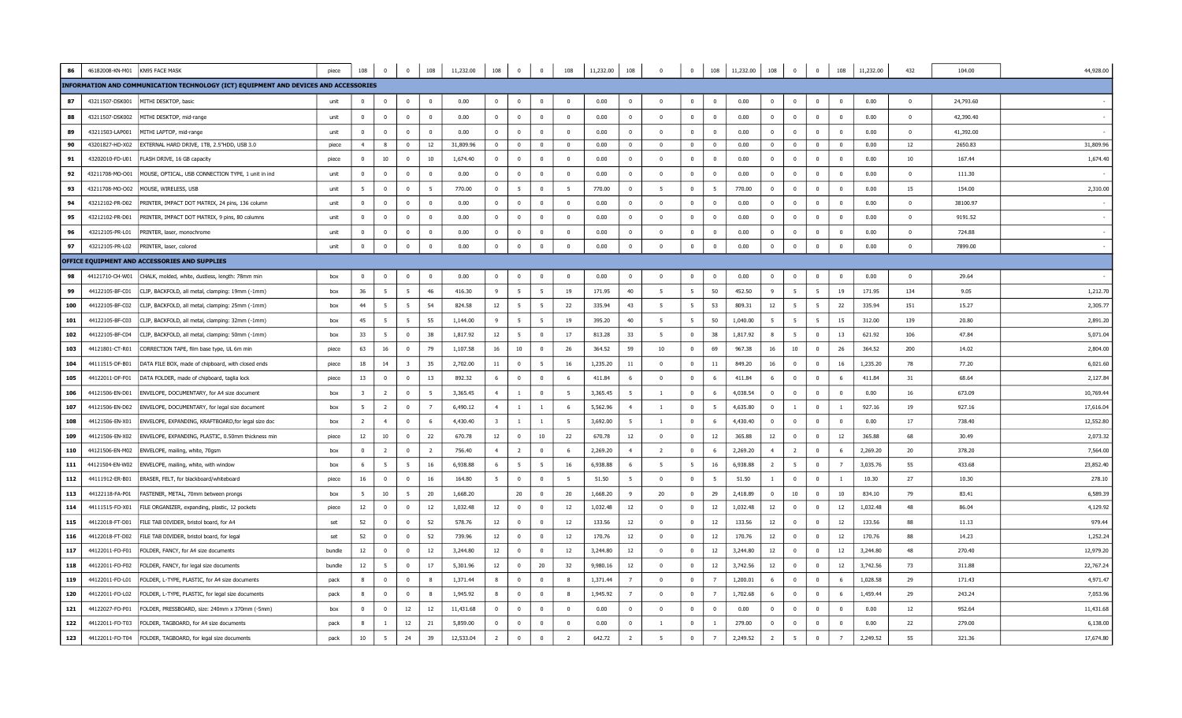| | | | | | | | | | | | | | | | | | | | | | | | | | | |
|---|---|---|---|---|---|---|---|---|---|---|---|---|---|---|---|---|---|---|---|---|---|---|---|---|---|---|
| 86 | 46182008-KN-M01 | KN95 FACE MASK | piece | 108 | 0 | 0 | 108 | 11,232.00 | 108 | 0 | 0 | 108 | 11,232.00 | 108 | 0 | 0 | 108 | 11,232.00 | 108 | 0 | 0 | 108 | 11,232.00 | 432 | 104.00 | 44,928.00 |
| **INFORMATION AND COMMUNICATION TECHNOLOGY (ICT) EQUIPMENT AND DEVICES AND ACCESSORIES** | | | | | | | | | | | | | | | | | | | | | | | | | | |
| 87 | 43211507-DSK001 | MITHI DESKTOP, basic | unit | 0 | 0 | 0 | 0 | 0.00 | 0 | 0 | 0 | 0 | 0.00 | 0 | 0 | 0 | 0 | 0.00 | 0 | 0 | 0 | 0 | 0.00 | 0 | 24,793.60 | - |
| 88 | 43211507-DSK002 | MITHI DESKTOP, mid-range | unit | 0 | 0 | 0 | 0 | 0.00 | 0 | 0 | 0 | 0 | 0.00 | 0 | 0 | 0 | 0 | 0.00 | 0 | 0 | 0 | 0 | 0.00 | 0 | 42,390.40 | - |
| 89 | 43211503-LAP001 | MITHI LAPTOP, mid-range | unit | 0 | 0 | 0 | 0 | 0.00 | 0 | 0 | 0 | 0 | 0.00 | 0 | 0 | 0 | 0 | 0.00 | 0 | 0 | 0 | 0 | 0.00 | 0 | 41,392.00 | - |
| 90 | 43201827-HD-X02 | EXTERNAL HARD DRIVE, 1TB, 2.5"HDD, USB 3.0 | piece | 4 | 8 | 0 | 12 | 31,809.96 | 0 | 0 | 0 | 0 | 0.00 | 0 | 0 | 0 | 0 | 0.00 | 0 | 0 | 0 | 0 | 0.00 | 12 | 2650.83 | 31,809.96 |
| 91 | 43202010-FD-U01 | FLASH DRIVE, 16 GB capacity | piece | 0 | 10 | 0 | 10 | 1,674.40 | 0 | 0 | 0 | 0 | 0.00 | 0 | 0 | 0 | 0 | 0.00 | 0 | 0 | 0 | 0 | 0.00 | 10 | 167.44 | 1,674.40 |
| 92 | 43211708-MO-O01 | MOUSE, OPTICAL, USB CONNECTION TYPE, 1 unit in ind | unit | 0 | 0 | 0 | 0 | 0.00 | 0 | 0 | 0 | 0 | 0.00 | 0 | 0 | 0 | 0 | 0.00 | 0 | 0 | 0 | 0 | 0.00 | 0 | 111.30 | - |
| 93 | 43211708-MO-O02 | MOUSE, WIRELESS, USB | unit | 5 | 0 | 0 | 5 | 770.00 | 0 | 5 | 0 | 5 | 770.00 | 0 | 5 | 0 | 5 | 770.00 | 0 | 0 | 0 | 0 | 0.00 | 15 | 154.00 | 2,310.00 |
| 94 | 43212102-PR-D02 | PRINTER, IMPACT DOT MATRIX, 24 pins, 136 column | unit | 0 | 0 | 0 | 0 | 0.00 | 0 | 0 | 0 | 0 | 0.00 | 0 | 0 | 0 | 0 | 0.00 | 0 | 0 | 0 | 0 | 0.00 | 0 | 38100.97 | - |
| 95 | 43212102-PR-D01 | PRINTER, IMPACT DOT MATRIX, 9 pins, 80 columns | unit | 0 | 0 | 0 | 0 | 0.00 | 0 | 0 | 0 | 0 | 0.00 | 0 | 0 | 0 | 0 | 0.00 | 0 | 0 | 0 | 0 | 0.00 | 0 | 9191.52 | - |
| 96 | 43212105-PR-L01 | PRINTER, laser, monochrome | unit | 0 | 0 | 0 | 0 | 0.00 | 0 | 0 | 0 | 0 | 0.00 | 0 | 0 | 0 | 0 | 0.00 | 0 | 0 | 0 | 0 | 0.00 | 0 | 724.88 | - |
| 97 | 43212105-PR-L02 | PRINTER, laser, colored | unit | 0 | 0 | 0 | 0 | 0.00 | 0 | 0 | 0 | 0 | 0.00 | 0 | 0 | 0 | 0 | 0.00 | 0 | 0 | 0 | 0 | 0.00 | 0 | 7899.00 | - |
| **OFFICE EQUIPMENT AND ACCESSORIES AND SUPPLIES** | | | | | | | | | | | | | | | | | | | | | | | | | | |
| 98 | 44121710-CH-W01 | CHALK, molded, white, dustless, length: 78mm min | box | 0 | 0 | 0 | 0 | 0.00 | 0 | 0 | 0 | 0 | 0.00 | 0 | 0 | 0 | 0 | 0.00 | 0 | 0 | 0 | 0 | 0.00 | 0 | 29.64 | - |
| 99 | 44122105-BF-C01 | CLIP, BACKFOLD, all metal, clamping: 19mm (-1mm) | box | 36 | 5 | 5 | 46 | 416.30 | 9 | 5 | 5 | 19 | 171.95 | 40 | 5 | 5 | 50 | 452.50 | 9 | 5 | 5 | 19 | 171.95 | 134 | 9.05 | 1,212.70 |
| 100 | 44122105-BF-C02 | CLIP, BACKFOLD, all metal, clamping: 25mm (-1mm) | box | 44 | 5 | 5 | 54 | 824.58 | 12 | 5 | 5 | 22 | 335.94 | 43 | 5 | 5 | 53 | 809.31 | 12 | 5 | 5 | 22 | 335.94 | 151 | 15.27 | 2,305.77 |
| 101 | 44122105-BF-C03 | CLIP, BACKFOLD, all metal, clamping: 32mm (-1mm) | box | 45 | 5 | 5 | 55 | 1,144.00 | 9 | 5 | 5 | 19 | 395.20 | 40 | 5 | 5 | 50 | 1,040.00 | 5 | 5 | 5 | 15 | 312.00 | 139 | 20.80 | 2,891.20 |
| 102 | 44122105-BF-C04 | CLIP, BACKFOLD, all metal, clamping: 50mm (-1mm) | box | 33 | 5 | 0 | 38 | 1,817.92 | 12 | 5 | 0 | 17 | 813.28 | 33 | 5 | 0 | 38 | 1,817.92 | 8 | 5 | 0 | 13 | 621.92 | 106 | 47.84 | 5,071.04 |
| 103 | 44121801-CT-R01 | CORRECTION TAPE, film base type, UL 6m min | piece | 63 | 16 | 0 | 79 | 1,107.58 | 16 | 10 | 0 | 26 | 364.52 | 59 | 10 | 0 | 69 | 967.38 | 16 | 10 | 0 | 26 | 364.52 | 200 | 14.02 | 2,804.00 |
| 104 | 44111515-DF-B01 | DATA FILE BOX, made of chipboard, with closed ends | piece | 18 | 14 | 3 | 35 | 2,702.00 | 11 | 0 | 5 | 16 | 1,235.20 | 11 | 0 | 0 | 11 | 849.20 | 16 | 0 | 0 | 16 | 1,235.20 | 78 | 77.20 | 6,021.60 |
| 105 | 44122011-DF-F01 | DATA FOLDER, made of chipboard, taglia lock | piece | 13 | 0 | 0 | 13 | 892.32 | 6 | 0 | 0 | 6 | 411.84 | 6 | 0 | 0 | 6 | 411.84 | 6 | 0 | 0 | 6 | 411.84 | 31 | 68.64 | 2,127.84 |
| 106 | 44121506-EN-D01 | ENVELOPE, DOCUMENTARY, for A4 size document | box | 3 | 2 | 0 | 5 | 3,365.45 | 4 | 1 | 0 | 5 | 3,365.45 | 5 | 1 | 0 | 6 | 4,038.54 | 0 | 0 | 0 | 0 | 0.00 | 16 | 673.09 | 10,769.44 |
| 107 | 44121506-EN-D02 | ENVELOPE, DOCUMENTARY, for legal size document | box | 5 | 2 | 0 | 7 | 6,490.12 | 4 | 1 | 1 | 6 | 5,562.96 | 4 | 1 | 0 | 5 | 4,635.80 | 0 | 1 | 0 | 1 | 927.16 | 19 | 927.16 | 17,616.04 |
| 108 | 44121506-EN-X01 | ENVELOPE, EXPANDING, KRAFTBOARD,for legal size doc | box | 2 | 4 | 0 | 6 | 4,430.40 | 3 | 1 | 1 | 5 | 3,692.00 | 5 | 1 | 0 | 6 | 4,430.40 | 0 | 0 | 0 | 0 | 0.00 | 17 | 738.40 | 12,552.80 |
| 109 | 44121506-EN-X02 | ENVELOPE, EXPANDING, PLASTIC, 0.50mm thickness min | piece | 12 | 10 | 0 | 22 | 670.78 | 12 | 0 | 10 | 22 | 670.78 | 12 | 0 | 0 | 12 | 365.88 | 12 | 0 | 0 | 12 | 365.88 | 68 | 30.49 | 2,073.32 |
| 110 | 44121506-EN-M02 | ENVELOPE, mailing, white, 70gsm | box | 0 | 2 | 0 | 2 | 756.40 | 4 | 2 | 0 | 6 | 2,269.20 | 4 | 2 | 0 | 6 | 2,269.20 | 4 | 2 | 0 | 6 | 2,269.20 | 20 | 378.20 | 7,564.00 |
| 111 | 44121504-EN-W02 | ENVELOPE, mailing, white, with window | box | 6 | 5 | 5 | 16 | 6,938.88 | 6 | 5 | 5 | 16 | 6,938.88 | 6 | 5 | 5 | 16 | 6,938.88 | 2 | 5 | 0 | 7 | 3,035.76 | 55 | 433.68 | 23,852.40 |
| 112 | 44111912-ER-B01 | ERASER, FELT, for blackboard/whiteboard | piece | 16 | 0 | 0 | 16 | 164.80 | 5 | 0 | 0 | 5 | 51.50 | 5 | 0 | 0 | 5 | 51.50 | 1 | 0 | 0 | 1 | 10.30 | 27 | 10.30 | 278.10 |
| 113 | 44122118-FA-P01 | FASTENER, METAL, 70mm between prongs | box | 5 | 10 | 5 | 20 | 1,668.20 | | 20 | 0 | 20 | 1,668.20 | 9 | 20 | 0 | 29 | 2,418.89 | 0 | 10 | 0 | 10 | 834.10 | 79 | 83.41 | 6,589.39 |
| 114 | 44111515-FO-X01 | FILE ORGANIZER, expanding, plastic, 12 pockets | piece | 12 | 0 | 0 | 12 | 1,032.48 | 12 | 0 | 0 | 12 | 1,032.48 | 12 | 0 | 0 | 12 | 1,032.48 | 12 | 0 | 0 | 12 | 1,032.48 | 48 | 86.04 | 4,129.92 |
| 115 | 44122018-FT-D01 | FILE TAB DIVIDER, bristol board, for A4 | set | 52 | 0 | 0 | 52 | 578.76 | 12 | 0 | 0 | 12 | 133.56 | 12 | 0 | 0 | 12 | 133.56 | 12 | 0 | 0 | 12 | 133.56 | 88 | 11.13 | 979.44 |
| 116 | 44122018-FT-D02 | FILE TAB DIVIDER, bristol board, for legal | set | 52 | 0 | 0 | 52 | 739.96 | 12 | 0 | 0 | 12 | 170.76 | 12 | 0 | 0 | 12 | 170.76 | 12 | 0 | 0 | 12 | 170.76 | 88 | 14.23 | 1,252.24 |
| 117 | 44122011-FO-F01 | FOLDER, FANCY, for A4 size documents | bundle | 12 | 0 | 0 | 12 | 3,244.80 | 12 | 0 | 0 | 12 | 3,244.80 | 12 | 0 | 0 | 12 | 3,244.80 | 12 | 0 | 0 | 12 | 3,244.80 | 48 | 270.40 | 12,979.20 |
| 118 | 44122011-FO-F02 | FOLDER, FANCY, for legal size documents | bundle | 12 | 5 | 0 | 17 | 5,301.96 | 12 | 0 | 20 | 32 | 9,980.16 | 12 | 0 | 0 | 12 | 3,742.56 | 12 | 0 | 0 | 12 | 3,742.56 | 73 | 311.88 | 22,767.24 |
| 119 | 44122011-FO-L01 | FOLDER, L-TYPE, PLASTIC, for A4 size documents | pack | 8 | 0 | 0 | 8 | 1,371.44 | 8 | 0 | 0 | 8 | 1,371.44 | 7 | 0 | 0 | 7 | 1,200.01 | 6 | 0 | 0 | 6 | 1,028.58 | 29 | 171.43 | 4,971.47 |
| 120 | 44122011-FO-L02 | FOLDER, L-TYPE, PLASTIC, for legal size documents | pack | 8 | 0 | 0 | 8 | 1,945.92 | 8 | 0 | 0 | 8 | 1,945.92 | 7 | 0 | 0 | 7 | 1,702.68 | 6 | 0 | 0 | 6 | 1,459.44 | 29 | 243.24 | 7,053.96 |
| 121 | 44122027-FO-P01 | FOLDER, PRESSBOARD, size: 240mm x 370mm (-5mm) | box | 0 | 0 | 12 | 12 | 11,431.68 | 0 | 0 | 0 | 0 | 0.00 | 0 | 0 | 0 | 0 | 0.00 | 0 | 0 | 0 | 0 | 0.00 | 12 | 952.64 | 11,431.68 |
| 122 | 44122011-FO-T03 | FOLDER, TAGBOARD, for A4 size documents | pack | 8 | 1 | 12 | 21 | 5,859.00 | 0 | 0 | 0 | 0 | 0.00 | 0 | 1 | 0 | 1 | 279.00 | 0 | 0 | 0 | 0 | 0.00 | 22 | 279.00 | 6,138.00 |
| 123 | 44122011-FO-T04 | FOLDER, TAGBOARD, for legal size documents | pack | 10 | 5 | 24 | 39 | 12,533.04 | 2 | 0 | 0 | 2 | 642.72 | 2 | 5 | 0 | 7 | 2,249.52 | 2 | 5 | 0 | 7 | 2,249.52 | 55 | 321.36 | 17,674.80 |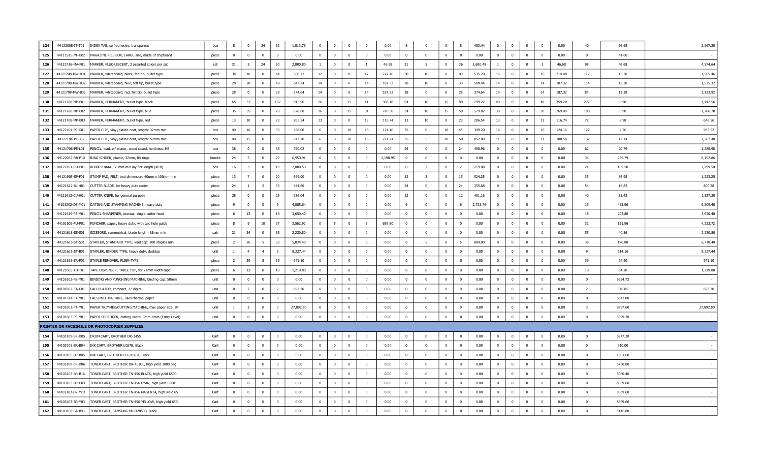| | | | | | | | | | | | | | | | | | | | | | | | | | | |
|---|---|---|---|---|---|---|---|---|---|---|---|---|---|---|---|---|---|---|---|---|---|---|---|---|---|---|
| 124 | 44122008-IT-T01 | INDEX TAB, self-adhesive, transparent | box | 8 | 0 | 24 | 32 | 1,813.76 | 0 | 0 | 0 | 0 | 0.00 | 8 | 0 | 0 | 8 | 453.44 | 0 | 0 | 0 | 0 | 0.00 | 40 | 56.68 | 2,267.20 |
| 125 | 44111515-MF-B02 | MAGAZINE FILE BOX, LARGE size, made of chipboard | piece | 0 | 0 | 0 | 0 | 0.00 | 0 | 0 | 0 | 0 | 0.00 | 0 | 0 | 0 | 0 | 0.00 | 0 | 0 | 0 | 0 | 0.00 | 0 | 41.60 | - |
| 126 | 44121716-MA-F01 | MARKER, FLUORESCENT, 3 assorted colors per set | set | 31 | 5 | 24 | 60 | 2,800.80 | 1 | 0 | 0 | 1 | 46.68 | 31 | 5 | 0 | 36 | 1,680.48 | 1 | 0 | 0 | 1 | 46.68 | 98 | 46.68 | 4,574.64 |
| 127 | 44121708-MW-B01 | MARKER, whiteboard, black, felt tip, bullet type | piece | 34 | 10 | 0 | 44 | 588.72 | 17 | 0 | 0 | 17 | 227.46 | 30 | 10 | 0 | 40 | 535.20 | 16 | 0 | 0 | 16 | 214.08 | 117 | 13.38 | 1,565.46 |
| 128 | 44121708-MW-B02 | MARKER, whiteboard, blue, felt tip, bullet type | piece | 28 | 20 | 0 | 48 | 642.24 | 14 | 0 | 0 | 14 | 187.32 | 28 | 10 | 0 | 38 | 508.44 | 14 | 0 | 0 | 14 | 187.32 | 114 | 13.38 | 1,525.32 |
| 129 | 44121708-MW-B03 | MARKER, whiteboard, red, felt tip, bullet type | piece | 28 | 0 | 0 | 28 | 374.64 | 14 | 0 | 0 | 14 | 187.32 | 28 | 0 | 0 | 28 | 374.64 | 14 | 0 | 0 | 14 | 187.32 | 84 | 13.38 | 1,123.92 |
| 130 | 44121708-MP-B01 | MARKER, PERMANENT, bullet type, black | piece | 65 | 37 | 0 | 102 | 915.96 | 26 | 0 | 15 | 41 | 368.18 | 64 | 10 | 15 | 89 | 799.22 | 40 | 0 | 0 | 40 | 359.20 | 272 | 8.98 | 2,442.56 |
| 131 | 44121708-MP-B02 | MARKER, PERMANENT, bullet type, blue | piece | 35 | 35 | 0 | 70 | 628.60 | 16 | 0 | 15 | 31 | 278.38 | 34 | 10 | 15 | 59 | 529.82 | 30 | 0 | 0 | 30 | 269.40 | 190 | 8.98 | 1,706.20 |
| 132 | 44121708-MP-B03 | MARKER, PERMANENT, bullet type, red | piece | 13 | 10 | 0 | 23 | 206.54 | 13 | 0 | 0 | 13 | 116.74 | 13 | 10 | 0 | 23 | 206.54 | 13 | 0 | 0 | 13 | 116.74 | 72 | 8.98 | 646.56 |
| 133 | 44122104-PC-G01 | PAPER CLIP, vinyl/plastic coat, length: 32mm min | box | 40 | 10 | 0 | 50 | 388.00 | 6 | 0 | 10 | 16 | 124.16 | 35 | 0 | 10 | 45 | 349.20 | 16 | 0 | 0 | 16 | 124.16 | 127 | 7.76 | 985.52 |
| 134 | 44122104-PC-J02 | PAPER CLIP, vinyl/plastic coat, length: 50mm min | box | 40 | 15 | 0 | 55 | 942.70 | 6 | 0 | 10 | 16 | 274.24 | 35 | 5 | 10 | 50 | 857.00 | 11 | 0 | 0 | 11 | 188.54 | 132 | 17.14 | 2,262.48 |
| 135 | 44121706-PE-L01 | PENCIL, lead, w/ eraser, wood cased, hardness: HB | box | 38 | 0 | 0 | 38 | 790.02 | 0 | 0 | 0 | 0 | 0.00 | 24 | 0 | 0 | 24 | 498.96 | 0 | 0 | 0 | 0 | 0.00 | 62 | 20.79 | 1,288.98 |
| 136 | 44122037-RB-P10 | RING BINDER, plastic, 32mm, 84 rings | bundle | 24 | 5 | 0 | 29 | 6,953.91 | 0 | 5 | 0 | 5 | 1,198.95 | 0 | 0 | 0 | 0 | 0.00 | 0 | 0 | 0 | 0 | 0.00 | 34 | 239.79 | 8,152.86 |
| 137 | 44122101-RU-B01 | RUBBER BAND, 70mm min lay flat length (#18) | box | 16 | 3 | 0 | 19 | 2,080.50 | 0 | 0 | 0 | 0 | 0.00 | 0 | 2 | 0 | 2 | 219.00 | 0 | 0 | 0 | 0 | 0.00 | 21 | 109.50 | 2,299.50 |
| 138 | 44121905-SP-F01 | STAMP PAD, FELT, bed dimension: 60mm x 100mm min | piece | 13 | 7 | 0 | 20 | 699.00 | 0 | 0 | 0 | 0 | 0.00 | 12 | 3 | 0 | 15 | 524.25 | 0 | 0 | 0 | 0 | 0.00 | 35 | 34.95 | 1,223.25 |
| 139 | 44121612-BL-H01 | CUTTER BLADE, for heavy duty cutter | piece | 24 | 1 | 5 | 30 | 444.60 | 0 | 0 | 0 | 0 | 0.00 | 24 | 0 | 0 | 24 | 355.68 | 0 | 0 | 0 | 0 | 0.00 | 54 | 14.82 | 800.28 |
| 140 | 44121612-CU-H01 | CUTTER KNIFE, for general purpose | piece | 28 | 0 | 0 | 28 | 936.04 | 0 | 0 | 0 | 0 | 0.00 | 12 | 0 | 0 | 12 | 401.16 | 0 | 0 | 0 | 0 | 0.00 | 40 | 33.43 | 1,337.20 |
| 141 | 44103202-DS-M01 | DATING AND STAMPING MACHINE, heavy duty | piece | 9 | 0 | 0 | 9 | 4,085.64 | 0 | 0 | 0 | 0 | 0.00 | 6 | 0 | 0 | 6 | 2,723.76 | 0 | 0 | 0 | 0 | 0.00 | 15 | 453.96 | 6,809.40 |
| 142 | 44121619-PS-M01 | PENCIL SHARPENER, manual, single cutter head | piece | 6 | 12 | 0 | 18 | 3,650.40 | 0 | 0 | 0 | 0 | 0.00 | 0 | 0 | 0 | 0 | 0.00 | 0 | 0 | 0 | 0 | 0.00 | 18 | 202.80 | 3,650.40 |
| 143 | 44101602-PU-P01 | PUNCHER, paper, heavy duty, with two hole guide | piece | 8 | 9 | 10 | 27 | 3,562.92 | 0 | 5 | 0 | 5 | 659.80 | 0 | 0 | 0 | 0 | 0.00 | 0 | 0 | 0 | 0 | 0.00 | 32 | 131.96 | 4,222.72 |
| 144 | 44121618-SS-S01 | SCISSORS, symmetrical, blade length: 65mm min | pair | 21 | 34 | 0 | 55 | 2,230.80 | 0 | 0 | 0 | 0 | 0.00 | 0 | 0 | 0 | 0 | 0.00 | 0 | 0 | 0 | 0 | 0.00 | 55 | 40.56 | 2,230.80 |
| 145 | 44121615-ST-S01 | STAPLER, STANDARD TYPE, load cap: 200 staples min | piece | 2 | 26 | 5 | 33 | 5,834.40 | 0 | 0 | 0 | 0 | 0.00 | 0 | 5 | 0 | 5 | 884.00 | 0 | 0 | 0 | 0 | 0.00 | 38 | 176.80 | 6,718.40 |
| 146 | 44121615-ST-B01 | STAPLER, BINDER TYPE, heavy duty, desktop | unit | 1 | 4 | 4 | 9 | 8,227.44 | 0 | 0 | 0 | 0 | 0.00 | 0 | 0 | 0 | 0 | 0.00 | 0 | 0 | 0 | 0 | 0.00 | 9 | 914.16 | 8,227.44 |
| 147 | 44121613-SR-P01 | STAPLE REMOVER, PLIER-TYPE | piece | 2 | 29 | 8 | 39 | 971.10 | 0 | 0 | 0 | 0 | 0.00 | 0 | 0 | 0 | 0 | 0.00 | 0 | 0 | 0 | 0 | 0.00 | 39 | 24.90 | 971.10 |
| 148 | 44121605-TD-T01 | TAPE DISPENSER, TABLE TOP, for 24mm width tape | piece | 6 | 13 | 0 | 19 | 1,219.80 | 0 | 0 | 0 | 0 | 0.00 | 0 | 0 | 0 | 0 | 0.00 | 0 | 0 | 0 | 0 | 0.00 | 19 | 64.20 | 1,219.80 |
| 149 | 44101602-PB-M01 | BINDING AND PUNCHING MACHINE, binding cap: 50mm | unit | 0 | 0 | 0 | 0 | 0.00 | 0 | 0 | 0 | 0 | 0.00 | 0 | 0 | 0 | 0 | 0.00 | 0 | 0 | 0 | 0 | 0.00 | 0 | 9534.72 | - |
| 150 | 44101807-CA-C01 | CALCULATOR, compact, 12 digits | unit | 0 | 2 | 0 | 2 | 693.70 | 0 | 0 | 0 | 0 | 0.00 | 0 | 0 | 0 | 0 | 0.00 | 0 | 0 | 0 | 0 | 0.00 | 2 | 346.85 | 693.70 |
| 151 | 44101714-FX-M01 | FACSIMILE MACHINE, uses thermal paper | unit | 0 | 0 | 0 | 0 | 0.00 | 0 | 0 | 0 | 0 | 0.00 | 0 | 0 | 0 | 0 | 0.00 | 0 | 0 | 0 | 0 | 0.00 | 0 | 5642.00 | - |
| 152 | 44101601-PT-M01 | PAPER TRIMMER/CUTTING MACHINE, max paper size: B4 | unit | 1 | 2 | 0 | 3 | 27,892.80 | 0 | 0 | 0 | 0 | 0.00 | 0 | 0 | 0 | 0 | 0.00 | 0 | 0 | 0 | 0 | 0.00 | 3 | 9297.60 | 27,892.80 |
| 153 | 44101603-PS-M01 | PAPER SHREDDER, cutting width: 3mm-4mm (Entry Level) | unit | 0 | 0 | 0 | 0 | 0.00 | 0 | 0 | 0 | 0 | 0.00 | 0 | 0 | 0 | 0 | 0.00 | 0 | 0 | 0 | 0 | 0.00 | 0 | 5699.20 | - |
| **PRINTER OR FACSIMILE OR PHOTOCOPIER SUPPLIES** | | | | | | | | | | | | | | | | | | | | | | | | | | |
| 154 | 44103109-BR-D05 | DRUM CART, BROTHER DR-3455 | Cart | 0 | 0 | 0 | 0 | 0.00 | 0 | 0 | 0 | 0 | 0.00 | 0 | 0 | 0 | 0 | 0.00 | 0 | 0 | 0 | 0 | 0.00 | 0 | 6947.20 | - |
| 155 | 44103105-BR-B04 | INK CART, BROTHER LC67B, Black | Cart | 0 | 0 | 0 | 0 | 0.00 | 0 | 0 | 0 | 0 | 0.00 | 0 | 0 | 0 | 0 | 0.00 | 0 | 0 | 0 | 0 | 0.00 | 0 | 910.00 | - |
| 156 | 44103105-BR-B05 | INK CART, BROTHER LC67HYBK, Black | Cart | 0 | 0 | 0 | 0 | 0.00 | 0 | 0 | 0 | 0 | 0.00 | 0 | 0 | 0 | 0 | 0.00 | 0 | 0 | 0 | 0 | 0.00 | 0 | 1601.60 | - |
| 157 | 44103109-BR-D06 | TONER CART, BROTHER DR-451CL, high yield 3000 pag | Cart | 0 | 0 | 0 | 0 | 0.00 | 0 | 0 | 0 | 0 | 0.00 | 0 | 0 | 0 | 0 | 0.00 | 0 | 0 | 0 | 0 | 0.00 | 0 | 6760.00 | - |
| 158 | 44103103-BR-B16 | TONER CART, BROTHER TN-456 BLACK, high yield 6500 | Cart | 0 | 0 | 0 | 0 | 0.00 | 0 | 0 | 0 | 0 | 0.00 | 0 | 0 | 0 | 0 | 0.00 | 0 | 0 | 0 | 0 | 0.00 | 0 | 5080.40 | - |
| 159 | 44103103-BR-C03 | TONER CART, BROTHER TN-456 CYAN, high yield 6500 | Cart | 0 | 0 | 0 | 0 | 0.00 | 0 | 0 | 0 | 0 | 0.00 | 0 | 0 | 0 | 0 | 0.00 | 0 | 0 | 0 | 0 | 0.00 | 0 | 8569.60 | - |
| 160 | 44103103-BR-M03 | TONER CART, BROTHER TN-456 MAGENTA, high yield 65 | Cart | 0 | 0 | 0 | 0 | 0.00 | 0 | 0 | 0 | 0 | 0.00 | 0 | 0 | 0 | 0 | 0.00 | 0 | 0 | 0 | 0 | 0.00 | 0 | 8569.60 | - |
| 161 | 44103103-BR-Y03 | TONER CART, BROTHER TN-456 YELLOW, high yield 650 | Cart | 0 | 0 | 0 | 0 | 0.00 | 0 | 0 | 0 | 0 | 0.00 | 0 | 0 | 0 | 0 | 0.00 | 0 | 0 | 0 | 0 | 0.00 | 0 | 8569.60 | - |
| 162 | 44103103-SA-B03 | TONER CART, SAMSUNG ML-D2850B, Black | Cart | 0 | 0 | 0 | 0 | 0.00 | 0 | 0 | 0 | 0 | 0.00 | 0 | 0 | 0 | 0 | 0.00 | 0 | 0 | 0 | 0 | 0.00 | 0 | 5116.80 | - |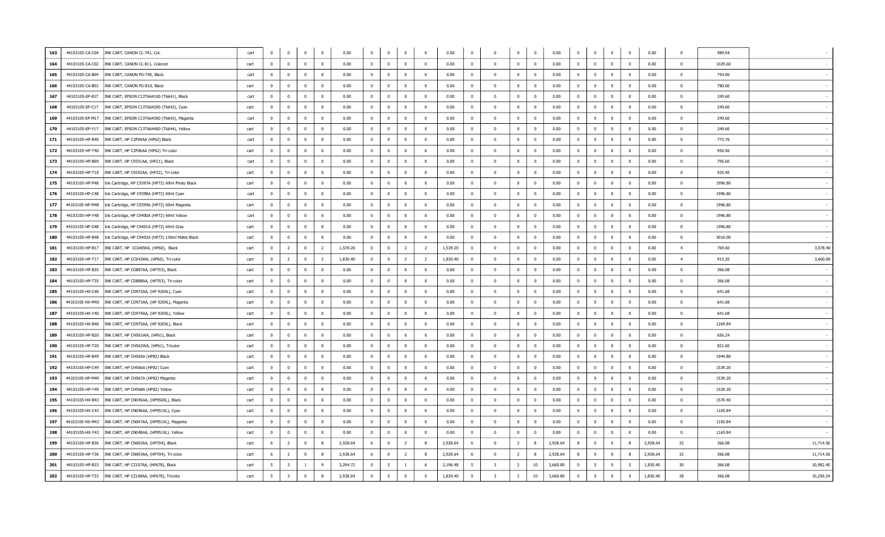| | | | | | | | | | | | | | | | | | | | | | | | | | | |
|---|---|---|---|---|---|---|---|---|---|---|---|---|---|---|---|---|---|---|---|---|---|---|---|---|---|---|
| 163 | 44103105-CA-C04 | INK CART, CANON CL-741, Col. | cart | 0 | 0 | 0 | 0 | 0.00 | 0 | 0 | 0 | 0 | 0.00 | 0 | 0 | 0 | 0 | 0.00 | 0 | 0 | 0 | 0 | 0.00 | 0 | 989.04 | - |
| 164 | 44103105-CA-C02 | INK CART, CANON CL-811, Colored | cart | 0 | 0 | 0 | 0 | 0.00 | 0 | 0 | 0 | 0 | 0.00 | 0 | 0 | 0 | 0 | 0.00 | 0 | 0 | 0 | 0 | 0.00 | 0 | 1029.60 | - |
| 165 | 44103105-CA-B04 | INK CART, CANON PG-740, Black | cart | 0 | 0 | 0 | 0 | 0.00 | 0 | 0 | 0 | 0 | 0.00 | 0 | 0 | 0 | 0 | 0.00 | 0 | 0 | 0 | 0 | 0.00 | 0 | 754.00 | - |
| 166 | 44103105-CA-B02 | INK CART, CANON PG-810, Black | cart | 0 | 0 | 0 | 0 | 0.00 | 0 | 0 | 0 | 0 | 0.00 | 0 | 0 | 0 | 0 | 0.00 | 0 | 0 | 0 | 0 | 0.00 | 0 | 780.00 | - |
| 167 | 44103105-EP-B17 | INK CART, EPSON C13T664100 (T6641), Black | cart | 0 | 0 | 0 | 0 | 0.00 | 0 | 0 | 0 | 0 | 0.00 | 0 | 0 | 0 | 0 | 0.00 | 0 | 0 | 0 | 0 | 0.00 | 0 | 249.60 | - |
| 168 | 44103105-EP-C17 | INK CART, EPSON C13T664200 (T6642), Cyan | cart | 0 | 0 | 0 | 0 | 0.00 | 0 | 0 | 0 | 0 | 0.00 | 0 | 0 | 0 | 0 | 0.00 | 0 | 0 | 0 | 0 | 0.00 | 0 | 249.60 | - |
| 169 | 44103105-EP-M17 | INK CART, EPSON C13T664300 (T6643), Magenta | cart | 0 | 0 | 0 | 0 | 0.00 | 0 | 0 | 0 | 0 | 0.00 | 0 | 0 | 0 | 0 | 0.00 | 0 | 0 | 0 | 0 | 0.00 | 0 | 249.60 | - |
| 170 | 44103105-EP-Y17 | INK CART, EPSON C13T664400 (T6644), Yellow | cart | 0 | 0 | 0 | 0 | 0.00 | 0 | 0 | 0 | 0 | 0.00 | 0 | 0 | 0 | 0 | 0.00 | 0 | 0 | 0 | 0 | 0.00 | 0 | 249.60 | - |
| 171 | 44103105-HP-B40 | INK CART, HP C2P04AA (HP62) Black | cart | 0 | 0 | 0 | 0 | 0.00 | 0 | 0 | 0 | 0 | 0.00 | 0 | 0 | 0 | 0 | 0.00 | 0 | 0 | 0 | 0 | 0.00 | 0 | 773.76 | - |
| 172 | 44103105-HP-T40 | INK CART, HP C2P06AA (HP62) Tri-color | cart | 0 | 0 | 0 | 0 | 0.00 | 0 | 0 | 0 | 0 | 0.00 | 0 | 0 | 0 | 0 | 0.00 | 0 | 0 | 0 | 0 | 0.00 | 0 | 950.56 | - |
| 173 | 44103105-HP-B09 | INK CART, HP C9351AA, (HP21), Black | cart | 0 | 0 | 0 | 0 | 0.00 | 0 | 0 | 0 | 0 | 0.00 | 0 | 0 | 0 | 0 | 0.00 | 0 | 0 | 0 | 0 | 0.00 | 0 | 795.60 | - |
| 174 | 44103105-HP-T10 | INK CART, HP C9352AA, (HP22), Tri-color | cart | 0 | 0 | 0 | 0 | 0.00 | 0 | 0 | 0 | 0 | 0.00 | 0 | 0 | 0 | 0 | 0.00 | 0 | 0 | 0 | 0 | 0.00 | 0 | 920.40 | - |
| 175 | 44103105-HP-P48 | Ink Cartridge, HP C9397A (HP72) 69ml Photo Black | cart | 0 | 0 | 0 | 0 | 0.00 | 0 | 0 | 0 | 0 | 0.00 | 0 | 0 | 0 | 0 | 0.00 | 0 | 0 | 0 | 0 | 0.00 | 0 | 1996.80 | - |
| 176 | 44103105-HP-C48 | Ink Cartridge, HP C9398A (HP72) 69ml Cyan | cart | 0 | 0 | 0 | 0 | 0.00 | 0 | 0 | 0 | 0 | 0.00 | 0 | 0 | 0 | 0 | 0.00 | 0 | 0 | 0 | 0 | 0.00 | 0 | 1996.80 | - |
| 177 | 44103105-HP-M48 | Ink Cartridge, HP C9399A (HP72) 69ml Magenta | cart | 0 | 0 | 0 | 0 | 0.00 | 0 | 0 | 0 | 0 | 0.00 | 0 | 0 | 0 | 0 | 0.00 | 0 | 0 | 0 | 0 | 0.00 | 0 | 1996.80 | - |
| 178 | 44103105-HP-Y48 | Ink Cartridge, HP C9400A (HP72) 69ml Yellow | cart | 0 | 0 | 0 | 0 | 0.00 | 0 | 0 | 0 | 0 | 0.00 | 0 | 0 | 0 | 0 | 0.00 | 0 | 0 | 0 | 0 | 0.00 | 0 | 1996.80 | - |
| 179 | 44103105-HP-G48 | Ink Cartridge, HP C9401A (HP72) 69ml Gray | cart | 0 | 0 | 0 | 0 | 0.00 | 0 | 0 | 0 | 0 | 0.00 | 0 | 0 | 0 | 0 | 0.00 | 0 | 0 | 0 | 0 | 0.00 | 0 | 1996.80 | - |
| 180 | 44103105-HP-B48 | Ink Cartridge, HP C9403A (HP72) 130ml Matte Black | cart | 0 | 0 | 0 | 0 | 0.00 | 0 | 0 | 0 | 0 | 0.00 | 0 | 0 | 0 | 0 | 0.00 | 0 | 0 | 0 | 0 | 0.00 | 0 | 3016.00 | - |
| 181 | 44103105-HP-B17 | INK CART, HP CC640WA, (HP60), Black | cart | 0 | 2 | 0 | 2 | 1,539.20 | 0 | 0 | 2 | 2 | 1,539.20 | 0 | 0 | 0 | 0 | 0.00 | 0 | 0 | 0 | 0 | 0.00 | 4 | 769.60 | 3,078.40 |
| 182 | 44103105-HP-T17 | INK CART, HP CC643WA, (HP60), Tri-color | cart | 0 | 2 | 0 | 2 | 1,830.40 | 0 | 0 | 2 | 2 | 1,830.40 | 0 | 0 | 0 | 0 | 0.00 | 0 | 0 | 0 | 0 | 0.00 | 4 | 915.20 | 3,660.80 |
| 183 | 44103105-HP-B35 | INK CART, HP CD887AA, (HP703), Black | cart | 0 | 0 | 0 | 0 | 0.00 | 0 | 0 | 0 | 0 | 0.00 | 0 | 0 | 0 | 0 | 0.00 | 0 | 0 | 0 | 0 | 0.00 | 0 | 366.08 | - |
| 184 | 44103105-HP-T35 | INK CART, HP CD888AA, (HP703), Tri-color | cart | 0 | 0 | 0 | 0 | 0.00 | 0 | 0 | 0 | 0 | 0.00 | 0 | 0 | 0 | 0 | 0.00 | 0 | 0 | 0 | 0 | 0.00 | 0 | 366.08 | - |
| 185 | 44103105-HX-C40 | INK CART, HP CD972AA, (HP 920XL), Cyan | cart | 0 | 0 | 0 | 0 | 0.00 | 0 | 0 | 0 | 0 | 0.00 | 0 | 0 | 0 | 0 | 0.00 | 0 | 0 | 0 | 0 | 0.00 | 0 | 641.68 | - |
| 186 | 44103105-HX-M40 | INK CART, HP CD973AA, (HP 920XL), Magenta | cart | 0 | 0 | 0 | 0 | 0.00 | 0 | 0 | 0 | 0 | 0.00 | 0 | 0 | 0 | 0 | 0.00 | 0 | 0 | 0 | 0 | 0.00 | 0 | 641.68 | - |
| 187 | 44103105-HX-Y40 | INK CART, HP CD974AA, (HP 920XL), Yellow | cart | 0 | 0 | 0 | 0 | 0.00 | 0 | 0 | 0 | 0 | 0.00 | 0 | 0 | 0 | 0 | 0.00 | 0 | 0 | 0 | 0 | 0.00 | 0 | 641.68 | - |
| 188 | 44103105-HX-B40 | INK CART, HP CD975AA, (HP 920XL), Black | cart | 0 | 0 | 0 | 0 | 0.00 | 0 | 0 | 0 | 0 | 0.00 | 0 | 0 | 0 | 0 | 0.00 | 0 | 0 | 0 | 0 | 0.00 | 0 | 1269.84 | - |
| 189 | 44103105-HP-B20 | INK CART, HP CH561WA, (HP61), Black | cart | 0 | 0 | 0 | 0 | 0.00 | 0 | 0 | 0 | 0 | 0.00 | 0 | 0 | 0 | 0 | 0.00 | 0 | 0 | 0 | 0 | 0.00 | 0 | 656.24 | - |
| 190 | 44103105-HP-T20 | INK CART, HP CH562WA, (HP61), Tricolor | cart | 0 | 0 | 0 | 0 | 0.00 | 0 | 0 | 0 | 0 | 0.00 | 0 | 0 | 0 | 0 | 0.00 | 0 | 0 | 0 | 0 | 0.00 | 0 | 821.60 | - |
| 191 | 44103105-HP-B49 | INK CART, HP CH565A (HP82) Black | cart | 0 | 0 | 0 | 0 | 0.00 | 0 | 0 | 0 | 0 | 0.00 | 0 | 0 | 0 | 0 | 0.00 | 0 | 0 | 0 | 0 | 0.00 | 0 | 1944.80 | - |
| 192 | 44103105-HP-C49 | INK CART, HP CH566A (HP82) Cyan | cart | 0 | 0 | 0 | 0 | 0.00 | 0 | 0 | 0 | 0 | 0.00 | 0 | 0 | 0 | 0 | 0.00 | 0 | 0 | 0 | 0 | 0.00 | 0 | 1539.20 | - |
| 193 | 44103105-HP-M49 | INK CART, HP CH567A (HP82) Magenta | cart | 0 | 0 | 0 | 0 | 0.00 | 0 | 0 | 0 | 0 | 0.00 | 0 | 0 | 0 | 0 | 0.00 | 0 | 0 | 0 | 0 | 0.00 | 0 | 1539.20 | - |
| 194 | 44103105-HP-Y49 | INK CART, HP CH568A (HP82) Yellow | cart | 0 | 0 | 0 | 0 | 0.00 | 0 | 0 | 0 | 0 | 0.00 | 0 | 0 | 0 | 0 | 0.00 | 0 | 0 | 0 | 0 | 0.00 | 0 | 1539.20 | - |
| 195 | 44103105-HX-B43 | INK CART, HP CN045AA, (HP950XL), Black | cart | 0 | 0 | 0 | 0 | 0.00 | 0 | 0 | 0 | 0 | 0.00 | 0 | 0 | 0 | 0 | 0.00 | 0 | 0 | 0 | 0 | 0.00 | 0 | 1570.40 | - |
| 196 | 44103105-HX-C43 | INK CART, HP CN046AA, (HP951XL), Cyan | cart | 0 | 0 | 0 | 0 | 0.00 | 0 | 0 | 0 | 0 | 0.00 | 0 | 0 | 0 | 0 | 0.00 | 0 | 0 | 0 | 0 | 0.00 | 0 | 1165.84 | - |
| 197 | 44103105-HX-M43 | INK CART, HP CN047AA, (HP951XL), Magenta | cart | 0 | 0 | 0 | 0 | 0.00 | 0 | 0 | 0 | 0 | 0.00 | 0 | 0 | 0 | 0 | 0.00 | 0 | 0 | 0 | 0 | 0.00 | 0 | 1165.84 | - |
| 198 | 44103105-HX-Y43 | INK CART, HP CN048AA, (HP951XL). Yellow | cart | 0 | 0 | 0 | 0 | 0.00 | 0 | 0 | 0 | 0 | 0.00 | 0 | 0 | 0 | 0 | 0.00 | 0 | 0 | 0 | 0 | 0.00 | 0 | 1165.84 | - |
| 199 | 44103105-HP-B36 | INK CART, HP CN692AA, (HP704), Black | cart | 6 | 2 | 0 | 8 | 2,928.64 | 6 | 0 | 2 | 8 | 2,928.64 | 6 | 0 | 2 | 8 | 2,928.64 | 8 | 0 | 0 | 8 | 2,928.64 | 32 | 366.08 | 11,714.56 |
| 200 | 44103105-HP-T36 | INK CART, HP CN693AA, (HP704), Tri-color | cart | 6 | 2 | 0 | 8 | 2,928.64 | 6 | 0 | 2 | 8 | 2,928.64 | 6 | 0 | 2 | 8 | 2,928.64 | 8 | 0 | 0 | 8 | 2,928.64 | 32 | 366.08 | 11,714.56 |
| 201 | 44103105-HP-B33 | INK CART, HP CZ107AA, (HP678), Black | cart | 5 | 3 | 1 | 9 | 3,294.72 | 0 | 5 | 1 | 6 | 2,196.48 | 5 | 3 | 2 | 10 | 3,660.80 | 0 | 5 | 0 | 5 | 1,830.40 | 30 | 366.08 | 10,982.40 |
| 202 | 44103105-HP-T33 | INK CART, HP CZ108AA, (HP678), Tricolor | cart | 5 | 3 | 0 | 8 | 2,928.64 | 0 | 5 | 0 | 5 | 1,830.40 | 5 | 3 | 2 | 10 | 3,660.80 | 0 | 5 | 0 | 5 | 1,830.40 | 28 | 366.08 | 10,250.24 |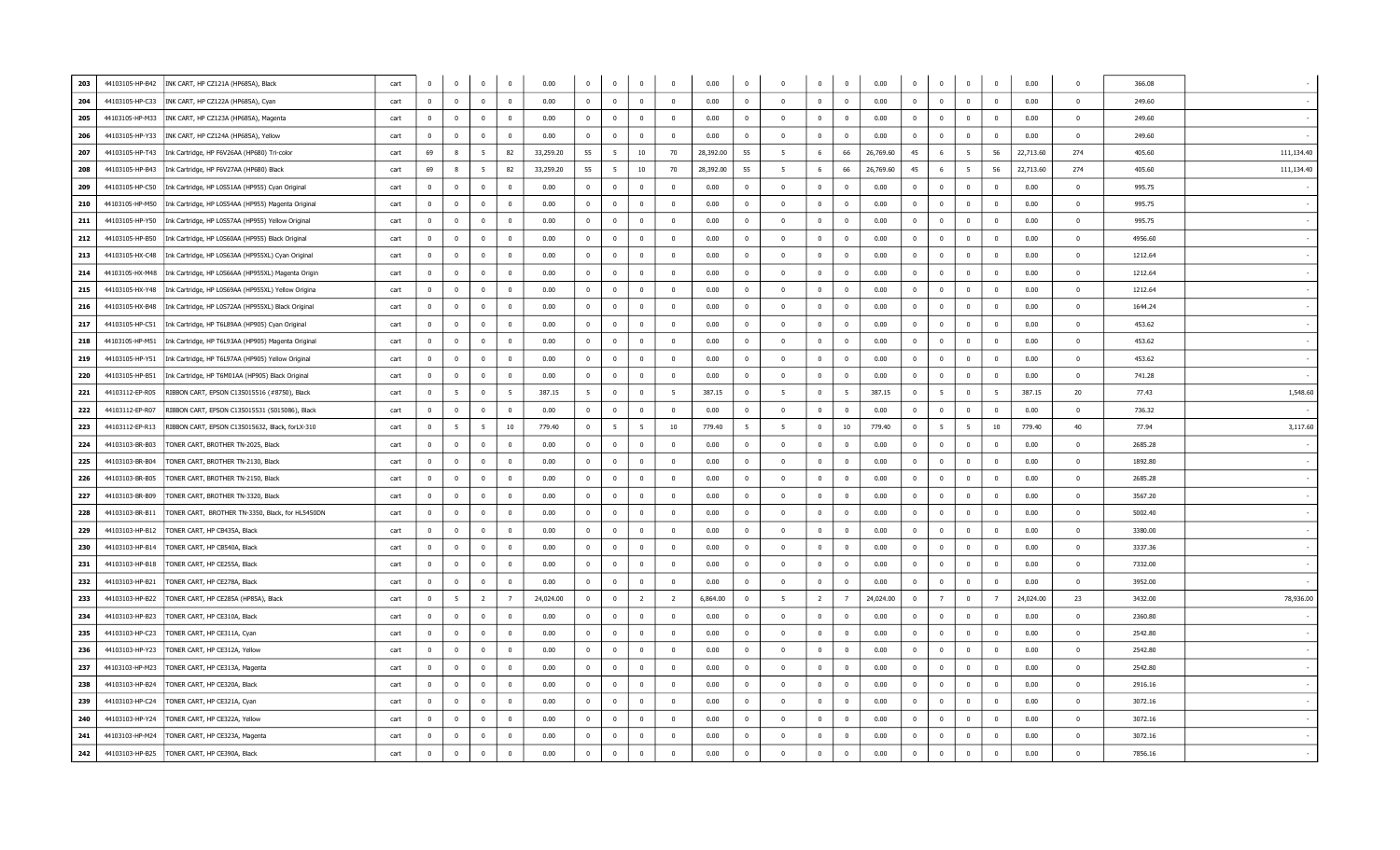| | | | | | | | | | | | | | | | | | | | | | | | | | | |
|---|---|---|---|---|---|---|---|---|---|---|---|---|---|---|---|---|---|---|---|---|---|---|---|---|---|---|
| 203 | 44103105-HP-B42 | INK CART, HP CZ121A (HP685A), Black | cart | 0 | 0 | 0 | 0 | 0.00 | 0 | 0 | 0 | 0 | 0.00 | 0 | 0 | 0 | 0 | 0.00 | 0 | 0 | 0 | 0 | 0.00 | 0 | 366.08 | - |
| 204 | 44103105-HP-C33 | INK CART, HP CZ122A (HP685A), Cyan | cart | 0 | 0 | 0 | 0 | 0.00 | 0 | 0 | 0 | 0 | 0.00 | 0 | 0 | 0 | 0 | 0.00 | 0 | 0 | 0 | 0 | 0.00 | 0 | 249.60 | - |
| 205 | 44103105-HP-M33 | INK CART, HP CZ123A (HP685A), Magenta | cart | 0 | 0 | 0 | 0 | 0.00 | 0 | 0 | 0 | 0 | 0.00 | 0 | 0 | 0 | 0 | 0.00 | 0 | 0 | 0 | 0 | 0.00 | 0 | 249.60 | - |
| 206 | 44103105-HP-Y33 | INK CART, HP CZ124A (HP685A), Yellow | cart | 0 | 0 | 0 | 0 | 0.00 | 0 | 0 | 0 | 0 | 0.00 | 0 | 0 | 0 | 0 | 0.00 | 0 | 0 | 0 | 0 | 0.00 | 0 | 249.60 | - |
| 207 | 44103105-HP-T43 | Ink Cartridge, HP F6V26AA (HP680) Tri-color | cart | 69 | 8 | 5 | 82 | 33,259.20 | 55 | 5 | 10 | 70 | 28,392.00 | 55 | 5 | 6 | 66 | 26,769.60 | 45 | 6 | 5 | 56 | 22,713.60 | 274 | 405.60 | 111,134.40 |
| 208 | 44103105-HP-B43 | Ink Cartridge, HP F6V27AA (HP680) Black | cart | 69 | 8 | 5 | 82 | 33,259.20 | 55 | 5 | 10 | 70 | 28,392.00 | 55 | 5 | 6 | 66 | 26,769.60 | 45 | 6 | 5 | 56 | 22,713.60 | 274 | 405.60 | 111,134.40 |
| 209 | 44103105-HP-C50 | Ink Cartridge, HP L0S51AA (HP955) Cyan Original | cart | 0 | 0 | 0 | 0 | 0.00 | 0 | 0 | 0 | 0 | 0.00 | 0 | 0 | 0 | 0 | 0.00 | 0 | 0 | 0 | 0 | 0.00 | 0 | 995.75 | - |
| 210 | 44103105-HP-M50 | Ink Cartridge, HP L0S54AA (HP955) Magenta Original | cart | 0 | 0 | 0 | 0 | 0.00 | 0 | 0 | 0 | 0 | 0.00 | 0 | 0 | 0 | 0 | 0.00 | 0 | 0 | 0 | 0 | 0.00 | 0 | 995.75 | - |
| 211 | 44103105-HP-Y50 | Ink Cartridge, HP L0S57AA (HP955) Yellow Original | cart | 0 | 0 | 0 | 0 | 0.00 | 0 | 0 | 0 | 0 | 0.00 | 0 | 0 | 0 | 0 | 0.00 | 0 | 0 | 0 | 0 | 0.00 | 0 | 995.75 | - |
| 212 | 44103105-HP-B50 | Ink Cartridge, HP L0S60AA (HP955) Black Original | cart | 0 | 0 | 0 | 0 | 0.00 | 0 | 0 | 0 | 0 | 0.00 | 0 | 0 | 0 | 0 | 0.00 | 0 | 0 | 0 | 0 | 0.00 | 0 | 4956.60 | - |
| 213 | 44103105-HX-C48 | Ink Cartridge, HP L0S63AA (HP955XL) Cyan Original | cart | 0 | 0 | 0 | 0 | 0.00 | 0 | 0 | 0 | 0 | 0.00 | 0 | 0 | 0 | 0 | 0.00 | 0 | 0 | 0 | 0 | 0.00 | 0 | 1212.64 | - |
| 214 | 44103105-HX-M48 | Ink Cartridge, HP L0S66AA (HP955XL) Magenta Origin | cart | 0 | 0 | 0 | 0 | 0.00 | 0 | 0 | 0 | 0 | 0.00 | 0 | 0 | 0 | 0 | 0.00 | 0 | 0 | 0 | 0 | 0.00 | 0 | 1212.64 | - |
| 215 | 44103105-HX-Y48 | Ink Cartridge, HP L0S69AA (HP955XL) Yellow Origina | cart | 0 | 0 | 0 | 0 | 0.00 | 0 | 0 | 0 | 0 | 0.00 | 0 | 0 | 0 | 0 | 0.00 | 0 | 0 | 0 | 0 | 0.00 | 0 | 1212.64 | - |
| 216 | 44103105-HX-B48 | Ink Cartridge, HP L0S72AA (HP955XL) Black Original | cart | 0 | 0 | 0 | 0 | 0.00 | 0 | 0 | 0 | 0 | 0.00 | 0 | 0 | 0 | 0 | 0.00 | 0 | 0 | 0 | 0 | 0.00 | 0 | 1644.24 | - |
| 217 | 44103105-HP-C51 | Ink Cartridge, HP T6L89AA (HP905) Cyan Original | cart | 0 | 0 | 0 | 0 | 0.00 | 0 | 0 | 0 | 0 | 0.00 | 0 | 0 | 0 | 0 | 0.00 | 0 | 0 | 0 | 0 | 0.00 | 0 | 453.62 | - |
| 218 | 44103105-HP-M51 | Ink Cartridge, HP T6L93AA (HP905) Magenta Original | cart | 0 | 0 | 0 | 0 | 0.00 | 0 | 0 | 0 | 0 | 0.00 | 0 | 0 | 0 | 0 | 0.00 | 0 | 0 | 0 | 0 | 0.00 | 0 | 453.62 | - |
| 219 | 44103105-HP-Y51 | Ink Cartridge, HP T6L97AA (HP905) Yellow Original | cart | 0 | 0 | 0 | 0 | 0.00 | 0 | 0 | 0 | 0 | 0.00 | 0 | 0 | 0 | 0 | 0.00 | 0 | 0 | 0 | 0 | 0.00 | 0 | 453.62 | - |
| 220 | 44103105-HP-B51 | Ink Cartridge, HP T6M01AA (HP905) Black Original | cart | 0 | 0 | 0 | 0 | 0.00 | 0 | 0 | 0 | 0 | 0.00 | 0 | 0 | 0 | 0 | 0.00 | 0 | 0 | 0 | 0 | 0.00 | 0 | 741.28 | - |
| 221 | 44103112-EP-R05 | RIBBON CART, EPSON C13S015516 (#8750), Black | cart | 0 | 5 | 0 | 5 | 387.15 | 5 | 0 | 0 | 5 | 387.15 | 0 | 5 | 0 | 5 | 387.15 | 0 | 5 | 0 | 5 | 387.15 | 20 | 77.43 | 1,548.60 |
| 222 | 44103112-EP-R07 | RIBBON CART, EPSON C13S015531 (S015086), Black | cart | 0 | 0 | 0 | 0 | 0.00 | 0 | 0 | 0 | 0 | 0.00 | 0 | 0 | 0 | 0 | 0.00 | 0 | 0 | 0 | 0 | 0.00 | 0 | 736.32 | - |
| 223 | 44103112-EP-R13 | RIBBON CART, EPSON C13S015632, Black, forLX-310 | cart | 0 | 5 | 5 | 10 | 779.40 | 0 | 5 | 5 | 10 | 779.40 | 5 | 5 | 0 | 10 | 779.40 | 0 | 5 | 5 | 10 | 779.40 | 40 | 77.94 | 3,117.60 |
| 224 | 44103103-BR-B03 | TONER CART, BROTHER TN-2025, Black | cart | 0 | 0 | 0 | 0 | 0.00 | 0 | 0 | 0 | 0 | 0.00 | 0 | 0 | 0 | 0 | 0.00 | 0 | 0 | 0 | 0 | 0.00 | 0 | 2685.28 | - |
| 225 | 44103103-BR-B04 | TONER CART, BROTHER TN-2130, Black | cart | 0 | 0 | 0 | 0 | 0.00 | 0 | 0 | 0 | 0 | 0.00 | 0 | 0 | 0 | 0 | 0.00 | 0 | 0 | 0 | 0 | 0.00 | 0 | 1892.80 | - |
| 226 | 44103103-BR-B05 | TONER CART, BROTHER TN-2150, Black | cart | 0 | 0 | 0 | 0 | 0.00 | 0 | 0 | 0 | 0 | 0.00 | 0 | 0 | 0 | 0 | 0.00 | 0 | 0 | 0 | 0 | 0.00 | 0 | 2685.28 | - |
| 227 | 44103103-BR-B09 | TONER CART, BROTHER TN-3320, Black | cart | 0 | 0 | 0 | 0 | 0.00 | 0 | 0 | 0 | 0 | 0.00 | 0 | 0 | 0 | 0 | 0.00 | 0 | 0 | 0 | 0 | 0.00 | 0 | 3567.20 | - |
| 228 | 44103103-BR-B11 | TONER CART, BROTHER TN-3350, Black, for HL5450DN | cart | 0 | 0 | 0 | 0 | 0.00 | 0 | 0 | 0 | 0 | 0.00 | 0 | 0 | 0 | 0 | 0.00 | 0 | 0 | 0 | 0 | 0.00 | 0 | 5002.40 | - |
| 229 | 44103103-HP-B12 | TONER CART, HP CB435A, Black | cart | 0 | 0 | 0 | 0 | 0.00 | 0 | 0 | 0 | 0 | 0.00 | 0 | 0 | 0 | 0 | 0.00 | 0 | 0 | 0 | 0 | 0.00 | 0 | 3380.00 | - |
| 230 | 44103103-HP-B14 | TONER CART, HP CB540A, Black | cart | 0 | 0 | 0 | 0 | 0.00 | 0 | 0 | 0 | 0 | 0.00 | 0 | 0 | 0 | 0 | 0.00 | 0 | 0 | 0 | 0 | 0.00 | 0 | 3337.36 | - |
| 231 | 44103103-HP-B18 | TONER CART, HP CE255A, Black | cart | 0 | 0 | 0 | 0 | 0.00 | 0 | 0 | 0 | 0 | 0.00 | 0 | 0 | 0 | 0 | 0.00 | 0 | 0 | 0 | 0 | 0.00 | 0 | 7332.00 | - |
| 232 | 44103103-HP-B21 | TONER CART, HP CE278A, Black | cart | 0 | 0 | 0 | 0 | 0.00 | 0 | 0 | 0 | 0 | 0.00 | 0 | 0 | 0 | 0 | 0.00 | 0 | 0 | 0 | 0 | 0.00 | 0 | 3952.00 | - |
| 233 | 44103103-HP-B22 | TONER CART, HP CE285A (HP85A), Black | cart | 0 | 5 | 2 | 7 | 24,024.00 | 0 | 0 | 2 | 2 | 6,864.00 | 0 | 5 | 2 | 7 | 24,024.00 | 0 | 7 | 0 | 7 | 24,024.00 | 23 | 3432.00 | 78,936.00 |
| 234 | 44103103-HP-B23 | TONER CART, HP CE310A, Black | cart | 0 | 0 | 0 | 0 | 0.00 | 0 | 0 | 0 | 0 | 0.00 | 0 | 0 | 0 | 0 | 0.00 | 0 | 0 | 0 | 0 | 0.00 | 0 | 2360.80 | - |
| 235 | 44103103-HP-C23 | TONER CART, HP CE311A, Cyan | cart | 0 | 0 | 0 | 0 | 0.00 | 0 | 0 | 0 | 0 | 0.00 | 0 | 0 | 0 | 0 | 0.00 | 0 | 0 | 0 | 0 | 0.00 | 0 | 2542.80 | - |
| 236 | 44103103-HP-Y23 | TONER CART, HP CE312A, Yellow | cart | 0 | 0 | 0 | 0 | 0.00 | 0 | 0 | 0 | 0 | 0.00 | 0 | 0 | 0 | 0 | 0.00 | 0 | 0 | 0 | 0 | 0.00 | 0 | 2542.80 | - |
| 237 | 44103103-HP-M23 | TONER CART, HP CE313A, Magenta | cart | 0 | 0 | 0 | 0 | 0.00 | 0 | 0 | 0 | 0 | 0.00 | 0 | 0 | 0 | 0 | 0.00 | 0 | 0 | 0 | 0 | 0.00 | 0 | 2542.80 | - |
| 238 | 44103103-HP-B24 | TONER CART, HP CE320A, Black | cart | 0 | 0 | 0 | 0 | 0.00 | 0 | 0 | 0 | 0 | 0.00 | 0 | 0 | 0 | 0 | 0.00 | 0 | 0 | 0 | 0 | 0.00 | 0 | 2916.16 | - |
| 239 | 44103103-HP-C24 | TONER CART, HP CE321A, Cyan | cart | 0 | 0 | 0 | 0 | 0.00 | 0 | 0 | 0 | 0 | 0.00 | 0 | 0 | 0 | 0 | 0.00 | 0 | 0 | 0 | 0 | 0.00 | 0 | 3072.16 | - |
| 240 | 44103103-HP-Y24 | TONER CART, HP CE322A, Yellow | cart | 0 | 0 | 0 | 0 | 0.00 | 0 | 0 | 0 | 0 | 0.00 | 0 | 0 | 0 | 0 | 0.00 | 0 | 0 | 0 | 0 | 0.00 | 0 | 3072.16 | - |
| 241 | 44103103-HP-M24 | TONER CART, HP CE323A, Magenta | cart | 0 | 0 | 0 | 0 | 0.00 | 0 | 0 | 0 | 0 | 0.00 | 0 | 0 | 0 | 0 | 0.00 | 0 | 0 | 0 | 0 | 0.00 | 0 | 3072.16 | - |
| 242 | 44103103-HP-B25 | TONER CART, HP CE390A, Black | cart | 0 | 0 | 0 | 0 | 0.00 | 0 | 0 | 0 | 0 | 0.00 | 0 | 0 | 0 | 0 | 0.00 | 0 | 0 | 0 | 0 | 0.00 | 0 | 7856.16 | - |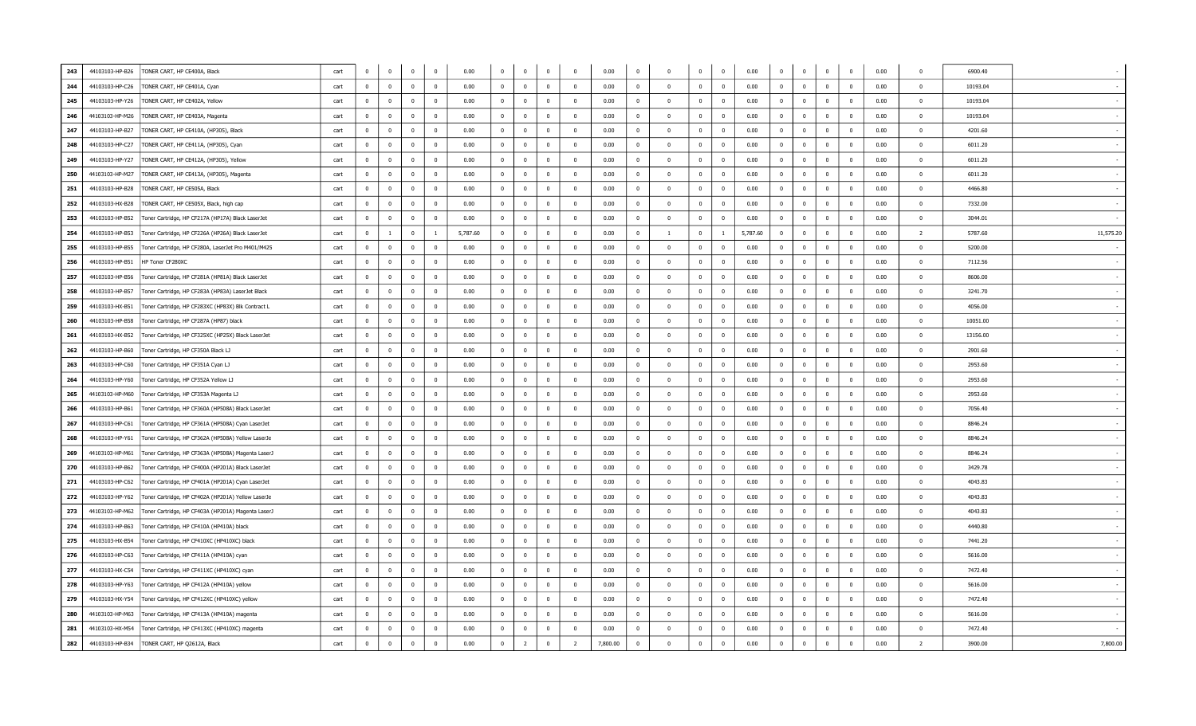| | | | | | | | | | | | | | | | | | | | | | | | | | | |
|---|---|---|---|---|---|---|---|---|---|---|---|---|---|---|---|---|---|---|---|---|---|---|---|---|---|---|
| 243 | 44103103-HP-B26 | TONER CART, HP CE400A, Black | cart | 0 | 0 | 0 | 0 | 0.00 | 0 | 0 | 0 | 0 | 0.00 | 0 | 0 | 0 | 0 | 0.00 | 0 | 0 | 0 | 0 | 0.00 | 0 | 6900.40 | - |
| 244 | 44103103-HP-C26 | TONER CART, HP CE401A, Cyan | cart | 0 | 0 | 0 | 0 | 0.00 | 0 | 0 | 0 | 0 | 0.00 | 0 | 0 | 0 | 0 | 0.00 | 0 | 0 | 0 | 0 | 0.00 | 0 | 10193.04 | - |
| 245 | 44103103-HP-Y26 | TONER CART, HP CE402A, Yellow | cart | 0 | 0 | 0 | 0 | 0.00 | 0 | 0 | 0 | 0 | 0.00 | 0 | 0 | 0 | 0 | 0.00 | 0 | 0 | 0 | 0 | 0.00 | 0 | 10193.04 | - |
| 246 | 44103103-HP-M26 | TONER CART, HP CE403A, Magenta | cart | 0 | 0 | 0 | 0 | 0.00 | 0 | 0 | 0 | 0 | 0.00 | 0 | 0 | 0 | 0 | 0.00 | 0 | 0 | 0 | 0 | 0.00 | 0 | 10193.04 | - |
| 247 | 44103103-HP-B27 | TONER CART, HP CE410A, (HP305), Black | cart | 0 | 0 | 0 | 0 | 0.00 | 0 | 0 | 0 | 0 | 0.00 | 0 | 0 | 0 | 0 | 0.00 | 0 | 0 | 0 | 0 | 0.00 | 0 | 4201.60 | - |
| 248 | 44103103-HP-C27 | TONER CART, HP CE411A, (HP305), Cyan | cart | 0 | 0 | 0 | 0 | 0.00 | 0 | 0 | 0 | 0 | 0.00 | 0 | 0 | 0 | 0 | 0.00 | 0 | 0 | 0 | 0 | 0.00 | 0 | 6011.20 | - |
| 249 | 44103103-HP-Y27 | TONER CART, HP CE412A, (HP305), Yellow | cart | 0 | 0 | 0 | 0 | 0.00 | 0 | 0 | 0 | 0 | 0.00 | 0 | 0 | 0 | 0 | 0.00 | 0 | 0 | 0 | 0 | 0.00 | 0 | 6011.20 | - |
| 250 | 44103103-HP-M27 | TONER CART, HP CE413A, (HP305), Magenta | cart | 0 | 0 | 0 | 0 | 0.00 | 0 | 0 | 0 | 0 | 0.00 | 0 | 0 | 0 | 0 | 0.00 | 0 | 0 | 0 | 0 | 0.00 | 0 | 6011.20 | - |
| 251 | 44103103-HP-B28 | TONER CART, HP CE505A, Black | cart | 0 | 0 | 0 | 0 | 0.00 | 0 | 0 | 0 | 0 | 0.00 | 0 | 0 | 0 | 0 | 0.00 | 0 | 0 | 0 | 0 | 0.00 | 0 | 4466.80 | - |
| 252 | 44103103-HX-B28 | TONER CART, HP CE505X, Black, high cap | cart | 0 | 0 | 0 | 0 | 0.00 | 0 | 0 | 0 | 0 | 0.00 | 0 | 0 | 0 | 0 | 0.00 | 0 | 0 | 0 | 0 | 0.00 | 0 | 7332.00 | - |
| 253 | 44103103-HP-B52 | Toner Cartridge, HP CF217A (HP17A) Black LaserJet | cart | 0 | 0 | 0 | 0 | 0.00 | 0 | 0 | 0 | 0 | 0.00 | 0 | 0 | 0 | 0 | 0.00 | 0 | 0 | 0 | 0 | 0.00 | 0 | 3044.01 | - |
| 254 | 44103103-HP-B53 | Toner Cartridge, HP CF226A (HP26A) Black LaserJet | cart | 0 | 1 | 0 | 1 | 5,787.60 | 0 | 0 | 0 | 0 | 0.00 | 0 | 1 | 0 | 1 | 5,787.60 | 0 | 0 | 0 | 0 | 0.00 | 2 | 5787.60 | 11,575.20 |
| 255 | 44103103-HP-B55 | Toner Cartridge, HP CF280A, LaserJet Pro M401/M425 | cart | 0 | 0 | 0 | 0 | 0.00 | 0 | 0 | 0 | 0 | 0.00 | 0 | 0 | 0 | 0 | 0.00 | 0 | 0 | 0 | 0 | 0.00 | 0 | 5200.00 | - |
| 256 | 44103103-HP-B51 | HP Toner CF280XC | cart | 0 | 0 | 0 | 0 | 0.00 | 0 | 0 | 0 | 0 | 0.00 | 0 | 0 | 0 | 0 | 0.00 | 0 | 0 | 0 | 0 | 0.00 | 0 | 7112.56 | - |
| 257 | 44103103-HP-B56 | Toner Cartridge, HP CF281A (HP81A) Black LaserJet | cart | 0 | 0 | 0 | 0 | 0.00 | 0 | 0 | 0 | 0 | 0.00 | 0 | 0 | 0 | 0 | 0.00 | 0 | 0 | 0 | 0 | 0.00 | 0 | 8606.00 | - |
| 258 | 44103103-HP-B57 | Toner Cartridge, HP CF283A (HP83A) LaserJet Black | cart | 0 | 0 | 0 | 0 | 0.00 | 0 | 0 | 0 | 0 | 0.00 | 0 | 0 | 0 | 0 | 0.00 | 0 | 0 | 0 | 0 | 0.00 | 0 | 3241.70 | - |
| 259 | 44103103-HX-B51 | Toner Cartridge, HP CF283XC (HP83X) Blk Contract L | cart | 0 | 0 | 0 | 0 | 0.00 | 0 | 0 | 0 | 0 | 0.00 | 0 | 0 | 0 | 0 | 0.00 | 0 | 0 | 0 | 0 | 0.00 | 0 | 4056.00 | - |
| 260 | 44103103-HP-B58 | Toner Cartridge, HP CF287A (HP87) black | cart | 0 | 0 | 0 | 0 | 0.00 | 0 | 0 | 0 | 0 | 0.00 | 0 | 0 | 0 | 0 | 0.00 | 0 | 0 | 0 | 0 | 0.00 | 0 | 10051.00 | - |
| 261 | 44103103-HX-B52 | Toner Cartridge, HP CF325XC (HP25X) Black LaserJet | cart | 0 | 0 | 0 | 0 | 0.00 | 0 | 0 | 0 | 0 | 0.00 | 0 | 0 | 0 | 0 | 0.00 | 0 | 0 | 0 | 0 | 0.00 | 0 | 13156.00 | - |
| 262 | 44103103-HP-B60 | Toner Cartridge, HP CF350A Black LJ | cart | 0 | 0 | 0 | 0 | 0.00 | 0 | 0 | 0 | 0 | 0.00 | 0 | 0 | 0 | 0 | 0.00 | 0 | 0 | 0 | 0 | 0.00 | 0 | 2901.60 | - |
| 263 | 44103103-HP-C60 | Toner Cartridge, HP CF351A Cyan LJ | cart | 0 | 0 | 0 | 0 | 0.00 | 0 | 0 | 0 | 0 | 0.00 | 0 | 0 | 0 | 0 | 0.00 | 0 | 0 | 0 | 0 | 0.00 | 0 | 2953.60 | - |
| 264 | 44103103-HP-Y60 | Toner Cartridge, HP CF352A Yellow LJ | cart | 0 | 0 | 0 | 0 | 0.00 | 0 | 0 | 0 | 0 | 0.00 | 0 | 0 | 0 | 0 | 0.00 | 0 | 0 | 0 | 0 | 0.00 | 0 | 2953.60 | - |
| 265 | 44103103-HP-M60 | Toner Cartridge, HP CF353A Magenta LJ | cart | 0 | 0 | 0 | 0 | 0.00 | 0 | 0 | 0 | 0 | 0.00 | 0 | 0 | 0 | 0 | 0.00 | 0 | 0 | 0 | 0 | 0.00 | 0 | 2953.60 | - |
| 266 | 44103103-HP-B61 | Toner Cartridge, HP CF360A (HP508A) Black LaserJet | cart | 0 | 0 | 0 | 0 | 0.00 | 0 | 0 | 0 | 0 | 0.00 | 0 | 0 | 0 | 0 | 0.00 | 0 | 0 | 0 | 0 | 0.00 | 0 | 7056.40 | - |
| 267 | 44103103-HP-C61 | Toner Cartridge, HP CF361A (HP508A) Cyan LaserJet | cart | 0 | 0 | 0 | 0 | 0.00 | 0 | 0 | 0 | 0 | 0.00 | 0 | 0 | 0 | 0 | 0.00 | 0 | 0 | 0 | 0 | 0.00 | 0 | 8846.24 | - |
| 268 | 44103103-HP-Y61 | Toner Cartridge, HP CF362A (HP508A) Yellow LaserJe | cart | 0 | 0 | 0 | 0 | 0.00 | 0 | 0 | 0 | 0 | 0.00 | 0 | 0 | 0 | 0 | 0.00 | 0 | 0 | 0 | 0 | 0.00 | 0 | 8846.24 | - |
| 269 | 44103103-HP-M61 | Toner Cartridge, HP CF363A (HP508A) Magenta LaserJ | cart | 0 | 0 | 0 | 0 | 0.00 | 0 | 0 | 0 | 0 | 0.00 | 0 | 0 | 0 | 0 | 0.00 | 0 | 0 | 0 | 0 | 0.00 | 0 | 8846.24 | - |
| 270 | 44103103-HP-B62 | Toner Cartridge, HP CF400A (HP201A) Black LaserJet | cart | 0 | 0 | 0 | 0 | 0.00 | 0 | 0 | 0 | 0 | 0.00 | 0 | 0 | 0 | 0 | 0.00 | 0 | 0 | 0 | 0 | 0.00 | 0 | 3429.78 | - |
| 271 | 44103103-HP-C62 | Toner Cartridge, HP CF401A (HP201A) Cyan LaserJet | cart | 0 | 0 | 0 | 0 | 0.00 | 0 | 0 | 0 | 0 | 0.00 | 0 | 0 | 0 | 0 | 0.00 | 0 | 0 | 0 | 0 | 0.00 | 0 | 4043.83 | - |
| 272 | 44103103-HP-Y62 | Toner Cartridge, HP CF402A (HP201A) Yellow LaserJe | cart | 0 | 0 | 0 | 0 | 0.00 | 0 | 0 | 0 | 0 | 0.00 | 0 | 0 | 0 | 0 | 0.00 | 0 | 0 | 0 | 0 | 0.00 | 0 | 4043.83 | - |
| 273 | 44103103-HP-M62 | Toner Cartridge, HP CF403A (HP201A) Magenta LaserJ | cart | 0 | 0 | 0 | 0 | 0.00 | 0 | 0 | 0 | 0 | 0.00 | 0 | 0 | 0 | 0 | 0.00 | 0 | 0 | 0 | 0 | 0.00 | 0 | 4043.83 | - |
| 274 | 44103103-HP-B63 | Toner Cartridge, HP CF410A (HP410A) black | cart | 0 | 0 | 0 | 0 | 0.00 | 0 | 0 | 0 | 0 | 0.00 | 0 | 0 | 0 | 0 | 0.00 | 0 | 0 | 0 | 0 | 0.00 | 0 | 4440.80 | - |
| 275 | 44103103-HX-B54 | Toner Cartridge, HP CF410XC (HP410XC) black | cart | 0 | 0 | 0 | 0 | 0.00 | 0 | 0 | 0 | 0 | 0.00 | 0 | 0 | 0 | 0 | 0.00 | 0 | 0 | 0 | 0 | 0.00 | 0 | 7441.20 | - |
| 276 | 44103103-HP-C63 | Toner Cartridge, HP CF411A (HP410A) cyan | cart | 0 | 0 | 0 | 0 | 0.00 | 0 | 0 | 0 | 0 | 0.00 | 0 | 0 | 0 | 0 | 0.00 | 0 | 0 | 0 | 0 | 0.00 | 0 | 5616.00 | - |
| 277 | 44103103-HX-C54 | Toner Cartridge, HP CF411XC (HP410XC) cyan | cart | 0 | 0 | 0 | 0 | 0.00 | 0 | 0 | 0 | 0 | 0.00 | 0 | 0 | 0 | 0 | 0.00 | 0 | 0 | 0 | 0 | 0.00 | 0 | 7472.40 | - |
| 278 | 44103103-HP-Y63 | Toner Cartridge, HP CF412A (HP410A) yellow | cart | 0 | 0 | 0 | 0 | 0.00 | 0 | 0 | 0 | 0 | 0.00 | 0 | 0 | 0 | 0 | 0.00 | 0 | 0 | 0 | 0 | 0.00 | 0 | 5616.00 | - |
| 279 | 44103103-HX-Y54 | Toner Cartridge, HP CF412XC (HP410XC) yellow | cart | 0 | 0 | 0 | 0 | 0.00 | 0 | 0 | 0 | 0 | 0.00 | 0 | 0 | 0 | 0 | 0.00 | 0 | 0 | 0 | 0 | 0.00 | 0 | 7472.40 | - |
| 280 | 44103103-HP-M63 | Toner Cartridge, HP CF413A (HP410A) magenta | cart | 0 | 0 | 0 | 0 | 0.00 | 0 | 0 | 0 | 0 | 0.00 | 0 | 0 | 0 | 0 | 0.00 | 0 | 0 | 0 | 0 | 0.00 | 0 | 5616.00 | - |
| 281 | 44103103-HX-M54 | Toner Cartridge, HP CF413XC (HP410XC) magenta | cart | 0 | 0 | 0 | 0 | 0.00 | 0 | 0 | 0 | 0 | 0.00 | 0 | 0 | 0 | 0 | 0.00 | 0 | 0 | 0 | 0 | 0.00 | 0 | 7472.40 | - |
| 282 | 44103103-HP-B34 | TONER CART, HP Q2612A, Black | cart | 0 | 0 | 0 | 0 | 0.00 | 0 | 2 | 0 | 2 | 7,800.00 | 0 | 0 | 0 | 0 | 0.00 | 0 | 0 | 0 | 0 | 0.00 | 2 | 3900.00 | 7,800.00 |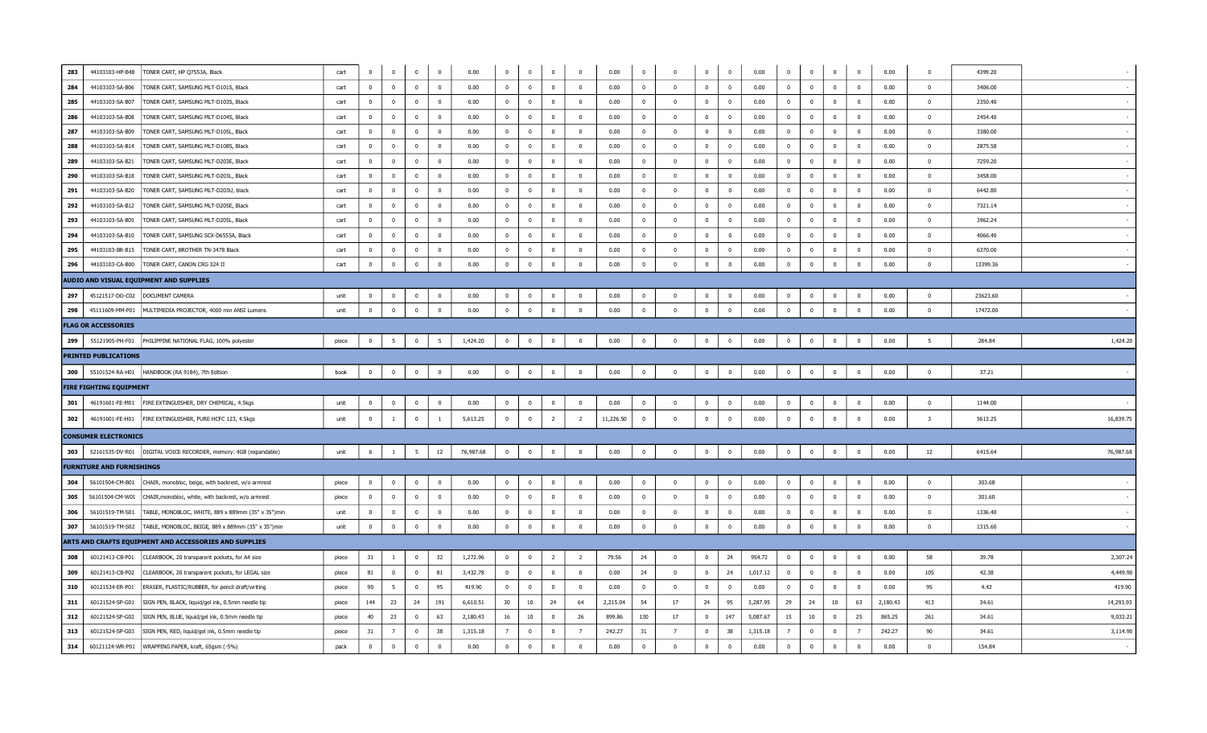| | | | | | | | | | | | | | | | | | | | | | | | | | | |
|---|---|---|---|---|---|---|---|---|---|---|---|---|---|---|---|---|---|---|---|---|---|---|---|---|---|---|
| 283 | 44103103-HP-B48 | TONER CART, HP Q7553A, Black | cart | 0 | 0 | 0 | 0 | 0.00 | 0 | 0 | 0 | 0 | 0.00 | 0 | 0 | 0 | 0 | 0.00 | 0 | 0 | 0 | 0 | 0.00 | 0 | 4399.20 | - |
| 284 | 44103103-SA-B06 | TONER CART, SAMSUNG MLT-D101S, Black | cart | 0 | 0 | 0 | 0 | 0.00 | 0 | 0 | 0 | 0 | 0.00 | 0 | 0 | 0 | 0 | 0.00 | 0 | 0 | 0 | 0 | 0.00 | 0 | 3406.00 | - |
| 285 | 44103103-SA-B07 | TONER CART, SAMSUNG MLT-D103S, Black | cart | 0 | 0 | 0 | 0 | 0.00 | 0 | 0 | 0 | 0 | 0.00 | 0 | 0 | 0 | 0 | 0.00 | 0 | 0 | 0 | 0 | 0.00 | 0 | 2350.40 | - |
| 286 | 44103103-SA-B08 | TONER CART, SAMSUNG MLT-D104S, Black | cart | 0 | 0 | 0 | 0 | 0.00 | 0 | 0 | 0 | 0 | 0.00 | 0 | 0 | 0 | 0 | 0.00 | 0 | 0 | 0 | 0 | 0.00 | 0 | 2454.40 | - |
| 287 | 44103103-SA-B09 | TONER CART, SAMSUNG MLT-D105L, Black | cart | 0 | 0 | 0 | 0 | 0.00 | 0 | 0 | 0 | 0 | 0.00 | 0 | 0 | 0 | 0 | 0.00 | 0 | 0 | 0 | 0 | 0.00 | 0 | 3380.00 | - |
| 288 | 44103103-SA-B14 | TONER CART, SAMSUNG MLT-D108S, Black | cart | 0 | 0 | 0 | 0 | 0.00 | 0 | 0 | 0 | 0 | 0.00 | 0 | 0 | 0 | 0 | 0.00 | 0 | 0 | 0 | 0 | 0.00 | 0 | 2875.58 | - |
| 289 | 44103103-SA-B21 | TONER CART, SAMSUNG MLT-D203E, Black | cart | 0 | 0 | 0 | 0 | 0.00 | 0 | 0 | 0 | 0 | 0.00 | 0 | 0 | 0 | 0 | 0.00 | 0 | 0 | 0 | 0 | 0.00 | 0 | 7259.20 | - |
| 290 | 44103103-SA-B18 | TONER CART, SAMSUNG MLT-D203L, Black | cart | 0 | 0 | 0 | 0 | 0.00 | 0 | 0 | 0 | 0 | 0.00 | 0 | 0 | 0 | 0 | 0.00 | 0 | 0 | 0 | 0 | 0.00 | 0 | 3458.00 | - |
| 291 | 44103103-SA-B20 | TONER CART, SAMSUNG MLT-D203U, black | cart | 0 | 0 | 0 | 0 | 0.00 | 0 | 0 | 0 | 0 | 0.00 | 0 | 0 | 0 | 0 | 0.00 | 0 | 0 | 0 | 0 | 0.00 | 0 | 6442.80 | - |
| 292 | 44103103-SA-B12 | TONER CART, SAMSUNG MLT-D205E, Black | cart | 0 | 0 | 0 | 0 | 0.00 | 0 | 0 | 0 | 0 | 0.00 | 0 | 0 | 0 | 0 | 0.00 | 0 | 0 | 0 | 0 | 0.00 | 0 | 7321.14 | - |
| 293 | 44103103-SA-B05 | TONER CART, SAMSUNG MLT-D205L, Black | cart | 0 | 0 | 0 | 0 | 0.00 | 0 | 0 | 0 | 0 | 0.00 | 0 | 0 | 0 | 0 | 0.00 | 0 | 0 | 0 | 0 | 0.00 | 0 | 3962.24 | - |
| 294 | 44103103-SA-B10 | TONER CART, SAMSUNG SCX-D6555A, Black | cart | 0 | 0 | 0 | 0 | 0.00 | 0 | 0 | 0 | 0 | 0.00 | 0 | 0 | 0 | 0 | 0.00 | 0 | 0 | 0 | 0 | 0.00 | 0 | 4066.40 | - |
| 295 | 44103103-BR-B15 | TONER CART, BROTHER TN-3478 Black | cart | 0 | 0 | 0 | 0 | 0.00 | 0 | 0 | 0 | 0 | 0.00 | 0 | 0 | 0 | 0 | 0.00 | 0 | 0 | 0 | 0 | 0.00 | 0 | 6370.00 | - |
| 296 | 44103103-CA-B00 | TONER CART, CANON CRG 324 II | cart | 0 | 0 | 0 | 0 | 0.00 | 0 | 0 | 0 | 0 | 0.00 | 0 | 0 | 0 | 0 | 0.00 | 0 | 0 | 0 | 0 | 0.00 | 0 | 13399.36 | - |
| **AUDIO AND VISUAL EQUIPMENT AND SUPPLIES** | | | | | | | | | | | | | | | | | | | | | | | | | | |
| 297 | 45121517-DO-C02 | DOCUMENT CAMERA | unit | 0 | 0 | 0 | 0 | 0.00 | 0 | 0 | 0 | 0 | 0.00 | 0 | 0 | 0 | 0 | 0.00 | 0 | 0 | 0 | 0 | 0.00 | 0 | 23623.60 | - |
| 298 | 45111609-MM-P01 | MULTIMEDIA PROJECTOR, 4000 min ANSI Lumens | unit | 0 | 0 | 0 | 0 | 0.00 | 0 | 0 | 0 | 0 | 0.00 | 0 | 0 | 0 | 0 | 0.00 | 0 | 0 | 0 | 0 | 0.00 | 0 | 17472.00 | - |
| **FLAG OR ACCESSORIES** | | | | | | | | | | | | | | | | | | | | | | | | | | |
| 299 | 55121905-PH-F01 | PHILIPPINE NATIONAL FLAG, 100% polyester | piece | 0 | 5 | 0 | 5 | 1,424.20 | 0 | 0 | 0 | 0 | 0.00 | 0 | 0 | 0 | 0 | 0.00 | 0 | 0 | 0 | 0 | 0.00 | 5 | 284.84 | 1,424.20 |
| **PRINTED PUBLICATIONS** | | | | | | | | | | | | | | | | | | | | | | | | | | |
| 300 | 55101524-RA-H01 | HANDBOOK (RA 9184), 7th Edition | book | 0 | 0 | 0 | 0 | 0.00 | 0 | 0 | 0 | 0 | 0.00 | 0 | 0 | 0 | 0 | 0.00 | 0 | 0 | 0 | 0 | 0.00 | 0 | 37.21 | - |
| **FIRE FIGHTING EQUIPMENT** | | | | | | | | | | | | | | | | | | | | | | | | | | |
| 301 | 46191601-FE-M01 | FIRE EXTINGUISHER, DRY CHEMICAL, 4.5kgs | unit | 0 | 0 | 0 | 0 | 0.00 | 0 | 0 | 0 | 0 | 0.00 | 0 | 0 | 0 | 0 | 0.00 | 0 | 0 | 0 | 0 | 0.00 | 0 | 1144.00 | - |
| 302 | 46191601-FE-H01 | FIRE EXTINGUISHER, PURE HCFC 123, 4.5kgs | unit | 0 | 1 | 0 | 1 | 5,613.25 | 0 | 0 | 2 | 2 | 11,226.50 | 0 | 0 | 0 | 0 | 0.00 | 0 | 0 | 0 | 0 | 0.00 | 3 | 5613.25 | 16,839.75 |
| **CONSUMER ELECTRONICS** | | | | | | | | | | | | | | | | | | | | | | | | | | |
| 303 | 52161535-DV-R01 | DIGITAL VOICE RECORDER, memory: 4GB (expandable) | unit | 6 | 1 | 5 | 12 | 76,987.68 | 0 | 0 | 0 | 0 | 0.00 | 0 | 0 | 0 | 0 | 0.00 | 0 | 0 | 0 | 0 | 0.00 | 12 | 6415.64 | 76,987.68 |
| **FURNITURE AND FURNISHINGS** | | | | | | | | | | | | | | | | | | | | | | | | | | |
| 304 | 56101504-CM-B01 | CHAIR, monobloc, beige, with backrest, w/o armrest | piece | 0 | 0 | 0 | 0 | 0.00 | 0 | 0 | 0 | 0 | 0.00 | 0 | 0 | 0 | 0 | 0.00 | 0 | 0 | 0 | 0 | 0.00 | 0 | 303.68 | - |
| 305 | 56101504-CM-W01 | CHAIR,monobloc, white, with backrest, w/o armrest | piece | 0 | 0 | 0 | 0 | 0.00 | 0 | 0 | 0 | 0 | 0.00 | 0 | 0 | 0 | 0 | 0.00 | 0 | 0 | 0 | 0 | 0.00 | 0 | 301.60 | - |
| 306 | 56101519-TM-S01 | TABLE, MONOBLOC, WHITE, 889 x 889mm (35" x 35")min | unit | 0 | 0 | 0 | 0 | 0.00 | 0 | 0 | 0 | 0 | 0.00 | 0 | 0 | 0 | 0 | 0.00 | 0 | 0 | 0 | 0 | 0.00 | 0 | 1336.40 | - |
| 307 | 56101519-TM-S02 | TABLE, MONOBLOC, BEIGE, 889 x 889mm (35" x 35")min | unit | 0 | 0 | 0 | 0 | 0.00 | 0 | 0 | 0 | 0 | 0.00 | 0 | 0 | 0 | 0 | 0.00 | 0 | 0 | 0 | 0 | 0.00 | 0 | 1315.60 | - |
| **ARTS AND CRAFTS EQUIPMENT AND ACCESSORIES AND SUPPLIES** | | | | | | | | | | | | | | | | | | | | | | | | | | |
| 308 | 60121413-CB-P01 | CLEARBOOK, 20 transparent pockets, for A4 size | piece | 31 | 1 | 0 | 32 | 1,272.96 | 0 | 0 | 2 | 2 | 79.56 | 24 | 0 | 0 | 24 | 954.72 | 0 | 0 | 0 | 0 | 0.00 | 58 | 39.78 | 2,307.24 |
| 309 | 60121413-CB-P02 | CLEARBOOK, 20 transparent pockets, for LEGAL size | piece | 81 | 0 | 0 | 81 | 3,432.78 | 0 | 0 | 0 | 0 | 0.00 | 24 | 0 | 0 | 24 | 1,017.12 | 0 | 0 | 0 | 0 | 0.00 | 105 | 42.38 | 4,449.90 |
| 310 | 60121534-ER-P01 | ERASER, PLASTIC/RUBBER, for pencil draft/writing | piece | 90 | 5 | 0 | 95 | 419.90 | 0 | 0 | 0 | 0 | 0.00 | 0 | 0 | 0 | 0 | 0.00 | 0 | 0 | 0 | 0 | 0.00 | 95 | 4.42 | 419.90 |
| 311 | 60121524-SP-G01 | SIGN PEN, BLACK, liquid/gel ink, 0.5mm needle tip | piece | 144 | 23 | 24 | 191 | 6,610.51 | 30 | 10 | 24 | 64 | 2,215.04 | 54 | 17 | 24 | 95 | 3,287.95 | 29 | 24 | 10 | 63 | 2,180.43 | 413 | 34.61 | 14,293.93 |
| 312 | 60121524-SP-G02 | SIGN PEN, BLUE, liquid/gel ink, 0.5mm needle tip | piece | 40 | 23 | 0 | 63 | 2,180.43 | 16 | 10 | 0 | 26 | 899.86 | 130 | 17 | 0 | 147 | 5,087.67 | 15 | 10 | 0 | 25 | 865.25 | 261 | 34.61 | 9,033.21 |
| 313 | 60121524-SP-G03 | SIGN PEN, RED, liquid/gel ink, 0.5mm needle tip | piece | 31 | 7 | 0 | 38 | 1,315.18 | 7 | 0 | 0 | 7 | 242.27 | 31 | 7 | 0 | 38 | 1,315.18 | 7 | 0 | 0 | 7 | 242.27 | 90 | 34.61 | 3,114.90 |
| 314 | 60121124-WR-P01 | WRAPPING PAPER, kraft, 65gsm (-5%) | pack | 0 | 0 | 0 | 0 | 0.00 | 0 | 0 | 0 | 0 | 0.00 | 0 | 0 | 0 | 0 | 0.00 | 0 | 0 | 0 | 0 | 0.00 | 0 | 154.84 | - |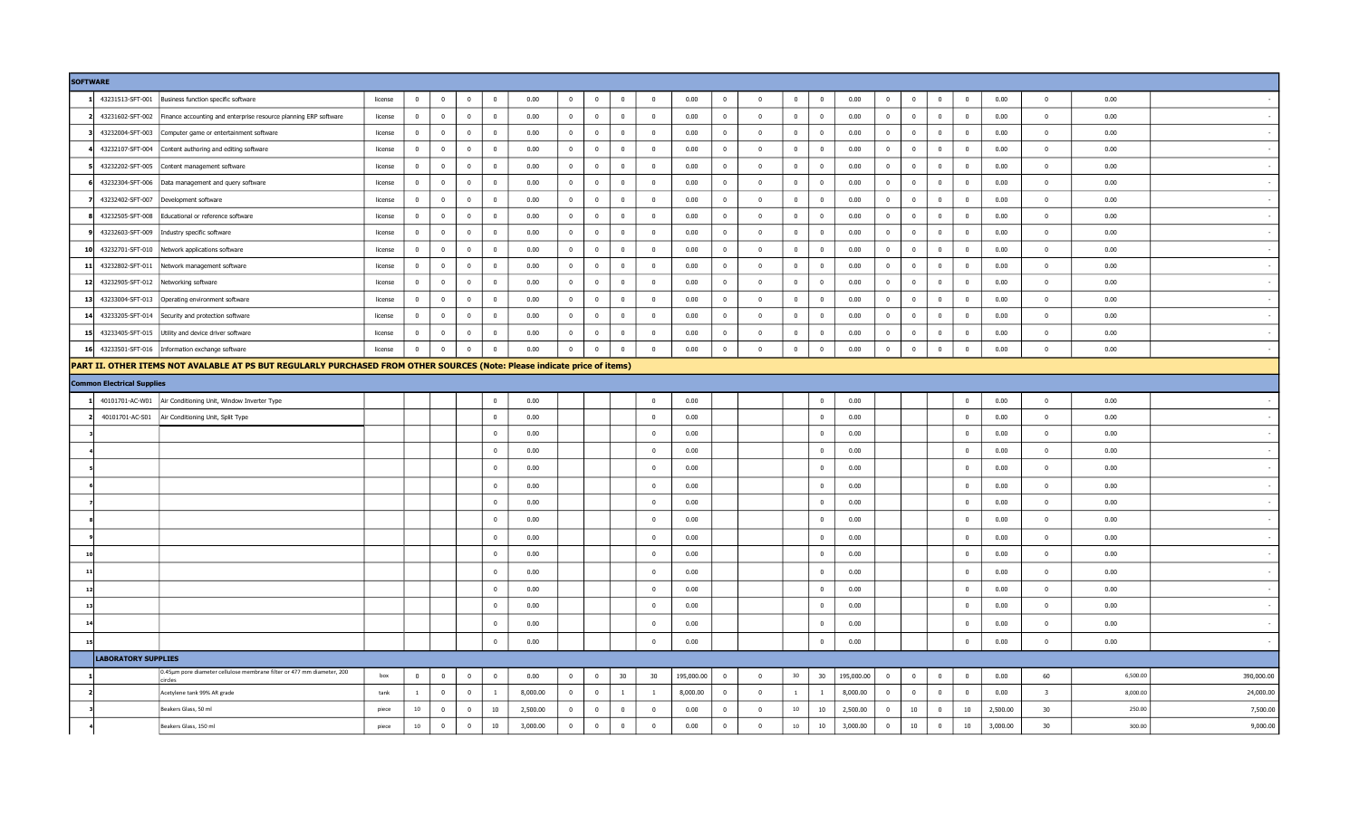| SOFTWARE | | | | | | | | | | | | | | | | | | | | | | | | | | |
|---|---|---|---|---|---|---|---|---|---|---|---|---|---|---|---|---|---|---|---|---|---|---|---|---|---|---|
| 1 | 43231513-SFT-001 | Business function specific software | license | 0 | 0 | 0 | 0 | 0.00 | 0 | 0 | 0 | 0 | 0.00 | 0 | 0 | 0 | 0 | 0.00 | 0 | 0 | 0 | 0 | 0.00 | 0 | 0.00 | - |
| 2 | 43231602-SFT-002 | Finance accounting and enterprise resource planning ERP software | license | 0 | 0 | 0 | 0 | 0.00 | 0 | 0 | 0 | 0 | 0.00 | 0 | 0 | 0 | 0 | 0.00 | 0 | 0 | 0 | 0 | 0.00 | 0 | 0.00 | - |
| 3 | 43232004-SFT-003 | Computer game or entertainment software | license | 0 | 0 | 0 | 0 | 0.00 | 0 | 0 | 0 | 0 | 0.00 | 0 | 0 | 0 | 0 | 0.00 | 0 | 0 | 0 | 0 | 0.00 | 0 | 0.00 | - |
| 4 | 43232107-SFT-004 | Content authoring and editing software | license | 0 | 0 | 0 | 0 | 0.00 | 0 | 0 | 0 | 0 | 0.00 | 0 | 0 | 0 | 0 | 0.00 | 0 | 0 | 0 | 0 | 0.00 | 0 | 0.00 | - |
| 5 | 43232202-SFT-005 | Content management software | license | 0 | 0 | 0 | 0 | 0.00 | 0 | 0 | 0 | 0 | 0.00 | 0 | 0 | 0 | 0 | 0.00 | 0 | 0 | 0 | 0 | 0.00 | 0 | 0.00 | - |
| 6 | 43232304-SFT-006 | Data management and query software | license | 0 | 0 | 0 | 0 | 0.00 | 0 | 0 | 0 | 0 | 0.00 | 0 | 0 | 0 | 0 | 0.00 | 0 | 0 | 0 | 0 | 0.00 | 0 | 0.00 | - |
| 7 | 43232402-SFT-007 | Development software | license | 0 | 0 | 0 | 0 | 0.00 | 0 | 0 | 0 | 0 | 0.00 | 0 | 0 | 0 | 0 | 0.00 | 0 | 0 | 0 | 0 | 0.00 | 0 | 0.00 | - |
| 8 | 43232505-SFT-008 | Educational or reference software | license | 0 | 0 | 0 | 0 | 0.00 | 0 | 0 | 0 | 0 | 0.00 | 0 | 0 | 0 | 0 | 0.00 | 0 | 0 | 0 | 0 | 0.00 | 0 | 0.00 | - |
| 9 | 43232603-SFT-009 | Industry specific software | license | 0 | 0 | 0 | 0 | 0.00 | 0 | 0 | 0 | 0 | 0.00 | 0 | 0 | 0 | 0 | 0.00 | 0 | 0 | 0 | 0 | 0.00 | 0 | 0.00 | - |
| 10 | 43232701-SFT-010 | Network applications software | license | 0 | 0 | 0 | 0 | 0.00 | 0 | 0 | 0 | 0 | 0.00 | 0 | 0 | 0 | 0 | 0.00 | 0 | 0 | 0 | 0 | 0.00 | 0 | 0.00 | - |
| 11 | 43232802-SFT-011 | Network management software | license | 0 | 0 | 0 | 0 | 0.00 | 0 | 0 | 0 | 0 | 0.00 | 0 | 0 | 0 | 0 | 0.00 | 0 | 0 | 0 | 0 | 0.00 | 0 | 0.00 | - |
| 12 | 43232905-SFT-012 | Networking software | license | 0 | 0 | 0 | 0 | 0.00 | 0 | 0 | 0 | 0 | 0.00 | 0 | 0 | 0 | 0 | 0.00 | 0 | 0 | 0 | 0 | 0.00 | 0 | 0.00 | - |
| 13 | 43233004-SFT-013 | Operating environment software | license | 0 | 0 | 0 | 0 | 0.00 | 0 | 0 | 0 | 0 | 0.00 | 0 | 0 | 0 | 0 | 0.00 | 0 | 0 | 0 | 0 | 0.00 | 0 | 0.00 | - |
| 14 | 43233205-SFT-014 | Security and protection software | license | 0 | 0 | 0 | 0 | 0.00 | 0 | 0 | 0 | 0 | 0.00 | 0 | 0 | 0 | 0 | 0.00 | 0 | 0 | 0 | 0 | 0.00 | 0 | 0.00 | - |
| 15 | 43233405-SFT-015 | Utility and device driver software | license | 0 | 0 | 0 | 0 | 0.00 | 0 | 0 | 0 | 0 | 0.00 | 0 | 0 | 0 | 0 | 0.00 | 0 | 0 | 0 | 0 | 0.00 | 0 | 0.00 | - |
| 16 | 43233501-SFT-016 | Information exchange software | license | 0 | 0 | 0 | 0 | 0.00 | 0 | 0 | 0 | 0 | 0.00 | 0 | 0 | 0 | 0 | 0.00 | 0 | 0 | 0 | 0 | 0.00 | 0 | 0.00 | - |
| **PART II. OTHER ITEMS NOT AVALABLE AT PS BUT REGULARLY PURCHASED FROM OTHER SOURCES (Note: Please indicate price of items)** | | | | | | | | | | | | | | | | | | | | | | | | | | |
| **Common Electrical Supplies** | | | | | | | | | | | | | | | | | | | | | | | | | | |
| 1 | 40101701-AC-W01 | Air Conditioning Unit, Window Inverter Type | | | | | 0 | 0.00 | | | | 0 | 0.00 | | | | 0 | 0.00 | | | | 0 | 0.00 | 0 | 0.00 | - |
| 2 | 40101701-AC-S01 | Air Conditioning Unit, Split Type | | | | | 0 | 0.00 | | | | 0 | 0.00 | | | | 0 | 0.00 | | | | 0 | 0.00 | 0 | 0.00 | - |
| 3 | | | | | | | 0 | 0.00 | | | | 0 | 0.00 | | | | 0 | 0.00 | | | | 0 | 0.00 | 0 | 0.00 | - |
| 4 | | | | | | | 0 | 0.00 | | | | 0 | 0.00 | | | | 0 | 0.00 | | | | 0 | 0.00 | 0 | 0.00 | - |
| 5 | | | | | | | 0 | 0.00 | | | | 0 | 0.00 | | | | 0 | 0.00 | | | | 0 | 0.00 | 0 | 0.00 | - |
| 6 | | | | | | | 0 | 0.00 | | | | 0 | 0.00 | | | | 0 | 0.00 | | | | 0 | 0.00 | 0 | 0.00 | - |
| 7 | | | | | | | 0 | 0.00 | | | | 0 | 0.00 | | | | 0 | 0.00 | | | | 0 | 0.00 | 0 | 0.00 | - |
| 8 | | | | | | | 0 | 0.00 | | | | 0 | 0.00 | | | | 0 | 0.00 | | | | 0 | 0.00 | 0 | 0.00 | - |
| 9 | | | | | | | 0 | 0.00 | | | | 0 | 0.00 | | | | 0 | 0.00 | | | | 0 | 0.00 | 0 | 0.00 | - |
| 10 | | | | | | | 0 | 0.00 | | | | 0 | 0.00 | | | | 0 | 0.00 | | | | 0 | 0.00 | 0 | 0.00 | - |
| 11 | | | | | | | 0 | 0.00 | | | | 0 | 0.00 | | | | 0 | 0.00 | | | | 0 | 0.00 | 0 | 0.00 | - |
| 12 | | | | | | | 0 | 0.00 | | | | 0 | 0.00 | | | | 0 | 0.00 | | | | 0 | 0.00 | 0 | 0.00 | - |
| 13 | | | | | | | 0 | 0.00 | | | | 0 | 0.00 | | | | 0 | 0.00 | | | | 0 | 0.00 | 0 | 0.00 | - |
| 14 | | | | | | | 0 | 0.00 | | | | 0 | 0.00 | | | | 0 | 0.00 | | | | 0 | 0.00 | 0 | 0.00 | - |
| 15 | | | | | | | 0 | 0.00 | | | | 0 | 0.00 | | | | 0 | 0.00 | | | | 0 | 0.00 | 0 | 0.00 | - |
| **LABORATORY SUPPLIES** | | | | | | | | | | | | | | | | | | | | | | | | | | |
| 1 | | 0.45µm pore diameter cellulose membrane filter or 477 mm diameter, 200 circles | box | 0 | 0 | 0 | 0 | 0.00 | 0 | 0 | 30 | 30 | 195,000.00 | 0 | 0 | 30 | 30 | 195,000.00 | 0 | 0 | 0 | 0 | 0.00 | 60 | 6,500.00 | 390,000.00 |
| 2 | | Acetylene tank 99% AR grade | tank | 1 | 0 | 0 | 1 | 8,000.00 | 0 | 0 | 1 | 1 | 8,000.00 | 0 | 0 | 1 | 1 | 8,000.00 | 0 | 0 | 0 | 0 | 0.00 | 3 | 8,000.00 | 24,000.00 |
| 3 | | Beakers Glass, 50 ml | piece | 10 | 0 | 0 | 10 | 2,500.00 | 0 | 0 | 0 | 0 | 0.00 | 0 | 0 | 10 | 10 | 2,500.00 | 0 | 10 | 0 | 10 | 2,500.00 | 30 | 250.00 | 7,500.00 |
| 4 | | Beakers Glass, 150 ml | piece | 10 | 0 | 0 | 10 | 3,000.00 | 0 | 0 | 0 | 0 | 0.00 | 0 | 0 | 10 | 10 | 3,000.00 | 0 | 10 | 0 | 10 | 3,000.00 | 30 | 300.00 | 9,000.00 |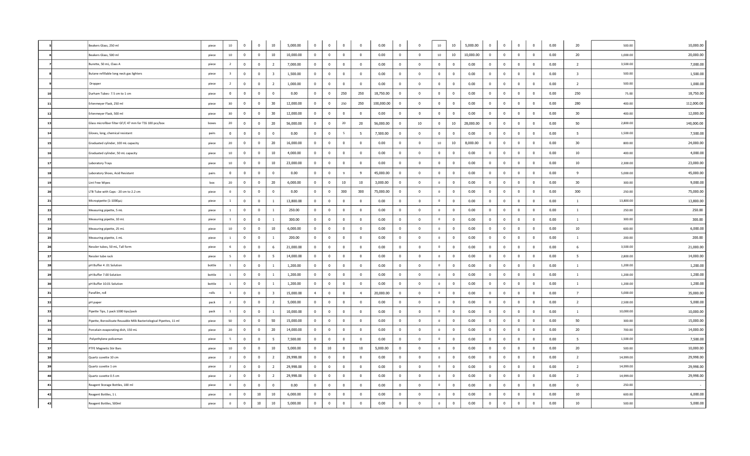| | | | | | | | | | | | | | | | | | | | | | | | | | |
|---|---|---|---|---|---|---|---|---|---|---|---|---|---|---|---|---|---|---|---|---|---|---|---|---|---|
| 5 | Beakers Glass, 250 ml | piece | 10 | 0 | 0 | 10 | 5,000.00 | 0 | 0 | 0 | 0 | 0.00 | 0 | 0 | 10 | 10 | 5,000.00 | 0 | 0 | 0 | 0 | 0.00 | 20 | 500.00 | 10,000.00 |
| 6 | Beakers Glass, 500 ml | piece | 10 | 0 | 0 | 10 | 10,000.00 | 0 | 0 | 0 | 0 | 0.00 | 0 | 0 | 10 | 10 | 10,000.00 | 0 | 0 | 0 | 0 | 0.00 | 20 | 1,000.00 | 20,000.00 |
| 7 | Burette, 50 mL, Class A | piece | 2 | 0 | 0 | 2 | 7,000.00 | 0 | 0 | 0 | 0 | 0.00 | 0 | 0 | 0 | 0 | 0.00 | 0 | 0 | 0 | 0 | 0.00 | 2 | 3,500.00 | 7,000.00 |
| 8 | Butane refillable long neck gas lighters | piece | 3 | 0 | 0 | 3 | 1,500.00 | 0 | 0 | 0 | 0 | 0.00 | 0 | 0 | 0 | 0 | 0.00 | 0 | 0 | 0 | 0 | 0.00 | 3 | 500.00 | 1,500.00 |
| 9 | Dropper | piece | 2 | 0 | 0 | 2 | 1,000.00 | 0 | 0 | 0 | 0 | 0.00 | 0 | 0 | 0 | 0 | 0.00 | 0 | 0 | 0 | 0 | 0.00 | 2 | 500.00 | 1,000.00 |
| 10 | Durham Tubes- 7.5 cm to 1 cm | piece | 0 | 0 | 0 | 0 | 0.00 | 0 | 0 | 250 | 250 | 18,750.00 | 0 | 0 | 0 | 0 | 0.00 | 0 | 0 | 0 | 0 | 0.00 | 250 | 75.00 | 18,750.00 |
| 11 | Erlenmeyer Flask, 250 ml | piece | 30 | 0 | 0 | 30 | 12,000.00 | 0 | 0 | 250 | 250 | 100,000.00 | 0 | 0 | 0 | 0 | 0.00 | 0 | 0 | 0 | 0 | 0.00 | 280 | 400.00 | 112,000.00 |
| 12 | Erlenmeyer Flask, 500 ml | piece | 30 | 0 | 0 | 30 | 12,000.00 | 0 | 0 | 0 | 0 | 0.00 | 0 | 0 | 0 | 0 | 0.00 | 0 | 0 | 0 | 0 | 0.00 | 30 | 400.00 | 12,000.00 |
| 13 | Glass microfiber filter GF/C 47 mm for TSS 100 pcs/box | boxes | 20 | 0 | 0 | 20 | 56,000.00 | 0 | 0 | 20 | 20 | 56,000.00 | 0 | 10 | 0 | 10 | 28,000.00 | 0 | 0 | 0 | 0 | 0.00 | 50 | 2,800.00 | 140,000.00 |
| 14 | Gloves, long, chemical resistant | pairs | 0 | 0 | 0 | 0 | 0.00 | 0 | 0 | 5 | 5 | 7,500.00 | 0 | 0 | 0 | 0 | 0.00 | 0 | 0 | 0 | 0 | 0.00 | 5 | 1,500.00 | 7,500.00 |
| 15 | Graduated cylinder, 100 mL capacity | piece | 20 | 0 | 0 | 20 | 16,000.00 | 0 | 0 | 0 | 0 | 0.00 | 0 | 0 | 10 | 10 | 8,000.00 | 0 | 0 | 0 | 0 | 0.00 | 30 | 800.00 | 24,000.00 |
| 16 | Graduated cylinder, 50 mL capacity | piece | 10 | 0 | 0 | 10 | 4,000.00 | 0 | 0 | 0 | 0 | 0.00 | 0 | 0 | 0 | 0 | 0.00 | 0 | 0 | 0 | 0 | 0.00 | 10 | 400.00 | 4,000.00 |
| 17 | Laboratory Trays | piece | 10 | 0 | 0 | 10 | 23,000.00 | 0 | 0 | 0 | 0 | 0.00 | 0 | 0 | 0 | 0 | 0.00 | 0 | 0 | 0 | 0 | 0.00 | 10 | 2,300.00 | 23,000.00 |
| 18 | Laboratory Shoes, Acid Resistant | pairs | 0 | 0 | 0 | 0 | 0.00 | 0 | 0 | 9 | 9 | 45,000.00 | 0 | 0 | 0 | 0 | 0.00 | 0 | 0 | 0 | 0 | 0.00 | 9 | 5,000.00 | 45,000.00 |
| 19 | Lint Free Wipes | box | 20 | 0 | 0 | 20 | 6,000.00 | 0 | 0 | 10 | 10 | 3,000.00 | 0 | 0 | 0 | 0 | 0.00 | 0 | 0 | 0 | 0 | 0.00 | 30 | 300.00 | 9,000.00 |
| 20 | LTB Tube with Caps - 20 cm to 2.2 cm | piece | 0 | 0 | 0 | 0 | 0.00 | 0 | 0 | 300 | 300 | 75,000.00 | 0 | 0 | 0 | 0 | 0.00 | 0 | 0 | 0 | 0 | 0.00 | 300 | 250.00 | 75,000.00 |
| 21 | Micropipette (1-1000µL) | piece | 1 | 0 | 0 | 1 | 13,800.00 | 0 | 0 | 0 | 0 | 0.00 | 0 | 0 | 0 | 0 | 0.00 | 0 | 0 | 0 | 0 | 0.00 | 1 | 13,800.00 | 13,800.00 |
| 22 | Measuring pipette, 5 mL | piece | 1 | 0 | 0 | 1 | 250.00 | 0 | 0 | 0 | 0 | 0.00 | 0 | 0 | 0 | 0 | 0.00 | 0 | 0 | 0 | 0 | 0.00 | 1 | 250.00 | 250.00 |
| 23 | Measuring pipette, 10 mL | piece | 1 | 0 | 0 | 1 | 300.00 | 0 | 0 | 0 | 0 | 0.00 | 0 | 0 | 0 | 0 | 0.00 | 0 | 0 | 0 | 0 | 0.00 | 1 | 300.00 | 300.00 |
| 24 | Measuring pipette, 25 mL | piece | 10 | 0 | 0 | 10 | 6,000.00 | 0 | 0 | 0 | 0 | 0.00 | 0 | 0 | 0 | 0 | 0.00 | 0 | 0 | 0 | 0 | 0.00 | 10 | 600.00 | 6,000.00 |
| 25 | Measuring pipette, 1 mL | piece | 1 | 0 | 0 | 1 | 200.00 | 0 | 0 | 0 | 0 | 0.00 | 0 | 0 | 0 | 0 | 0.00 | 0 | 0 | 0 | 0 | 0.00 | 1 | 200.00 | 200.00 |
| 26 | Nessler tubes, 50 mL, Tall form | piece | 6 | 0 | 0 | 6 | 21,000.00 | 0 | 0 | 0 | 0 | 0.00 | 0 | 0 | 0 | 0 | 0.00 | 0 | 0 | 0 | 0 | 0.00 | 6 | 3,500.00 | 21,000.00 |
| 27 | Nessler tube rack | piece | 5 | 0 | 0 | 5 | 14,000.00 | 0 | 0 | 0 | 0 | 0.00 | 0 | 0 | 0 | 0 | 0.00 | 0 | 0 | 0 | 0 | 0.00 | 5 | 2,800.00 | 14,000.00 |
| 28 | pH Buffer 4 .01 Solution | bottle | 1 | 0 | 0 | 1 | 1,200.00 | 0 | 0 | 0 | 0 | 0.00 | 0 | 0 | 0 | 0 | 0.00 | 0 | 0 | 0 | 0 | 0.00 | 1 | 1,200.00 | 1,200.00 |
| 29 | pH Buffer 7.00 Solution | bottle | 1 | 0 | 0 | 1 | 1,200.00 | 0 | 0 | 0 | 0 | 0.00 | 0 | 0 | 0 | 0 | 0.00 | 0 | 0 | 0 | 0 | 0.00 | 1 | 1,200.00 | 1,200.00 |
| 30 | pH Buffer 10.01 Solution | bottle | 1 | 0 | 0 | 1 | 1,200.00 | 0 | 0 | 0 | 0 | 0.00 | 0 | 0 | 0 | 0 | 0.00 | 0 | 0 | 0 | 0 | 0.00 | 1 | 1,200.00 | 1,200.00 |
| 31 | Parafilm, roll | rolls | 3 | 0 | 0 | 3 | 15,000.00 | 4 | 0 | 0 | 4 | 20,000.00 | 0 | 0 | 0 | 0 | 0.00 | 0 | 0 | 0 | 0 | 0.00 | 7 | 5,000.00 | 35,000.00 |
| 32 | pH paper | pack | 2 | 0 | 0 | 2 | 5,000.00 | 0 | 0 | 0 | 0 | 0.00 | 0 | 0 | 0 | 0 | 0.00 | 0 | 0 | 0 | 0 | 0.00 | 2 | 2,500.00 | 5,000.00 |
| 33 | Pipette Tips, 1 pack 1000 tips/pack | pack | 1 | 0 | 0 | 1 | 10,000.00 | 0 | 0 | 0 | 0 | 0.00 | 0 | 0 | 0 | 0 | 0.00 | 0 | 0 | 0 | 0 | 0.00 | 1 | 10,000.00 | 10,000.00 |
| 34 | Pipette, Borosilicate Reusable Milk Bacteriological Pipettes, 11 ml | piece | 50 | 0 | 0 | 50 | 15,000.00 | 0 | 0 | 0 | 0 | 0.00 | 0 | 0 | 0 | 0 | 0.00 | 0 | 0 | 0 | 0 | 0.00 | 50 | 300.00 | 15,000.00 |
| 35 | Porcelain evaporating dish, 150 mL | piece | 20 | 0 | 0 | 20 | 14,000.00 | 0 | 0 | 0 | 0 | 0.00 | 0 | 0 | 0 | 0 | 0.00 | 0 | 0 | 0 | 0 | 0.00 | 20 | 700.00 | 14,000.00 |
| 36 | Polyethylene policeman | piece | 5 | 0 | 0 | 5 | 7,500.00 | 0 | 0 | 0 | 0 | 0.00 | 0 | 0 | 0 | 0 | 0.00 | 0 | 0 | 0 | 0 | 0.00 | 5 | 1,500.00 | 7,500.00 |
| 37 | PTFE Magnetic Stir Bars | piece | 10 | 0 | 0 | 10 | 5,000.00 | 0 | 10 | 0 | 10 | 5,000.00 | 0 | 0 | 0 | 0 | 0.00 | 0 | 0 | 0 | 0 | 0.00 | 20 | 500.00 | 10,000.00 |
| 38 | Quartz cuvette 10 cm | piece | 2 | 0 | 0 | 2 | 29,998.00 | 0 | 0 | 0 | 0 | 0.00 | 0 | 0 | 0 | 0 | 0.00 | 0 | 0 | 0 | 0 | 0.00 | 2 | 14,999.00 | 29,998.00 |
| 39 | Quartz cuvette 1 cm | piece | 2 | 0 | 0 | 2 | 29,998.00 | 0 | 0 | 0 | 0 | 0.00 | 0 | 0 | 0 | 0 | 0.00 | 0 | 0 | 0 | 0 | 0.00 | 2 | 14,999.00 | 29,998.00 |
| 40 | Quartz cuvette 0.5 cm | piece | 2 | 0 | 0 | 2 | 29,998.00 | 0 | 0 | 0 | 0 | 0.00 | 0 | 0 | 0 | 0 | 0.00 | 0 | 0 | 0 | 0 | 0.00 | 2 | 14,999.00 | 29,998.00 |
| 41 | Reagent Storage Bottles, 100 ml | piece | 0 | 0 | 0 | 0 | 0.00 | 0 | 0 | 0 | 0 | 0.00 | 0 | 0 | 0 | 0 | 0.00 | 0 | 0 | 0 | 0 | 0.00 | 0 | 250.00 | - |
| 42 | Reagent Bottles, 1 L | piece | 0 | 0 | 10 | 10 | 6,000.00 | 0 | 0 | 0 | 0 | 0.00 | 0 | 0 | 0 | 0 | 0.00 | 0 | 0 | 0 | 0 | 0.00 | 10 | 600.00 | 6,000.00 |
| 43 | Reagent Bottles, 500ml | piece | 0 | 0 | 10 | 10 | 5,000.00 | 0 | 0 | 0 | 0 | 0.00 | 0 | 0 | 0 | 0 | 0.00 | 0 | 0 | 0 | 0 | 0.00 | 10 | 500.00 | 5,000.00 |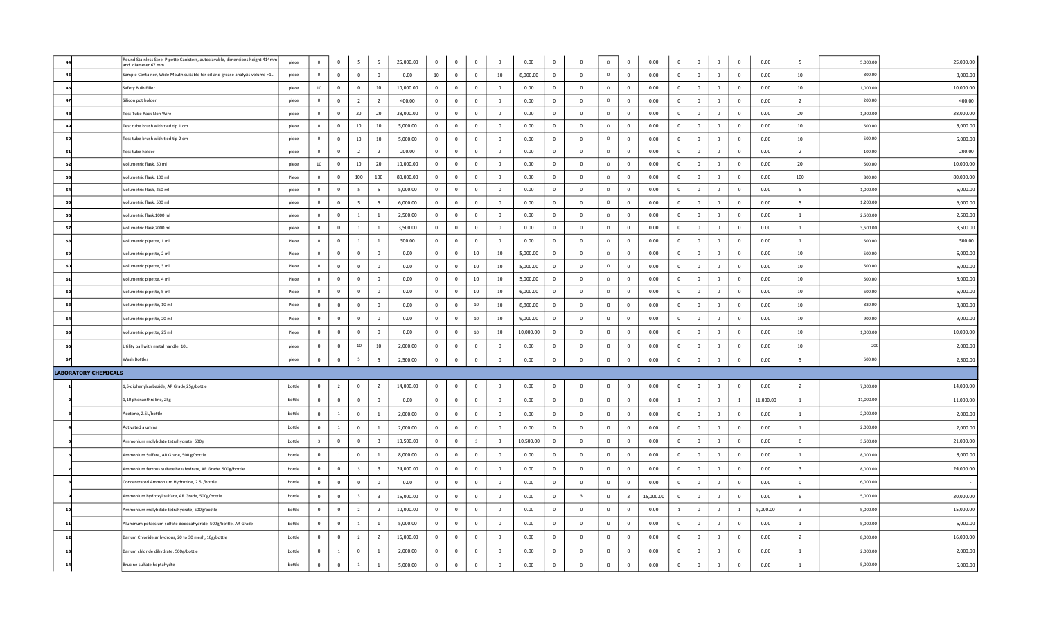| | | | | | | | | | | | | | | | | | | | | | | | | | |
|---|---|---|---|---|---|---|---|---|---|---|---|---|---|---|---|---|---|---|---|---|---|---|---|---|---|
| 44 | Round Stainless Steel Pipette Canisters, autoclavable, dimensions height 414mm and diameter 67 mm | piece | 0 | 0 | 5 | 5 | 25,000.00 | 0 | 0 | 0 | 0 | 0.00 | 0 | 0 | 0 | 0 | 0.00 | 0 | 0 | 0 | 0 | 0.00 | 5 | 5,000.00 | 25,000.00 |
| 45 | Sample Container, Wide Mouth suitable for oil and grease analysis volume >1L | piece | 0 | 0 | 0 | 0 | 0.00 | 10 | 0 | 0 | 10 | 8,000.00 | 0 | 0 | 0 | 0 | 0.00 | 0 | 0 | 0 | 0 | 0.00 | 10 | 800.00 | 8,000.00 |
| 46 | Safety Bulb Filler | piece | 10 | 0 | 0 | 10 | 10,000.00 | 0 | 0 | 0 | 0 | 0.00 | 0 | 0 | 0 | 0 | 0.00 | 0 | 0 | 0 | 0 | 0.00 | 10 | 1,000.00 | 10,000.00 |
| 47 | Silicon pot holder | piece | 0 | 0 | 2 | 2 | 400.00 | 0 | 0 | 0 | 0 | 0.00 | 0 | 0 | 0 | 0 | 0.00 | 0 | 0 | 0 | 0 | 0.00 | 2 | 200.00 | 400.00 |
| 48 | Test Tube Rack Non Wire | piece | 0 | 0 | 20 | 20 | 38,000.00 | 0 | 0 | 0 | 0 | 0.00 | 0 | 0 | 0 | 0 | 0.00 | 0 | 0 | 0 | 0 | 0.00 | 20 | 1,900.00 | 38,000.00 |
| 49 | Test tube brush with tied tip 1 cm | piece | 0 | 0 | 10 | 10 | 5,000.00 | 0 | 0 | 0 | 0 | 0.00 | 0 | 0 | 0 | 0 | 0.00 | 0 | 0 | 0 | 0 | 0.00 | 10 | 500.00 | 5,000.00 |
| 50 | Test tube brush with tied tip 2 cm | piece | 0 | 0 | 10 | 10 | 5,000.00 | 0 | 0 | 0 | 0 | 0.00 | 0 | 0 | 0 | 0 | 0.00 | 0 | 0 | 0 | 0 | 0.00 | 10 | 500.00 | 5,000.00 |
| 51 | Test tube holder | piece | 0 | 0 | 2 | 2 | 200.00 | 0 | 0 | 0 | 0 | 0.00 | 0 | 0 | 0 | 0 | 0.00 | 0 | 0 | 0 | 0 | 0.00 | 2 | 100.00 | 200.00 |
| 52 | Volumetric flask, 50 ml | piece | 10 | 0 | 10 | 20 | 10,000.00 | 0 | 0 | 0 | 0 | 0.00 | 0 | 0 | 0 | 0 | 0.00 | 0 | 0 | 0 | 0 | 0.00 | 20 | 500.00 | 10,000.00 |
| 53 | Volumetric flask, 100 ml | Piece | 0 | 0 | 100 | 100 | 80,000.00 | 0 | 0 | 0 | 0 | 0.00 | 0 | 0 | 0 | 0 | 0.00 | 0 | 0 | 0 | 0 | 0.00 | 100 | 800.00 | 80,000.00 |
| 54 | Volumetric flask, 250 ml | piece | 0 | 0 | 5 | 5 | 5,000.00 | 0 | 0 | 0 | 0 | 0.00 | 0 | 0 | 0 | 0 | 0.00 | 0 | 0 | 0 | 0 | 0.00 | 5 | 1,000.00 | 5,000.00 |
| 55 | Volumetric flask, 500 ml | piece | 0 | 0 | 5 | 5 | 6,000.00 | 0 | 0 | 0 | 0 | 0.00 | 0 | 0 | 0 | 0 | 0.00 | 0 | 0 | 0 | 0 | 0.00 | 5 | 1,200.00 | 6,000.00 |
| 56 | Volumetric flask,1000 ml | piece | 0 | 0 | 1 | 1 | 2,500.00 | 0 | 0 | 0 | 0 | 0.00 | 0 | 0 | 0 | 0 | 0.00 | 0 | 0 | 0 | 0 | 0.00 | 1 | 2,500.00 | 2,500.00 |
| 57 | Volumetric flask,2000 ml | piece | 0 | 0 | 1 | 1 | 3,500.00 | 0 | 0 | 0 | 0 | 0.00 | 0 | 0 | 0 | 0 | 0.00 | 0 | 0 | 0 | 0 | 0.00 | 1 | 3,500.00 | 3,500.00 |
| 58 | Volumetric pipette, 1 ml | Piece | 0 | 0 | 1 | 1 | 500.00 | 0 | 0 | 0 | 0 | 0.00 | 0 | 0 | 0 | 0 | 0.00 | 0 | 0 | 0 | 0 | 0.00 | 1 | 500.00 | 500.00 |
| 59 | Volumetric pipette, 2 ml | Piece | 0 | 0 | 0 | 0 | 0.00 | 0 | 0 | 10 | 10 | 5,000.00 | 0 | 0 | 0 | 0 | 0.00 | 0 | 0 | 0 | 0 | 0.00 | 10 | 500.00 | 5,000.00 |
| 60 | Volumetric pipette, 3 ml | Piece | 0 | 0 | 0 | 0 | 0.00 | 0 | 0 | 10 | 10 | 5,000.00 | 0 | 0 | 0 | 0 | 0.00 | 0 | 0 | 0 | 0 | 0.00 | 10 | 500.00 | 5,000.00 |
| 61 | Volumetric pipette, 4 ml | Piece | 0 | 0 | 0 | 0 | 0.00 | 0 | 0 | 10 | 10 | 5,000.00 | 0 | 0 | 0 | 0 | 0.00 | 0 | 0 | 0 | 0 | 0.00 | 10 | 500.00 | 5,000.00 |
| 62 | Volumetric pipette, 5 ml | Piece | 0 | 0 | 0 | 0 | 0.00 | 0 | 0 | 10 | 10 | 6,000.00 | 0 | 0 | 0 | 0 | 0.00 | 0 | 0 | 0 | 0 | 0.00 | 10 | 600.00 | 6,000.00 |
| 63 | Volumetric pipette, 10 ml | Piece | 0 | 0 | 0 | 0 | 0.00 | 0 | 0 | 10 | 10 | 8,800.00 | 0 | 0 | 0 | 0 | 0.00 | 0 | 0 | 0 | 0 | 0.00 | 10 | 880.00 | 8,800.00 |
| 64 | Volumetric pipette, 20 ml | Piece | 0 | 0 | 0 | 0 | 0.00 | 0 | 0 | 10 | 10 | 9,000.00 | 0 | 0 | 0 | 0 | 0.00 | 0 | 0 | 0 | 0 | 0.00 | 10 | 900.00 | 9,000.00 |
| 65 | Volumetric pipette, 25 ml | Piece | 0 | 0 | 0 | 0 | 0.00 | 0 | 0 | 10 | 10 | 10,000.00 | 0 | 0 | 0 | 0 | 0.00 | 0 | 0 | 0 | 0 | 0.00 | 10 | 1,000.00 | 10,000.00 |
| 66 | Utility pail with metal handle, 10L | piece | 0 | 0 | 10 | 10 | 2,000.00 | 0 | 0 | 0 | 0 | 0.00 | 0 | 0 | 0 | 0 | 0.00 | 0 | 0 | 0 | 0 | 0.00 | 10 | 200 | 2,000.00 |
| 67 | Wash Bottles | piece | 0 | 0 | 5 | 5 | 2,500.00 | 0 | 0 | 0 | 0 | 0.00 | 0 | 0 | 0 | 0 | 0.00 | 0 | 0 | 0 | 0 | 0.00 | 5 | 500.00 | 2,500.00 |
| **LABORATORY CHEMICALS** | | | | | | | | | | | | | | | | | | | | | | | | | |
| 1 | 1,5-diphenylcarbazide, AR Grade,25g/bottle | bottle | 0 | 2 | 0 | 2 | 14,000.00 | 0 | 0 | 0 | 0 | 0.00 | 0 | 0 | 0 | 0 | 0.00 | 0 | 0 | 0 | 0 | 0.00 | 2 | 7,000.00 | 14,000.00 |
| 2 | 1,10 phenanthroline, 25g | bottle | 0 | 0 | 0 | 0 | 0.00 | 0 | 0 | 0 | 0 | 0.00 | 0 | 0 | 0 | 0 | 0.00 | 1 | 0 | 0 | 1 | 11,000.00 | 1 | 11,000.00 | 11,000.00 |
| 3 | Acetone, 2.5L/bottle | bottle | 0 | 1 | 0 | 1 | 2,000.00 | 0 | 0 | 0 | 0 | 0.00 | 0 | 0 | 0 | 0 | 0.00 | 0 | 0 | 0 | 0 | 0.00 | 1 | 2,000.00 | 2,000.00 |
| 4 | Activated alumina | bottle | 0 | 1 | 0 | 1 | 2,000.00 | 0 | 0 | 0 | 0 | 0.00 | 0 | 0 | 0 | 0 | 0.00 | 0 | 0 | 0 | 0 | 0.00 | 1 | 2,000.00 | 2,000.00 |
| 5 | Ammonium molybdate tetrahydrate, 500g | bottle | 3 | 0 | 0 | 3 | 10,500.00 | 0 | 0 | 3 | 3 | 10,500.00 | 0 | 0 | 0 | 0 | 0.00 | 0 | 0 | 0 | 0 | 0.00 | 6 | 3,500.00 | 21,000.00 |
| 6 | Ammonium Sulfate, AR Grade, 500 g/bottle | bottle | 0 | 1 | 0 | 1 | 8,000.00 | 0 | 0 | 0 | 0 | 0.00 | 0 | 0 | 0 | 0 | 0.00 | 0 | 0 | 0 | 0 | 0.00 | 1 | 8,000.00 | 8,000.00 |
| 7 | Ammonium ferrous sulfate hexahydrate, AR Grade, 500g/bottle | bottle | 0 | 0 | 3 | 3 | 24,000.00 | 0 | 0 | 0 | 0 | 0.00 | 0 | 0 | 0 | 0 | 0.00 | 0 | 0 | 0 | 0 | 0.00 | 3 | 8,000.00 | 24,000.00 |
| 8 | Concentrated Ammonium Hydroxide, 2.5L/bottle | bottle | 0 | 0 | 0 | 0 | 0.00 | 0 | 0 | 0 | 0 | 0.00 | 0 | 0 | 0 | 0 | 0.00 | 0 | 0 | 0 | 0 | 0.00 | 0 | 6,000.00 | - |
| 9 | Ammonium hydroxyl sulfate, AR Grade, 500g/bottle | bottle | 0 | 0 | 3 | 3 | 15,000.00 | 0 | 0 | 0 | 0 | 0.00 | 0 | 3 | 0 | 3 | 15,000.00 | 0 | 0 | 0 | 0 | 0.00 | 6 | 5,000.00 | 30,000.00 |
| 10 | Ammonium molybdate tetrahydrate, 500g/bottle | bottle | 0 | 0 | 2 | 2 | 10,000.00 | 0 | 0 | 0 | 0 | 0.00 | 0 | 0 | 0 | 0 | 0.00 | 1 | 0 | 0 | 1 | 5,000.00 | 3 | 5,000.00 | 15,000.00 |
| 11 | Aluminum potassium sulfate dodecahydrate, 500g/bottle, AR Grade | bottle | 0 | 0 | 1 | 1 | 5,000.00 | 0 | 0 | 0 | 0 | 0.00 | 0 | 0 | 0 | 0 | 0.00 | 0 | 0 | 0 | 0 | 0.00 | 1 | 5,000.00 | 5,000.00 |
| 12 | Barium Chloride anhydrous, 20 to 30 mesh, 10g/bottle | bottle | 0 | 0 | 2 | 2 | 16,000.00 | 0 | 0 | 0 | 0 | 0.00 | 0 | 0 | 0 | 0 | 0.00 | 0 | 0 | 0 | 0 | 0.00 | 2 | 8,000.00 | 16,000.00 |
| 13 | Barium chloride dihydrate, 500g/bottle | bottle | 0 | 1 | 0 | 1 | 2,000.00 | 0 | 0 | 0 | 0 | 0.00 | 0 | 0 | 0 | 0 | 0.00 | 0 | 0 | 0 | 0 | 0.00 | 1 | 2,000.00 | 2,000.00 |
| 14 | Brucine sulfate heptahydte | bottle | 0 | 0 | 1 | 1 | 5,000.00 | 0 | 0 | 0 | 0 | 0.00 | 0 | 0 | 0 | 0 | 0.00 | 0 | 0 | 0 | 0 | 0.00 | 1 | 5,000.00 | 5,000.00 |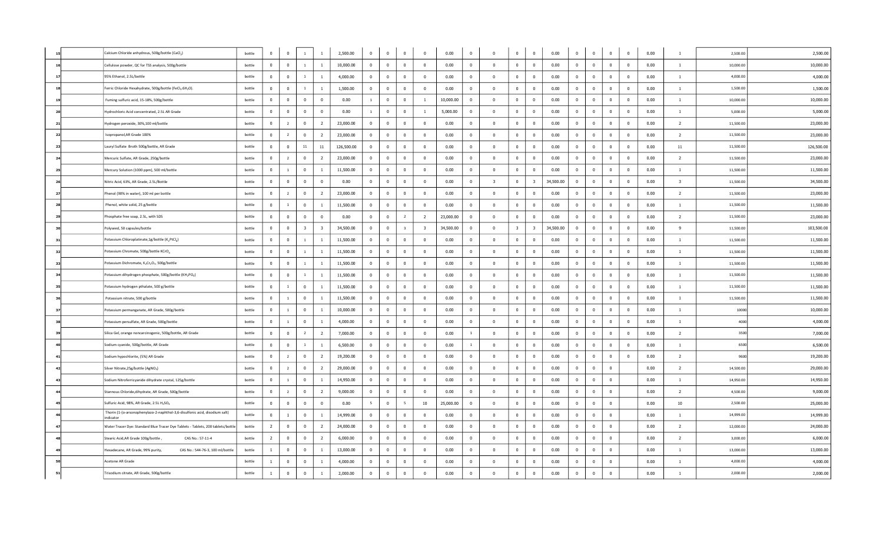| | | | | | | | | | | | | | | | | | | | | | | | | | | |
|---|---|---|---|---|---|---|---|---|---|---|---|---|---|---|---|---|---|---|---|---|---|---|---|---|---|---|
| 15 | | Calcium Chloride anhydrous, 500g/bottle ($CaCl_2$) | bottle | 0 | 0 | 1 | 1 | 2,500.00 | 0 | 0 | 0 | 0 | 0.00 | 0 | 0 | 0 | 0 | 0.00 | 0 | 0 | 0 | 0 | 0.00 | 1 | 2,500.00 | 2,500.00 |
| 16 | | Cellulose powder, QC for TSS analysis, 500g/bottle | bottle | 0 | 0 | 1 | 1 | 10,000.00 | 0 | 0 | 0 | 0 | 0.00 | 0 | 0 | 0 | 0 | 0.00 | 0 | 0 | 0 | 0 | 0.00 | 1 | 10,000.00 | 10,000.00 |
| 17 | | 95% Ethanol, 2.5L/bottle | bottle | 0 | 0 | 1 | 1 | 4,000.00 | 0 | 0 | 0 | 0 | 0.00 | 0 | 0 | 0 | 0 | 0.00 | 0 | 0 | 0 | 0 | 0.00 | 1 | 4,000.00 | 4,000.00 |
| 18 | | Ferric Chloride Hexahydrate, 500g/bottle ($FeCl_3.6H_2O$). | bottle | 0 | 0 | 1 | 1 | 1,500.00 | 0 | 0 | 0 | 0 | 0.00 | 0 | 0 | 0 | 0 | 0.00 | 0 | 0 | 0 | 0 | 0.00 | 1 | 1,500.00 | 1,500.00 |
| 19 | | Fuming sulfuric acid, 15-18%, 500g/bottle | bottle | 0 | 0 | 0 | 0 | 0.00 | 1 | 0 | 0 | 1 | 10,000.00 | 0 | 0 | 0 | 0 | 0.00 | 0 | 0 | 0 | 0 | 0.00 | 1 | 10,000.00 | 10,000.00 |
| 20 | | Hydrochloric Acid concentrated, 2.5L AR Grade | bottle | 0 | 0 | 0 | 0 | 0.00 | 1 | 0 | 0 | 1 | 5,000.00 | 0 | 0 | 0 | 0 | 0.00 | 0 | 0 | 0 | 0 | 0.00 | 1 | 5,000.00 | 5,000.00 |
| 21 | | Hydrogen peroxide, 30%,100 ml/bottle | bottle | 0 | 2 | 0 | 2 | 23,000.00 | 0 | 0 | 0 | 0 | 0.00 | 0 | 0 | 0 | 0 | 0.00 | 0 | 0 | 0 | 0 | 0.00 | 2 | 11,500.00 | 23,000.00 |
| 22 | | Isopropanol,AR Grade 100% | bottle | 0 | 2 | 0 | 2 | 23,000.00 | 0 | 0 | 0 | 0 | 0.00 | 0 | 0 | 0 | 0 | 0.00 | 0 | 0 | 0 | 0 | 0.00 | 2 | 11,500.00 | 23,000.00 |
| 23 | | Lauryl Sulfate Broth 500g/bottle, AR Grade | bottle | 0 | 0 | 11 | 11 | 126,500.00 | 0 | 0 | 0 | 0 | 0.00 | 0 | 0 | 0 | 0 | 0.00 | 0 | 0 | 0 | 0 | 0.00 | 11 | 11,500.00 | 126,500.00 |
| 24 | | Mercuric Sulfate, AR Grade, 250g/bottle | bottle | 0 | 2 | 0 | 2 | 23,000.00 | 0 | 0 | 0 | 0 | 0.00 | 0 | 0 | 0 | 0 | 0.00 | 0 | 0 | 0 | 0 | 0.00 | 2 | 11,500.00 | 23,000.00 |
| 25 | | Mercury Solution (1000 ppm), 500 ml/bottle | bottle | 0 | 1 | 0 | 1 | 11,500.00 | 0 | 0 | 0 | 0 | 0.00 | 0 | 0 | 0 | 0 | 0.00 | 0 | 0 | 0 | 0 | 0.00 | 1 | 11,500.00 | 11,500.00 |
| 26 | | Nitric Acid, 63%, AR Grade, 2.5L/Bottle | bottle | 0 | 0 | 0 | 0 | 0.00 | 0 | 0 | 0 | 0 | 0.00 | 0 | 3 | 0 | 3 | 34,500.00 | 0 | 0 | 0 | 0 | 0.00 | 3 | 11,500.00 | 34,500.00 |
| 27 | | Phenol (90% in water), 100 ml per bottle | bottle | 0 | 2 | 0 | 2 | 23,000.00 | 0 | 0 | 0 | 0 | 0.00 | 0 | 0 | 0 | 0 | 0.00 | 0 | 0 | 0 | 0 | 0.00 | 2 | 11,500.00 | 23,000.00 |
| 28 | | Phenol, white solid, 25 g/bottle | bottle | 0 | 1 | 0 | 1 | 11,500.00 | 0 | 0 | 0 | 0 | 0.00 | 0 | 0 | 0 | 0 | 0.00 | 0 | 0 | 0 | 0 | 0.00 | 1 | 11,500.00 | 11,500.00 |
| 29 | | Phosphate free soap, 2.5L, with SDS | bottle | 0 | 0 | 0 | 0 | 0.00 | 0 | 0 | 2 | 2 | 23,000.00 | 0 | 0 | 0 | 0 | 0.00 | 0 | 0 | 0 | 0 | 0.00 | 2 | 11,500.00 | 23,000.00 |
| 30 | | Polyseed, 50 capsules/bottle | bottle | 0 | 0 | 3 | 3 | 34,500.00 | 0 | 0 | 3 | 3 | 34,500.00 | 0 | 0 | 3 | 3 | 34,500.00 | 0 | 0 | 0 | 0 | 0.00 | 9 | 11,500.00 | 103,500.00 |
| 31 | | Potassium Chloroplatinate,1g/bottle ($K_2PtCl_6$) | bottle | 0 | 0 | 1 | 1 | 11,500.00 | 0 | 0 | 0 | 0 | 0.00 | 0 | 0 | 0 | 0 | 0.00 | 0 | 0 | 0 | 0 | 0.00 | 1 | 11,500.00 | 11,500.00 |
| 32 | | Potassium Chromate, 500g/bottle $KCrO_4$ | bottle | 0 | 0 | 1 | 1 | 11,500.00 | 0 | 0 | 0 | 0 | 0.00 | 0 | 0 | 0 | 0 | 0.00 | 0 | 0 | 0 | 0 | 0.00 | 1 | 11,500.00 | 11,500.00 |
| 33 | | Potassium Dichromate, $K_2Cr_2O_7$, 500g/bottle | bottle | 0 | 0 | 1 | 1 | 11,500.00 | 0 | 0 | 0 | 0 | 0.00 | 0 | 0 | 0 | 0 | 0.00 | 0 | 0 | 0 | 0 | 0.00 | 1 | 11,500.00 | 11,500.00 |
| 34 | | Potassium dihydrogen phosphate, 500g/bottle ($KH_2PO_4$) | bottle | 0 | 0 | 1 | 1 | 11,500.00 | 0 | 0 | 0 | 0 | 0.00 | 0 | 0 | 0 | 0 | 0.00 | 0 | 0 | 0 | 0 | 0.00 | 1 | 11,500.00 | 11,500.00 |
| 35 | | Potassium hydrogen pthalate, 500 g/bottle | bottle | 0 | 1 | 0 | 1 | 11,500.00 | 0 | 0 | 0 | 0 | 0.00 | 0 | 0 | 0 | 0 | 0.00 | 0 | 0 | 0 | 0 | 0.00 | 1 | 11,500.00 | 11,500.00 |
| 36 | | Potassium nitrate, 500 g/bottle | bottle | 0 | 1 | 0 | 1 | 11,500.00 | 0 | 0 | 0 | 0 | 0.00 | 0 | 0 | 0 | 0 | 0.00 | 0 | 0 | 0 | 0 | 0.00 | 1 | 11,500.00 | 11,500.00 |
| 37 | | Potassium permanganate, AR Grade, 500g/bottle | bottle | 0 | 1 | 0 | 1 | 10,000.00 | 0 | 0 | 0 | 0 | 0.00 | 0 | 0 | 0 | 0 | 0.00 | 0 | 0 | 0 | 0 | 0.00 | 1 | 10000 | 10,000.00 |
| 38 | | Potassium persulfate, AR Grade, 500g/bottle | bottle | 0 | 1 | 0 | 1 | 4,000.00 | 0 | 0 | 0 | 0 | 0.00 | 0 | 0 | 0 | 0 | 0.00 | 0 | 0 | 0 | 0 | 0.00 | 1 | 4000 | 4,000.00 |
| 39 | | Silica Gel, orange noncarcinogenic, 500g/bottle, AR Grade | bottle | 0 | 0 | 2 | 2 | 7,000.00 | 0 | 0 | 0 | 0 | 0.00 | 1 | 0 | 0 | 0 | 0.00 | 0 | 0 | 0 | 0 | 0.00 | 2 | 3500 | 7,000.00 |
| 40 | | Sodium cyanide, 500g/bottle, AR Grade | bottle | 0 | 0 | 1 | 1 | 6,500.00 | 0 | 0 | 0 | 0 | 0.00 | 1 | 0 | 0 | 0 | 0.00 | 0 | 0 | 0 | 0 | 0.00 | 1 | 6500 | 6,500.00 |
| 41 | | Sodium hypochlorite, (5%) AR Grade | bottle | 0 | 2 | 0 | 2 | 19,200.00 | 0 | 0 | 0 | 0 | 0.00 | 0 | 0 | 0 | 0 | 0.00 | 0 | 0 | 0 | 0 | 0.00 | 2 | 9600 | 19,200.00 |
| 42 | | Silver Nitrate,25g/bottle ($AgNO_3$) | bottle | 0 | 2 | 0 | 2 | 29,000.00 | 0 | 0 | 0 | 0 | 0.00 | 0 | 0 | 0 | 0 | 0.00 | 0 | 0 | 0 | | 0.00 | 2 | 14,500.00 | 29,000.00 |
| 43 | | Sodium Nitroferricyanide dihydrate crystal, 125g/bottle | bottle | 0 | 1 | 0 | 1 | 14,950.00 | 0 | 0 | 0 | 0 | 0.00 | 0 | 0 | 0 | 0 | 0.00 | 0 | 0 | 0 | | 0.00 | 1 | 14,950.00 | 14,950.00 |
| 44 | | Stannous Chloride,dihydrate, AR Grade, 500g/bottle | bottle | 0 | 2 | 0 | 2 | 9,000.00 | 0 | 0 | 0 | 0 | 0.00 | 0 | 0 | 0 | 0 | 0.00 | 0 | 0 | 0 | | 0.00 | 2 | 4,500.00 | 9,000.00 |
| 45 | | Sulfuric Acid, 98%, AR Grade, 2.5L $H_2SO_4$ | bottle | 0 | 0 | 0 | 0 | 0.00 | 5 | 0 | 5 | 10 | 25,000.00 | 0 | 0 | 0 | 0 | 0.00 | 0 | 0 | 0 | | 0.00 | 10 | 2,500.00 | 25,000.00 |
| 46 | | Thorin [1-(o-arsonophenylazo-2-naphthol-3,6-disulfonic acid, disodium salt] indicator | bottle | 0 | 1 | 0 | 1 | 14,999.00 | 0 | 0 | 0 | 0 | 0.00 | 0 | 0 | 0 | 0 | 0.00 | 0 | 0 | 0 | | 0.00 | 1 | 14,999.00 | 14,999.00 |
| 47 | | Water Tracer Dye: Standard Blue Tracer Dye Tablets - Tablets, 200 tablets/bottle | bottle | 2 | 0 | 0 | 2 | 24,000.00 | 0 | 0 | 0 | 0 | 0.00 | 0 | 0 | 0 | 0 | 0.00 | 0 | 0 | 0 | | 0.00 | 2 | 12,000.00 | 24,000.00 |
| 48 | | Stearic Acid,AR Grade 100g/bottle , CAS No.: 57-11-4 | bottle | 2 | 0 | 0 | 2 | 6,000.00 | 0 | 0 | 0 | 0 | 0.00 | 0 | 0 | 0 | 0 | 0.00 | 0 | 0 | 0 | | 0.00 | 2 | 3,000.00 | 6,000.00 |
| 49 | | Hexadecane, AR Grade, 99% purity, CAS No.: 544-76-3, 100 ml/bottle | bottle | 1 | 0 | 0 | 1 | 13,000.00 | 0 | 0 | 0 | 0 | 0.00 | 0 | 0 | 0 | 0 | 0.00 | 0 | 0 | 0 | | 0.00 | 1 | 13,000.00 | 13,000.00 |
| 50 | | Acetone AR Grade | bottle | 1 | 0 | 0 | 1 | 4,000.00 | 0 | 0 | 0 | 0 | 0.00 | 0 | 0 | 0 | 0 | 0.00 | 0 | 0 | 0 | | 0.00 | 1 | 4,000.00 | 4,000.00 |
| 51 | | Trisodium citrate, AR Grade, 500g/bottle | bottle | 1 | 0 | 0 | 1 | 2,000.00 | 0 | 0 | 0 | 0 | 0.00 | 0 | 0 | 0 | 0 | 0.00 | 0 | 0 | 0 | | 0.00 | 1 | 2,000.00 | 2,000.00 |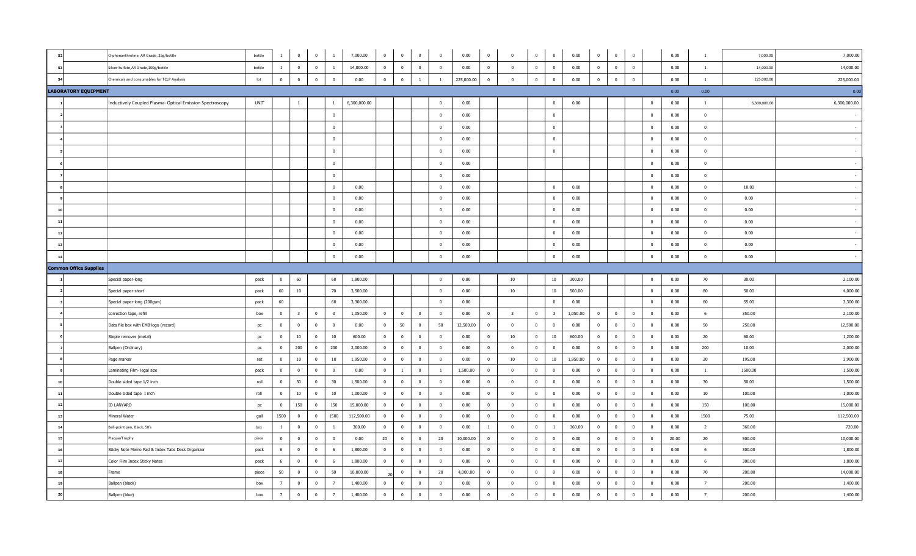| | | | | | | | | | | | | | | | | | | | | | | | | | | |
|---|---|---|---|---|---|---|---|---|---|---|---|---|---|---|---|---|---|---|---|---|---|---|---|---|---|---|
| 52 | | O-phenanthroline, AR Grade, 25g/bottle | bottle | 1 | 0 | 0 | 1 | 7,000.00 | 0 | 0 | 0 | 0 | 0.00 | 0 | 0 | 0 | 0 | 0.00 | 0 | 0 | 0 | | 0.00 | 1 | 7,000.00 | 7,000.00 |
| 53 | | Silver Sulfate,AR Grade,100g/bottle | bottle | 1 | 0 | 0 | 1 | 14,000.00 | 0 | 0 | 0 | 0 | 0.00 | 0 | 0 | 0 | 0 | 0.00 | 0 | 0 | 0 | | 0.00 | 1 | 14,000.00 | 14,000.00 |
| 54 | | Chemicals and consumables for TCLP Analysis | lot | 0 | 0 | 0 | 0 | 0.00 | 0 | 0 | 1 | 1 | 225,000.00 | 0 | 0 | 0 | 0 | 0.00 | 0 | 0 | 0 | | 0.00 | 1 | 225,000.00 | 225,000.00 |
| **LABORATORY EQUIPMENT** | | | | | | | | | | | | | | | | | | | | | | | 0.00 | 0.00 | | 0.00 |
| 1 | | Inductively Coupled Plasma- Optical Emission Spectroscopy | UNIT | | 1 | | 1 | 6,300,000.00 | | | | 0 | 0.00 | | | | 0 | 0.00 | | | | 0 | 0.00 | 1 | 6,300,000.00 | 6,300,000.00 |
| 2 | | | | | | | 0 | | | | | 0 | 0.00 | | | | 0 | | | | | 0 | 0.00 | 0 | | - |
| 3 | | | | | | | 0 | | | | | 0 | 0.00 | | | | 0 | | | | | 0 | 0.00 | 0 | | - |
| 4 | | | | | | | 0 | | | | | 0 | 0.00 | | | | 0 | | | | | 0 | 0.00 | 0 | | - |
| 5 | | | | | | | 0 | | | | | 0 | 0.00 | | | | 0 | | | | | 0 | 0.00 | 0 | | - |
| 6 | | | | | | | 0 | | | | | 0 | 0.00 | | | | | | | | | 0 | 0.00 | 0 | | - |
| 7 | | | | | | | 0 | | | | | 0 | 0.00 | | | | | | | | | 0 | 0.00 | 0 | | - |
| 8 | | | | | | | 0 | 0.00 | | | | 0 | 0.00 | | | | 0 | 0.00 | | | | 0 | 0.00 | 0 | 10.00 | - |
| 9 | | | | | | | 0 | 0.00 | | | | 0 | 0.00 | | | | 0 | 0.00 | | | | 0 | 0.00 | 0 | 0.00 | - |
| 10 | | | | | | | 0 | 0.00 | | | | 0 | 0.00 | | | | 0 | 0.00 | | | | 0 | 0.00 | 0 | 0.00 | - |
| 11 | | | | | | | 0 | 0.00 | | | | 0 | 0.00 | | | | 0 | 0.00 | | | | 0 | 0.00 | 0 | 0.00 | - |
| 12 | | | | | | | 0 | 0.00 | | | | 0 | 0.00 | | | | 0 | 0.00 | | | | 0 | 0.00 | 0 | 0.00 | - |
| 13 | | | | | | | 0 | 0.00 | | | | 0 | 0.00 | | | | 0 | 0.00 | | | | 0 | 0.00 | 0 | 0.00 | - |
| 14 | | | | | | | 0 | 0.00 | | | | 0 | 0.00 | | | | 0 | 0.00 | | | | 0 | 0.00 | 0 | 0.00 | - |
| **Common Office Supplies** | | | | | | | | | | | | | | | | | | | | | | | | | | |
| 1 | | Special paper-long | pack | 0 | 60 | | 60 | 1,800.00 | | | | 0 | 0.00 | | 10 | | 10 | 300.00 | | | | 0 | 0.00 | 70 | 30.00 | 2,100.00 |
| 2 | | Special paper-short | pack | 60 | 10 | | 70 | 3,500.00 | | | | 0 | 0.00 | | 10 | | 10 | 500.00 | | | | 0 | 0.00 | 80 | 50.00 | 4,000.00 |
| 3 | | Special paper-long (200gsm) | pack | 60 | | | 60 | 3,300.00 | | | | 0 | 0.00 | | | | 0 | 0.00 | | | | 0 | 0.00 | 60 | 55.00 | 3,300.00 |
| 4 | | correction tape, refill | box | 0 | 3 | 0 | 3 | 1,050.00 | 0 | 0 | 0 | 0 | 0.00 | 0 | 3 | 0 | 3 | 1,050.00 | 0 | 0 | 0 | 0 | 0.00 | 6 | 350.00 | 2,100.00 |
| 5 | | Data file box with EMB logo (record) | pc | 0 | 0 | 0 | 0 | 0.00 | 0 | 50 | 0 | 50 | 12,500.00 | 0 | 0 | 0 | 0 | 0.00 | 0 | 0 | 0 | 0 | 0.00 | 50 | 250.00 | 12,500.00 |
| 6 | | Steple remover (metal) | pc | 0 | 10 | 0 | 10 | 600.00 | 0 | 0 | 0 | 0 | 0.00 | 0 | 10 | 0 | 10 | 600.00 | 0 | 0 | 0 | 0 | 0.00 | 20 | 60.00 | 1,200.00 |
| 7 | | Ballpen (Ordinary) | pc | 0 | 200 | 0 | 200 | 2,000.00 | 0 | 0 | 0 | 0 | 0.00 | 0 | 0 | 0 | 0 | 0.00 | 0 | 0 | 0 | 0 | 0.00 | 200 | 10.00 | 2,000.00 |
| 8 | | Page marker | set | 0 | 10 | 0 | 10 | 1,950.00 | 0 | 0 | 0 | 0 | 0.00 | 0 | 10 | 0 | 10 | 1,950.00 | 0 | 0 | 0 | 0 | 0.00 | 20 | 195.00 | 3,900.00 |
| 9 | | Laminating Film- legal size | pack | 0 | 0 | 0 | 0 | 0.00 | 0 | 1 | 0 | 1 | 1,500.00 | 0 | 0 | 0 | 0 | 0.00 | 0 | 0 | 0 | 0 | 0.00 | 1 | 1500.00 | 1,500.00 |
| 10 | | Double sided tape 1/2 inch | roll | 0 | 30 | 0 | 30 | 1,500.00 | 0 | 0 | 0 | 0 | 0.00 | 0 | 0 | 0 | 0 | 0.00 | 0 | 0 | 0 | 0 | 0.00 | 30 | 50.00 | 1,500.00 |
| 11 | | Double sided tape 1 inch | roll | 0 | 10 | 0 | 10 | 1,000.00 | 0 | 0 | 0 | 0 | 0.00 | 0 | 0 | 0 | 0 | 0.00 | 0 | 0 | 0 | 0 | 0.00 | 10 | 100.00 | 1,000.00 |
| 12 | | ID LANYARD | pc | 0 | 150 | 0 | 150 | 15,000.00 | 0 | 0 | 0 | 0 | 0.00 | 0 | 0 | 0 | 0 | 0.00 | 0 | 0 | 0 | 0 | 0.00 | 150 | 100.00 | 15,000.00 |
| 13 | | Mineral Water | gall | 1500 | 0 | 0 | 1500 | 112,500.00 | 0 | 0 | 0 | 0 | 0.00 | 0 | 0 | 0 | 0 | 0.00 | 0 | 0 | 0 | 0 | 0.00 | 1500 | 75.00 | 112,500.00 |
| 14 | | Ball-point pen, Black, 50's | box | 1 | 0 | 0 | 1 | 360.00 | 0 | 0 | 0 | 0 | 0.00 | 1 | 0 | 0 | 1 | 360.00 | 0 | 0 | 0 | 0 | 0.00 | 2 | 360.00 | 720.00 |
| 15 | | Plaque/Trophy | piece | 0 | 0 | 0 | 0 | 0.00 | 20 | 0 | 0 | 20 | 10,000.00 | 0 | 0 | 0 | 0 | 0.00 | 0 | 0 | 0 | 0 | 20.00 | 20 | 500.00 | 10,000.00 |
| 16 | | Sticky Note Memo Pad & Index Tabs Desk Organizer | pack | 6 | 0 | 0 | 6 | 1,800.00 | 0 | 0 | 0 | 0 | 0.00 | 0 | 0 | 0 | 0 | 0.00 | 0 | 0 | 0 | 0 | 0.00 | 6 | 300.00 | 1,800.00 |
| 17 | | Color Film Index Sticky Notes | pack | 6 | 0 | 0 | 6 | 1,800.00 | 0 | 0 | 0 | 0 | 0.00 | 0 | 0 | 0 | 0 | 0.00 | 0 | 0 | 0 | 0 | 0.00 | 6 | 300.00 | 1,800.00 |
| 18 | | Frame | piece | 50 | 0 | 0 | 50 | 10,000.00 | 20 | 0 | 0 | 20 | 4,000.00 | 0 | 0 | 0 | 0 | 0.00 | 0 | 0 | 0 | 0 | 0.00 | 70 | 200.00 | 14,000.00 |
| 19 | | Ballpen (black) | box | 7 | 0 | 0 | 7 | 1,400.00 | 0 | 0 | 0 | 0 | 0.00 | 0 | 0 | 0 | 0 | 0.00 | 0 | 0 | 0 | 0 | 0.00 | 7 | 200.00 | 1,400.00 |
| 20 | | Ballpen (blue) | box | 7 | 0 | 0 | 7 | 1,400.00 | 0 | 0 | 0 | 0 | 0.00 | 0 | 0 | 0 | 0 | 0.00 | 0 | 0 | 0 | 0 | 0.00 | 7 | 200.00 | 1,400.00 |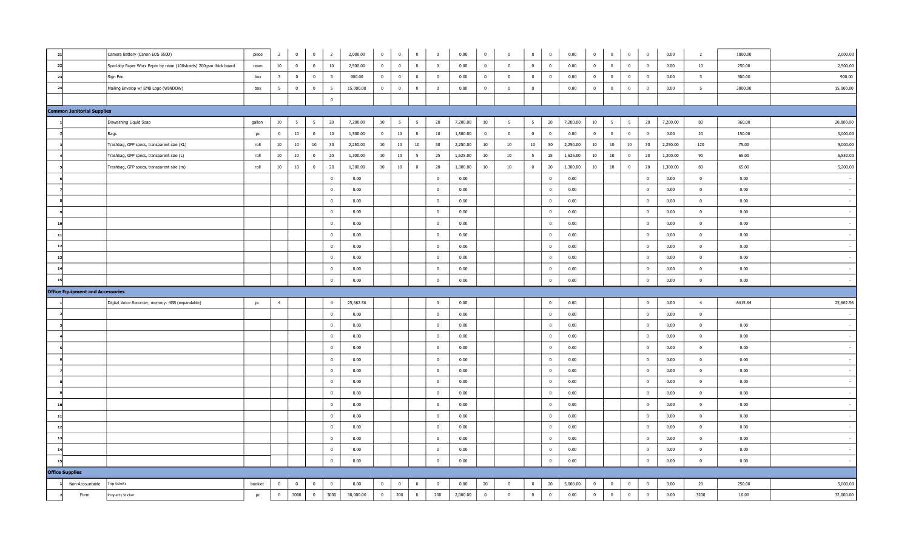| | | | | | | | | | | | | | | | | | | | | | | | | | | |
|---|---|---|---|---|---|---|---|---|---|---|---|---|---|---|---|---|---|---|---|---|---|---|---|---|---|---|
| 21 | | Camera Battery (Canon EOS 550D) | piece | 2 | 0 | 0 | 2 | 2,000.00 | 0 | 0 | 0 | 0 | 0.00 | 0 | 0 | 0 | 0 | 0.00 | 0 | 0 | 0 | 0 | 0.00 | 2 | 1000.00 | 2,000.00 |
| 22 | | Specialty Paper Worx Paper by ream (100sheets) 200gsm thick board | ream | 10 | 0 | 0 | 10 | 2,500.00 | 0 | 0 | 0 | 0 | 0.00 | 0 | 0 | 0 | 0 | 0.00 | 0 | 0 | 0 | 0 | 0.00 | 10 | 250.00 | 2,500.00 |
| 23 | | Sign Pen | box | 3 | 0 | 0 | 3 | 900.00 | 0 | 0 | 0 | 0 | 0.00 | 0 | 0 | 0 | 0 | 0.00 | 0 | 0 | 0 | 0 | 0.00 | 3 | 300.00 | 900.00 |
| 24 | | Mailing Envelop w/ EMB Logo (WINDOW) | box | 5 | 0 | 0 | 5 | 15,000.00 | 0 | 0 | 0 | 0 | 0.00 | 0 | 0 | 0 | | 0.00 | 0 | 0 | 0 | 0 | 0.00 | 5 | 3000.00 | 15,000.00 |
| | | | | | | | 0 | | | | | | | | | | | | | | | | | | | |
| **Common Janitorial Supplies** | | | | | | | | | | | | | | | | | | | | | | | | | | |
| 1 | | Diswashing Liquid Soap | gallon | 10 | 5 | 5 | 20 | 7,200.00 | 10 | 5 | 5 | 20 | 7,200.00 | 10 | 5 | 5 | 20 | 7,200.00 | 10 | 5 | 5 | 20 | 7,200.00 | 80 | 360.00 | 28,800.00 |
| 2 | | Rags | pc | 0 | 10 | 0 | 10 | 1,500.00 | 0 | 10 | 0 | 10 | 1,500.00 | 0 | 0 | 0 | 0 | 0.00 | 0 | 0 | 0 | 0 | 0.00 | 20 | 150.00 | 3,000.00 |
| 3 | | Trashbag, GPP specs, transparent size (XL) | roll | 10 | 10 | 10 | 30 | 2,250.00 | 10 | 10 | 10 | 30 | 2,250.00 | 10 | 10 | 10 | 30 | 2,250.00 | 10 | 10 | 10 | 30 | 2,250.00 | 120 | 75.00 | 9,000.00 |
| 4 | | Trashbag, GPP specs, transparent size (L) | roll | 10 | 10 | 0 | 20 | 1,300.00 | 10 | 10 | 5 | 25 | 1,625.00 | 10 | 10 | 5 | 25 | 1,625.00 | 10 | 10 | 0 | 20 | 1,300.00 | 90 | 65.00 | 5,850.00 |
| 5 | | Trashbag, GPP specs, transparent size (m) | roll | 10 | 10 | 0 | 20 | 1,300.00 | 10 | 10 | 0 | 20 | 1,300.00 | 10 | 10 | 0 | 20 | 1,300.00 | 10 | 10 | 0 | 20 | 1,300.00 | 80 | 65.00 | 5,200.00 |
| 6 | | | | | | | 0 | 0.00 | | | | 0 | 0.00 | | | | 0 | 0.00 | | | | 0 | 0.00 | 0 | 0.00 | - |
| 7 | | | | | | | 0 | 0.00 | | | | 0 | 0.00 | | | | 0 | 0.00 | | | | 0 | 0.00 | 0 | 0.00 | - |
| 8 | | | | | | | 0 | 0.00 | | | | 0 | 0.00 | | | | 0 | 0.00 | | | | 0 | 0.00 | 0 | 0.00 | - |
| 9 | | | | | | | 0 | 0.00 | | | | 0 | 0.00 | | | | 0 | 0.00 | | | | 0 | 0.00 | 0 | 0.00 | - |
| 10 | | | | | | | 0 | 0.00 | | | | 0 | 0.00 | | | | 0 | 0.00 | | | | 0 | 0.00 | 0 | 0.00 | - |
| 11 | | | | | | | 0 | 0.00 | | | | 0 | 0.00 | | | | 0 | 0.00 | | | | 0 | 0.00 | 0 | 0.00 | - |
| 12 | | | | | | | 0 | 0.00 | | | | 0 | 0.00 | | | | 0 | 0.00 | | | | 0 | 0.00 | 0 | 0.00 | - |
| 13 | | | | | | | 0 | 0.00 | | | | 0 | 0.00 | | | | 0 | 0.00 | | | | 0 | 0.00 | 0 | 0.00 | - |
| 14 | | | | | | | 0 | 0.00 | | | | 0 | 0.00 | | | | 0 | 0.00 | | | | 0 | 0.00 | 0 | 0.00 | - |
| 15 | | | | | | | 0 | 0.00 | | | | 0 | 0.00 | | | | 0 | 0.00 | | | | 0 | 0.00 | 0 | 0.00 | - |
| **Office Equipment and Accessories** | | | | | | | | | | | | | | | | | | | | | | | | | | |
| 1 | | Digital Voice Recorder, memory: 4GB (expandable) | pc | 4 | | | 4 | 25,662.56 | | | | 0 | 0.00 | | | | 0 | 0.00 | | | | 0 | 0.00 | 4 | 6415.64 | 25,662.56 |
| 2 | | | | | | | 0 | 0.00 | | | | 0 | 0.00 | | | | 0 | 0.00 | | | | 0 | 0.00 | 0 | | - |
| 3 | | | | | | | 0 | 0.00 | | | | 0 | 0.00 | | | | 0 | 0.00 | | | | 0 | 0.00 | 0 | 0.00 | - |
| 4 | | | | | | | 0 | 0.00 | | | | 0 | 0.00 | | | | 0 | 0.00 | | | | 0 | 0.00 | 0 | 0.00 | - |
| 5 | | | | | | | 0 | 0.00 | | | | 0 | 0.00 | | | | 0 | 0.00 | | | | 0 | 0.00 | 0 | 0.00 | - |
| 6 | | | | | | | 0 | 0.00 | | | | 0 | 0.00 | | | | 0 | 0.00 | | | | 0 | 0.00 | 0 | 0.00 | - |
| 7 | | | | | | | 0 | 0.00 | | | | 0 | 0.00 | | | | 0 | 0.00 | | | | 0 | 0.00 | 0 | 0.00 | - |
| 8 | | | | | | | 0 | 0.00 | | | | 0 | 0.00 | | | | 0 | 0.00 | | | | 0 | 0.00 | 0 | 0.00 | - |
| 9 | | | | | | | 0 | 0.00 | | | | 0 | 0.00 | | | | 0 | 0.00 | | | | 0 | 0.00 | 0 | 0.00 | - |
| 10 | | | | | | | 0 | 0.00 | | | | 0 | 0.00 | | | | 0 | 0.00 | | | | 0 | 0.00 | 0 | 0.00 | - |
| 11 | | | | | | | 0 | 0.00 | | | | 0 | 0.00 | | | | 0 | 0.00 | | | | 0 | 0.00 | 0 | 0.00 | - |
| 12 | | | | | | | 0 | 0.00 | | | | 0 | 0.00 | | | | 0 | 0.00 | | | | 0 | 0.00 | 0 | 0.00 | - |
| 13 | | | | | | | 0 | 0.00 | | | | 0 | 0.00 | | | | 0 | 0.00 | | | | 0 | 0.00 | 0 | 0.00 | - |
| 14 | | | | | | | 0 | 0.00 | | | | 0 | 0.00 | | | | 0 | 0.00 | | | | 0 | 0.00 | 0 | 0.00 | - |
| 15 | | | | | | | 0 | 0.00 | | | | 0 | 0.00 | | | | 0 | 0.00 | | | | 0 | 0.00 | 0 | 0.00 | - |
| **Office Supplies** | | | | | | | | | | | | | | | | | | | | | | | | | | |
| 1 | Non-Accountable | Trip tickets | booklet | 0 | 0 | 0 | 0 | 0.00 | 0 | 0 | 0 | 0 | 0.00 | 20 | 0 | 0 | 20 | 5,000.00 | 0 | 0 | 0 | 0 | 0.00 | 20 | 250.00 | 5,000.00 |
| 2 | Form | Property Sticker | pc | 0 | 3000 | 0 | 3000 | 30,000.00 | 0 | 200 | 0 | 200 | 2,000.00 | 0 | 0 | 0 | 0 | 0.00 | 0 | 0 | 0 | 0 | 0.00 | 3200 | 10.00 | 32,000.00 |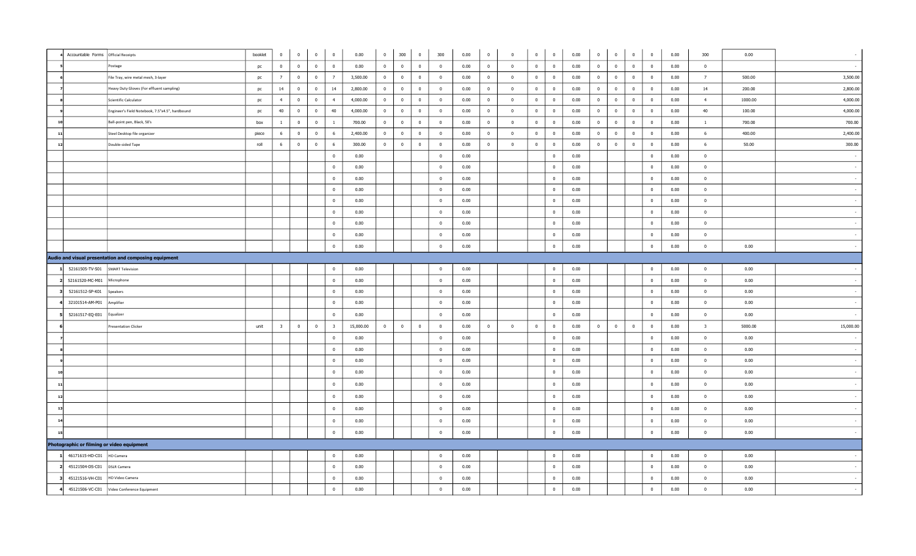| | | | | | | | | | | | | | | | | | | | | | | | | | | |
|---|---|---|---|---|---|---|---|---|---|---|---|---|---|---|---|---|---|---|---|---|---|---|---|---|---|---|
| 4 | Accountable Forms | Official Receipts | booklet | 0 | 0 | 0 | 0 | 0.00 | 0 | 300 | 0 | 300 | 0.00 | 0 | 0 | 0 | 0 | 0.00 | 0 | 0 | 0 | 0 | 0.00 | 300 | 0.00 | - |
| 5 | | Postage | pc | 0 | 0 | 0 | 0 | 0.00 | 0 | 0 | 0 | 0 | 0.00 | 0 | 0 | 0 | 0 | 0.00 | 0 | 0 | 0 | 0 | 0.00 | 0 | | - |
| 6 | | File Tray, wire metal mesh, 3-layer | pc | 7 | 0 | 0 | 7 | 3,500.00 | 0 | 0 | 0 | 0 | 0.00 | 0 | 0 | 0 | 0 | 0.00 | 0 | 0 | 0 | 0 | 0.00 | 7 | 500.00 | 3,500.00 |
| 7 | | Heavy Duty Gloves (For effluent sampling) | pc | 14 | 0 | 0 | 14 | 2,800.00 | 0 | 0 | 0 | 0 | 0.00 | 0 | 0 | 0 | 0 | 0.00 | 0 | 0 | 0 | 0 | 0.00 | 14 | 200.00 | 2,800.00 |
| 8 | | Scientific Calculator | pc | 4 | 0 | 0 | 4 | 4,000.00 | 0 | 0 | 0 | 0 | 0.00 | 0 | 0 | 0 | 0 | 0.00 | 0 | 0 | 0 | 0 | 0.00 | 4 | 1000.00 | 4,000.00 |
| 9 | | Engineer's Field Notebook, 7.5"x4.5", hardbound | pc | 40 | 0 | 0 | 40 | 4,000.00 | 0 | 0 | 0 | 0 | 0.00 | 0 | 0 | 0 | 0 | 0.00 | 0 | 0 | 0 | 0 | 0.00 | 40 | 100.00 | 4,000.00 |
| 10 | | Ball-point pen, Black, 50's | box | 1 | 0 | 0 | 1 | 700.00 | 0 | 0 | 0 | 0 | 0.00 | 0 | 0 | 0 | 0 | 0.00 | 0 | 0 | 0 | 0 | 0.00 | 1 | 700.00 | 700.00 |
| 11 | | Steel Desktop file organizer | piece | 6 | 0 | 0 | 6 | 2,400.00 | 0 | 0 | 0 | 0 | 0.00 | 0 | 0 | 0 | 0 | 0.00 | 0 | 0 | 0 | 0 | 0.00 | 6 | 400.00 | 2,400.00 |
| 12 | | Double-sided Tape | roll | 6 | 0 | 0 | 6 | 300.00 | 0 | 0 | 0 | 0 | 0.00 | 0 | 0 | 0 | 0 | 0.00 | 0 | 0 | 0 | 0 | 0.00 | 6 | 50.00 | 300.00 |
| | | | | | | | 0 | 0.00 | | | | 0 | 0.00 | | | | 0 | 0.00 | | | | 0 | 0.00 | 0 | | - |
| | | | | | | | 0 | 0.00 | | | | 0 | 0.00 | | | | 0 | 0.00 | | | | 0 | 0.00 | 0 | | - |
| | | | | | | | 0 | 0.00 | | | | 0 | 0.00 | | | | 0 | 0.00 | | | | 0 | 0.00 | 0 | | - |
| | | | | | | | 0 | 0.00 | | | | 0 | 0.00 | | | | 0 | 0.00 | | | | 0 | 0.00 | 0 | | - |
| | | | | | | | 0 | 0.00 | | | | 0 | 0.00 | | | | 0 | 0.00 | | | | 0 | 0.00 | 0 | | - |
| | | | | | | | 0 | 0.00 | | | | 0 | 0.00 | | | | 0 | 0.00 | | | | 0 | 0.00 | 0 | | - |
| | | | | | | | 0 | 0.00 | | | | 0 | 0.00 | | | | 0 | 0.00 | | | | 0 | 0.00 | 0 | | - |
| | | | | | | | 0 | 0.00 | | | | 0 | 0.00 | | | | 0 | 0.00 | | | | 0 | 0.00 | 0 | | - |
| | | | | | | | 0 | 0.00 | | | | 0 | 0.00 | | | | 0 | 0.00 | | | | 0 | 0.00 | 0 | 0.00 | - |
| **Audio and visual presentation and composing equipment** | | | | | | | | | | | | | | | | | | | | | | | | | | |
| 1 | 52161505-TV-S01 | SMART Television | | | | | 0 | 0.00 | | | | 0 | 0.00 | | | | 0 | 0.00 | | | | 0 | 0.00 | 0 | 0.00 | - |
| 2 | 52161520-MC-M01 | Microphone | | | | | 0 | 0.00 | | | | 0 | 0.00 | | | | 0 | 0.00 | | | | 0 | 0.00 | 0 | 0.00 | - |
| 3 | 52161512-SP-K01 | Speakers | | | | | 0 | 0.00 | | | | 0 | 0.00 | | | | 0 | 0.00 | | | | 0 | 0.00 | 0 | 0.00 | - |
| 4 | 32101514-AM-P01 | Amplifier | | | | | 0 | 0.00 | | | | 0 | 0.00 | | | | 0 | 0.00 | | | | 0 | 0.00 | 0 | 0.00 | - |
| 5 | 52161517-EQ-E01 | Equalizer | | | | | 0 | 0.00 | | | | 0 | 0.00 | | | | 0 | 0.00 | | | | 0 | 0.00 | 0 | 0.00 | - |
| 6 | | Presentation Clicker | unit | 3 | 0 | 0 | 3 | 15,000.00 | 0 | 0 | 0 | 0 | 0.00 | 0 | 0 | 0 | 0 | 0.00 | 0 | 0 | 0 | 0 | 0.00 | 3 | 5000.00 | 15,000.00 |
| 7 | | | | | | | 0 | 0.00 | | | | 0 | 0.00 | | | | 0 | 0.00 | | | | 0 | 0.00 | 0 | 0.00 | - |
| 8 | | | | | | | 0 | 0.00 | | | | 0 | 0.00 | | | | 0 | 0.00 | | | | 0 | 0.00 | 0 | 0.00 | - |
| 9 | | | | | | | 0 | 0.00 | | | | 0 | 0.00 | | | | 0 | 0.00 | | | | 0 | 0.00 | 0 | 0.00 | - |
| 10 | | | | | | | 0 | 0.00 | | | | 0 | 0.00 | | | | 0 | 0.00 | | | | 0 | 0.00 | 0 | 0.00 | - |
| 11 | | | | | | | 0 | 0.00 | | | | 0 | 0.00 | | | | 0 | 0.00 | | | | 0 | 0.00 | 0 | 0.00 | - |
| 12 | | | | | | | 0 | 0.00 | | | | 0 | 0.00 | | | | 0 | 0.00 | | | | 0 | 0.00 | 0 | 0.00 | - |
| 13 | | | | | | | 0 | 0.00 | | | | 0 | 0.00 | | | | 0 | 0.00 | | | | 0 | 0.00 | 0 | 0.00 | - |
| 14 | | | | | | | 0 | 0.00 | | | | 0 | 0.00 | | | | 0 | 0.00 | | | | 0 | 0.00 | 0 | 0.00 | - |
| 15 | | | | | | | 0 | 0.00 | | | | 0 | 0.00 | | | | 0 | 0.00 | | | | 0 | 0.00 | 0 | 0.00 | - |
| **Photographic or filming or video equipment** | | | | | | | | | | | | | | | | | | | | | | | | | | |
| 1 | 46171615-HD-C01 | HD Camera | | | | | 0 | 0.00 | | | | 0 | 0.00 | | | | 0 | 0.00 | | | | 0 | 0.00 | 0 | 0.00 | - |
| 2 | 45121504-DS-C01 | DSLR Camera | | | | | 0 | 0.00 | | | | 0 | 0.00 | | | | 0 | 0.00 | | | | 0 | 0.00 | 0 | 0.00 | - |
| 3 | 45121516-VH-C01 | HD Video Camera | | | | | 0 | 0.00 | | | | 0 | 0.00 | | | | 0 | 0.00 | | | | 0 | 0.00 | 0 | 0.00 | - |
| 4 | 45121506-VC-C01 | Video Conference Equipment | | | | | 0 | 0.00 | | | | 0 | 0.00 | | | | 0 | 0.00 | | | | 0 | 0.00 | 0 | 0.00 | - |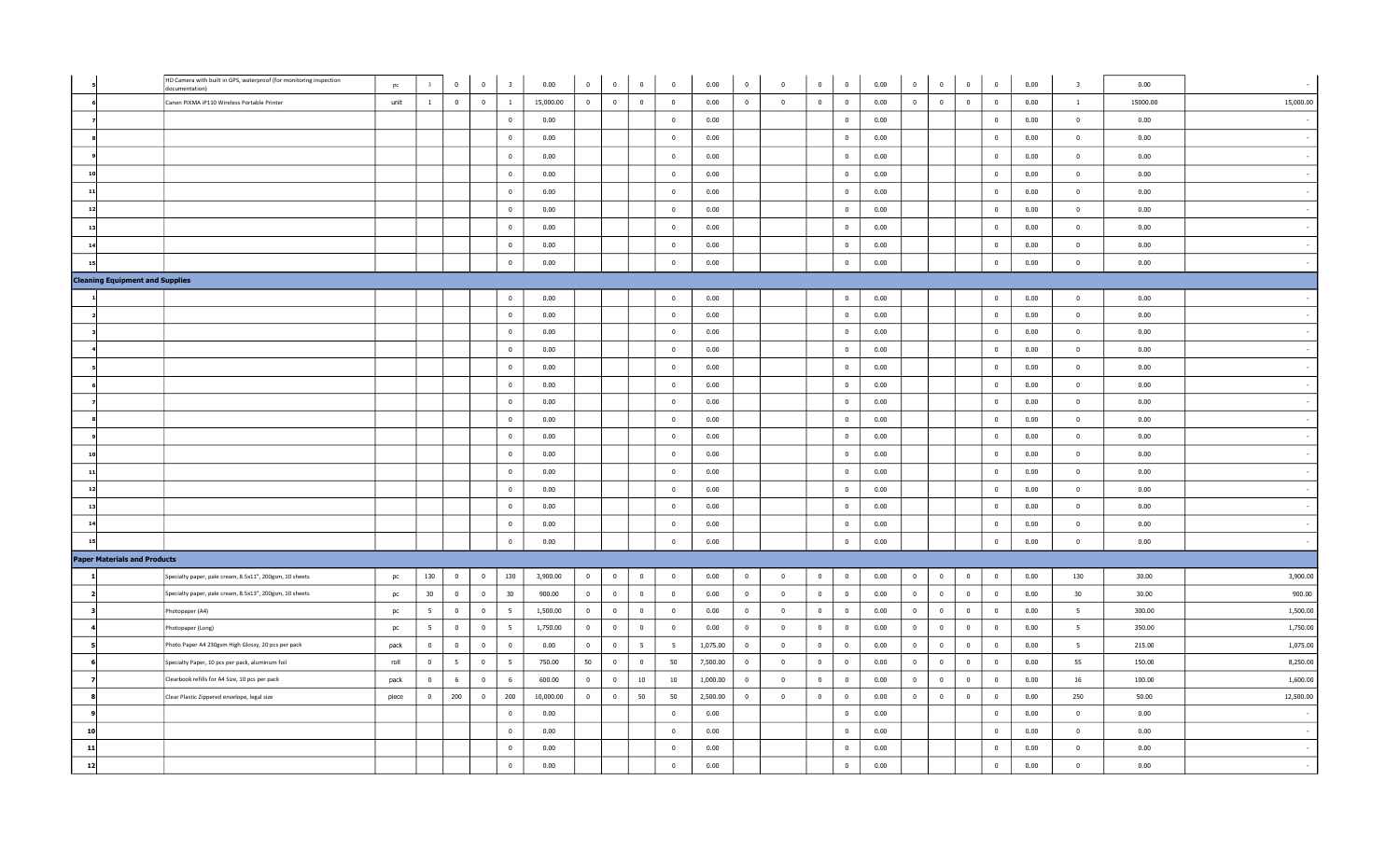| | | | | | | | | | | | | | | | | | | | | | | | | | | |
|---|---|---|---|---|---|---|---|---|---|---|---|---|---|---|---|---|---|---|---|---|---|---|---|---|---|---|
| 5 | | HD Camera with built in GPS, waterproof (for monitoring inspection documentation) | pc | 3 | 0 | 0 | 3 | 0.00 | 0 | 0 | 0 | 0 | 0.00 | 0 | 0 | 0 | 0 | 0.00 | 0 | 0 | 0 | 0 | 0.00 | 3 | 0.00 | - |
| 6 | | Canon PIXMA iP110 Wireless Portable Printer | unit | 1 | 0 | 0 | 1 | 15,000.00 | 0 | 0 | 0 | 0 | 0.00 | 0 | 0 | 0 | 0 | 0.00 | 0 | 0 | 0 | 0 | 0.00 | 1 | 15000.00 | 15,000.00 |
| 7 | | | | | | | 0 | 0.00 | | | | 0 | 0.00 | | | | 0 | 0.00 | | | | 0 | 0.00 | 0 | 0.00 | - |
| 8 | | | | | | | 0 | 0.00 | | | | 0 | 0.00 | | | | 0 | 0.00 | | | | 0 | 0.00 | 0 | 0.00 | - |
| 9 | | | | | | | 0 | 0.00 | | | | 0 | 0.00 | | | | 0 | 0.00 | | | | 0 | 0.00 | 0 | 0.00 | - |
| 10 | | | | | | | 0 | 0.00 | | | | 0 | 0.00 | | | | 0 | 0.00 | | | | 0 | 0.00 | 0 | 0.00 | - |
| 11 | | | | | | | 0 | 0.00 | | | | 0 | 0.00 | | | | 0 | 0.00 | | | | 0 | 0.00 | 0 | 0.00 | - |
| 12 | | | | | | | 0 | 0.00 | | | | 0 | 0.00 | | | | 0 | 0.00 | | | | 0 | 0.00 | 0 | 0.00 | - |
| 13 | | | | | | | 0 | 0.00 | | | | 0 | 0.00 | | | | 0 | 0.00 | | | | 0 | 0.00 | 0 | 0.00 | - |
| 14 | | | | | | | 0 | 0.00 | | | | 0 | 0.00 | | | | 0 | 0.00 | | | | 0 | 0.00 | 0 | 0.00 | - |
| 15 | | | | | | | 0 | 0.00 | | | | 0 | 0.00 | | | | 0 | 0.00 | | | | 0 | 0.00 | 0 | 0.00 | - |
| **Cleaning Equipment and Supplies** | | | | | | | | | | | | | | | | | | | | | | | | | | |
| 1 | | | | | | | 0 | 0.00 | | | | 0 | 0.00 | | | | 0 | 0.00 | | | | 0 | 0.00 | 0 | 0.00 | - |
| 2 | | | | | | | 0 | 0.00 | | | | 0 | 0.00 | | | | 0 | 0.00 | | | | 0 | 0.00 | 0 | 0.00 | - |
| 3 | | | | | | | 0 | 0.00 | | | | 0 | 0.00 | | | | 0 | 0.00 | | | | 0 | 0.00 | 0 | 0.00 | - |
| 4 | | | | | | | 0 | 0.00 | | | | 0 | 0.00 | | | | 0 | 0.00 | | | | 0 | 0.00 | 0 | 0.00 | - |
| 5 | | | | | | | 0 | 0.00 | | | | 0 | 0.00 | | | | 0 | 0.00 | | | | 0 | 0.00 | 0 | 0.00 | - |
| 6 | | | | | | | 0 | 0.00 | | | | 0 | 0.00 | | | | 0 | 0.00 | | | | 0 | 0.00 | 0 | 0.00 | - |
| 7 | | | | | | | 0 | 0.00 | | | | 0 | 0.00 | | | | 0 | 0.00 | | | | 0 | 0.00 | 0 | 0.00 | - |
| 8 | | | | | | | 0 | 0.00 | | | | 0 | 0.00 | | | | 0 | 0.00 | | | | 0 | 0.00 | 0 | 0.00 | - |
| 9 | | | | | | | 0 | 0.00 | | | | 0 | 0.00 | | | | 0 | 0.00 | | | | 0 | 0.00 | 0 | 0.00 | - |
| 10 | | | | | | | 0 | 0.00 | | | | 0 | 0.00 | | | | 0 | 0.00 | | | | 0 | 0.00 | 0 | 0.00 | - |
| 11 | | | | | | | 0 | 0.00 | | | | 0 | 0.00 | | | | 0 | 0.00 | | | | 0 | 0.00 | 0 | 0.00 | - |
| 12 | | | | | | | 0 | 0.00 | | | | 0 | 0.00 | | | | 0 | 0.00 | | | | 0 | 0.00 | 0 | 0.00 | - |
| 13 | | | | | | | 0 | 0.00 | | | | 0 | 0.00 | | | | 0 | 0.00 | | | | 0 | 0.00 | 0 | 0.00 | - |
| 14 | | | | | | | 0 | 0.00 | | | | 0 | 0.00 | | | | 0 | 0.00 | | | | 0 | 0.00 | 0 | 0.00 | - |
| 15 | | | | | | | 0 | 0.00 | | | | 0 | 0.00 | | | | 0 | 0.00 | | | | 0 | 0.00 | 0 | 0.00 | - |
| **Paper Materials and Products** | | | | | | | | | | | | | | | | | | | | | | | | | | |
| 1 | | Specialty paper, pale cream, 8.5x11", 200gsm, 10 sheets | pc | 130 | 0 | 0 | 130 | 3,900.00 | 0 | 0 | 0 | 0 | 0.00 | 0 | 0 | 0 | 0 | 0.00 | 0 | 0 | 0 | 0 | 0.00 | 130 | 30.00 | 3,900.00 |
| 2 | | Specialty paper, pale cream, 8.5x13", 200gsm, 10 sheets | pc | 30 | 0 | 0 | 30 | 900.00 | 0 | 0 | 0 | 0 | 0.00 | 0 | 0 | 0 | 0 | 0.00 | 0 | 0 | 0 | 0 | 0.00 | 30 | 30.00 | 900.00 |
| 3 | | Photopaper (A4) | pc | 5 | 0 | 0 | 5 | 1,500.00 | 0 | 0 | 0 | 0 | 0.00 | 0 | 0 | 0 | 0 | 0.00 | 0 | 0 | 0 | 0 | 0.00 | 5 | 300.00 | 1,500.00 |
| 4 | | Photopaper (Long) | pc | 5 | 0 | 0 | 5 | 1,750.00 | 0 | 0 | 0 | 0 | 0.00 | 0 | 0 | 0 | 0 | 0.00 | 0 | 0 | 0 | 0 | 0.00 | 5 | 350.00 | 1,750.00 |
| 5 | | Photo Paper A4 230gsm High Glossy, 20 pcs per pack | pack | 0 | 0 | 0 | 0 | 0.00 | 0 | 0 | 5 | 5 | 1,075.00 | 0 | 0 | 0 | 0 | 0.00 | 0 | 0 | 0 | 0 | 0.00 | 5 | 215.00 | 1,075.00 |
| 6 | | Specialty Paper, 10 pcs per pack, aluminum foil | roll | 0 | 5 | 0 | 5 | 750.00 | 50 | 0 | 0 | 50 | 7,500.00 | 0 | 0 | 0 | 0 | 0.00 | 0 | 0 | 0 | 0 | 0.00 | 55 | 150.00 | 8,250.00 |
| 7 | | Clearbook refills for A4 Size, 10 pcs per pack | pack | 0 | 6 | 0 | 6 | 600.00 | 0 | 0 | 10 | 10 | 1,000.00 | 0 | 0 | 0 | 0 | 0.00 | 0 | 0 | 0 | 0 | 0.00 | 16 | 100.00 | 1,600.00 |
| 8 | | Clear Plastic Zippered envelope, legal size | piece | 0 | 200 | 0 | 200 | 10,000.00 | 0 | 0 | 50 | 50 | 2,500.00 | 0 | 0 | 0 | 0 | 0.00 | 0 | 0 | 0 | 0 | 0.00 | 250 | 50.00 | 12,500.00 |
| 9 | | | | | | | 0 | 0.00 | | | | 0 | 0.00 | | | | 0 | 0.00 | | | | 0 | 0.00 | 0 | 0.00 | - |
| 10 | | | | | | | 0 | 0.00 | | | | 0 | 0.00 | | | | 0 | 0.00 | | | | 0 | 0.00 | 0 | 0.00 | - |
| 11 | | | | | | | 0 | 0.00 | | | | 0 | 0.00 | | | | 0 | 0.00 | | | | 0 | 0.00 | 0 | 0.00 | - |
| 12 | | | | | | | 0 | 0.00 | | | | 0 | 0.00 | | | | 0 | 0.00 | | | | 0 | 0.00 | 0 | 0.00 | - |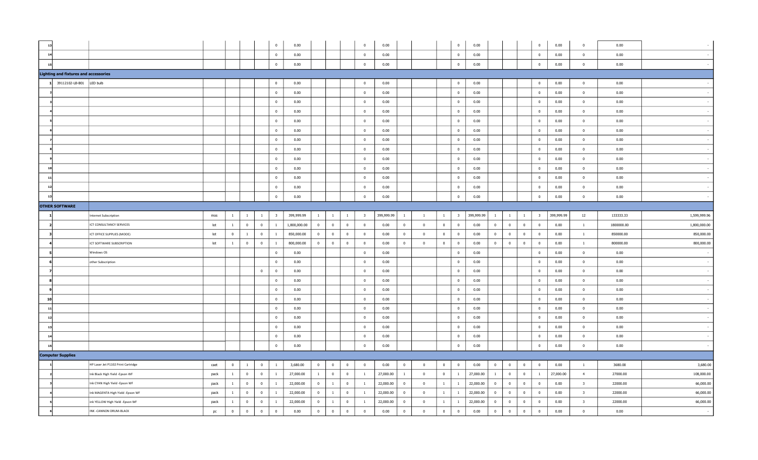| | | | | | | | | | | | | | | | | | | | | | | | | | | |
|---|---|---|---|---|---|---|---|---|---|---|---|---|---|---|---|---|---|---|---|---|---|---|---|---|---|---|
| 13 | | | | | | | 0 | 0.00 | | | | 0 | 0.00 | | | | 0 | 0.00 | | | | 0 | 0.00 | 0 | 0.00 | - |
| 14 | | | | | | | 0 | 0.00 | | | | 0 | 0.00 | | | | 0 | 0.00 | | | | 0 | 0.00 | 0 | 0.00 | - |
| 15 | | | | | | | 0 | 0.00 | | | | 0 | 0.00 | | | | 0 | 0.00 | | | | 0 | 0.00 | 0 | 0.00 | - |
| **Lighting and fixtures and accessories** | | | | | | | | | | | | | | | | | | | | | | | | | | |
| 1 | 39112102-LB-B01 | LED bulb | | | | | 0 | 0.00 | | | | 0 | 0.00 | | | | 0 | 0.00 | | | | 0 | 0.00 | 0 | 0.00 | - |
| 2 | | | | | | | 0 | 0.00 | | | | 0 | 0.00 | | | | 0 | 0.00 | | | | 0 | 0.00 | 0 | 0.00 | - |
| 3 | | | | | | | 0 | 0.00 | | | | 0 | 0.00 | | | | 0 | 0.00 | | | | 0 | 0.00 | 0 | 0.00 | - |
| 4 | | | | | | | 0 | 0.00 | | | | 0 | 0.00 | | | | 0 | 0.00 | | | | 0 | 0.00 | 0 | 0.00 | - |
| 5 | | | | | | | 0 | 0.00 | | | | 0 | 0.00 | | | | 0 | 0.00 | | | | 0 | 0.00 | 0 | 0.00 | - |
| 6 | | | | | | | 0 | 0.00 | | | | 0 | 0.00 | | | | 0 | 0.00 | | | | 0 | 0.00 | 0 | 0.00 | - |
| 7 | | | | | | | 0 | 0.00 | | | | 0 | 0.00 | | | | 0 | 0.00 | | | | 0 | 0.00 | 0 | 0.00 | - |
| 8 | | | | | | | 0 | 0.00 | | | | 0 | 0.00 | | | | 0 | 0.00 | | | | 0 | 0.00 | 0 | 0.00 | - |
| 9 | | | | | | | 0 | 0.00 | | | | 0 | 0.00 | | | | 0 | 0.00 | | | | 0 | 0.00 | 0 | 0.00 | - |
| 10 | | | | | | | 0 | 0.00 | | | | 0 | 0.00 | | | | 0 | 0.00 | | | | 0 | 0.00 | 0 | 0.00 | - |
| 11 | | | | | | | 0 | 0.00 | | | | 0 | 0.00 | | | | 0 | 0.00 | | | | 0 | 0.00 | 0 | 0.00 | - |
| 12 | | | | | | | 0 | 0.00 | | | | 0 | 0.00 | | | | 0 | 0.00 | | | | 0 | 0.00 | 0 | 0.00 | - |
| 13 | | | | | | | 0 | 0.00 | | | | 0 | 0.00 | | | | 0 | 0.00 | | | | 0 | 0.00 | 0 | 0.00 | - |
| **OTHER SOFTWARE** | | | | | | | | | | | | | | | | | | | | | | | | | | |
| 1 | | Internet Subscription | mos | 1 | 1 | 1 | 3 | 399,999.99 | 1 | 1 | 1 | 3 | 399,999.99 | 1 | 1 | 1 | 3 | 399,999.99 | 1 | 1 | 1 | 3 | 399,999.99 | 12 | 133333.33 | 1,599,999.96 |
| 2 | | ICT CONSULTANCY SERVICES | lot | 1 | 0 | 0 | 1 | 1,800,000.00 | 0 | 0 | 0 | 0 | 0.00 | 0 | 0 | 0 | 0 | 0.00 | 0 | 0 | 0 | 0 | 0.00 | 1 | 1800000.00 | 1,800,000.00 |
| 3 | | ICT OFFICE SUPPLIES (MOOE) | lot | 0 | 1 | 0 | 1 | 850,000.00 | 0 | 0 | 0 | 0 | 0.00 | 0 | 0 | 0 | 0 | 0.00 | 0 | 0 | 0 | 0 | 0.00 | 1 | 850000.00 | 850,000.00 |
| 4 | | ICT SOFTWARE SUBSCRIPTION | lot | 1 | 0 | 0 | 1 | 800,000.00 | 0 | 0 | 0 | 0 | 0.00 | 0 | 0 | 0 | 0 | 0.00 | 0 | 0 | 0 | 0 | 0.00 | 1 | 800000.00 | 800,000.00 |
| 5 | | Windows OS | | | | | 0 | 0.00 | | | | 0 | 0.00 | | | | 0 | 0.00 | | | | 0 | 0.00 | 0 | 0.00 | - |
| 6 | | other Subscription | | | | | 0 | 0.00 | | | | 0 | 0.00 | | | | 0 | 0.00 | | | | 0 | 0.00 | 0 | 0.00 | - |
| 7 | | | | | | 0 | 0 | 0.00 | | | | 0 | 0.00 | | | | 0 | 0.00 | | | | 0 | 0.00 | 0 | 0.00 | - |
| 8 | | | | | | | 0 | 0.00 | | | | 0 | 0.00 | | | | 0 | 0.00 | | | | 0 | 0.00 | 0 | 0.00 | - |
| 9 | | | | | | | 0 | 0.00 | | | | 0 | 0.00 | | | | 0 | 0.00 | | | | 0 | 0.00 | 0 | 0.00 | - |
| 10 | | | | | | | 0 | 0.00 | | | | 0 | 0.00 | | | | 0 | 0.00 | | | | 0 | 0.00 | 0 | 0.00 | - |
| 11 | | | | | | | 0 | 0.00 | | | | 0 | 0.00 | | | | 0 | 0.00 | | | | 0 | 0.00 | 0 | 0.00 | - |
| 12 | | | | | | | 0 | 0.00 | | | | 0 | 0.00 | | | | 0 | 0.00 | | | | 0 | 0.00 | 0 | 0.00 | - |
| 13 | | | | | | | 0 | 0.00 | | | | 0 | 0.00 | | | | 0 | 0.00 | | | | 0 | 0.00 | 0 | 0.00 | - |
| 14 | | | | | | | 0 | 0.00 | | | | 0 | 0.00 | | | | 0 | 0.00 | | | | 0 | 0.00 | 0 | 0.00 | - |
| 15 | | | | | | | 0 | 0.00 | | | | 0 | 0.00 | | | | 0 | 0.00 | | | | 0 | 0.00 | 0 | 0.00 | - |
| **Computer Supplies** | | | | | | | | | | | | | | | | | | | | | | | | | | |
| 1 | | HP Laser Jet P1102 Print Cartridge | cart | 0 | 1 | 0 | 1 | 3,680.00 | 0 | 0 | 0 | 0 | 0.00 | 0 | 0 | 0 | 0 | 0.00 | 0 | 0 | 0 | 0 | 0.00 | 1 | 3680.00 | 3,680.00 |
| 2 | | Ink Black High Yield -Epson WF | pack | 1 | 0 | 0 | 1 | 27,000.00 | 1 | 0 | 0 | 1 | 27,000.00 | 1 | 0 | 0 | 1 | 27,000.00 | 1 | 0 | 0 | 1 | 27,000.00 | 4 | 27000.00 | 108,000.00 |
| 3 | | Ink CYAN High Yield -Epson WF | pack | 1 | 0 | 0 | 1 | 22,000.00 | 0 | 1 | 0 | 1 | 22,000.00 | 0 | 0 | 1 | 1 | 22,000.00 | 0 | 0 | 0 | 0 | 0.00 | 3 | 22000.00 | 66,000.00 |
| 4 | | Ink MAGENTA High Yield -Epson WF | pack | 1 | 0 | 0 | 1 | 22,000.00 | 0 | 1 | 0 | 1 | 22,000.00 | 0 | 0 | 1 | 1 | 22,000.00 | 0 | 0 | 0 | 0 | 0.00 | 3 | 22000.00 | 66,000.00 |
| 5 | | ink YELLOW High Yield -Epson WF | pack | 1 | 0 | 0 | 1 | 22,000.00 | 0 | 1 | 0 | 1 | 22,000.00 | 0 | 0 | 1 | 1 | 22,000.00 | 0 | 0 | 0 | 0 | 0.00 | 3 | 22000.00 | 66,000.00 |
| 6 | | INK -CANNON DRUM-BLACK | pc | 0 | 0 | 0 | 0 | 0.00 | 0 | 0 | 0 | 0 | 0.00 | 0 | 0 | 0 | 0 | 0.00 | 0 | 0 | 0 | 0 | 0.00 | 0 | 0.00 | - |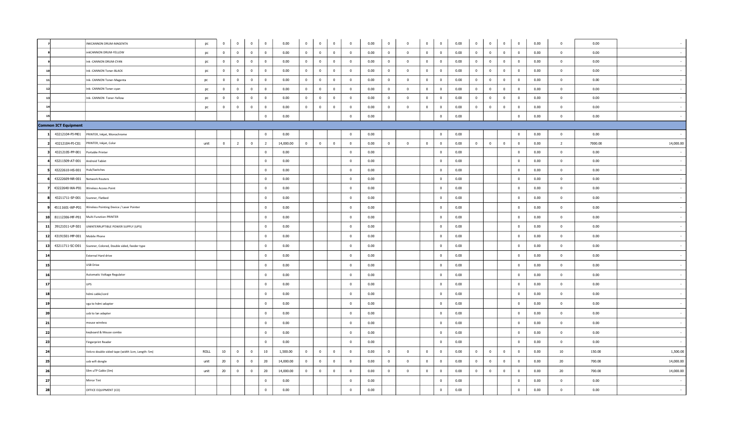| | | | | | | | | | | | | | | | | | | | | | | | | | | |
|---|---|---|---|---|---|---|---|---|---|---|---|---|---|---|---|---|---|---|---|---|---|---|---|---|---|---|
| 7 | | INKCANNON DRUM-MAGENTA | pc | 0 | 0 | 0 | 0 | 0.00 | 0 | 0 | 0 | 0 | 0.00 | 0 | 0 | 0 | 0 | 0.00 | 0 | 0 | 0 | 0 | 0.00 | 0 | 0.00 | - |
| 8 | | inkCANNON DRUM-YELLOW | pc | 0 | 0 | 0 | 0 | 0.00 | 0 | 0 | 0 | 0 | 0.00 | 0 | 0 | 0 | 0 | 0.00 | 0 | 0 | 0 | 0 | 0.00 | 0 | 0.00 | - |
| 9 | | Ink -CANNON DRUM-CYAN | pc | 0 | 0 | 0 | 0 | 0.00 | 0 | 0 | 0 | 0 | 0.00 | 0 | 0 | 0 | 0 | 0.00 | 0 | 0 | 0 | 0 | 0.00 | 0 | 0.00 | - |
| 10 | | Ink -CANNON Toner-BLACK | pc | 0 | 0 | 0 | 0 | 0.00 | 0 | 0 | 0 | 0 | 0.00 | 0 | 0 | 0 | 0 | 0.00 | 0 | 0 | 0 | 0 | 0.00 | 0 | 0.00 | - |
| 11 | | Ink- CANNON Toner-Magenta | pc | 0 | 0 | 0 | 0 | 0.00 | 0 | 0 | 0 | 0 | 0.00 | 0 | 0 | 0 | 0 | 0.00 | 0 | 0 | 0 | 0 | 0.00 | 0 | 0.00 | - |
| 12 | | Ink- CANNON Toner-cyan | pc | 0 | 0 | 0 | 0 | 0.00 | 0 | 0 | 0 | 0 | 0.00 | 0 | 0 | 0 | 0 | 0.00 | 0 | 0 | 0 | 0 | 0.00 | 0 | 0.00 | - |
| 13 | | Ink- CANNON Toner-Yellow | pc | 0 | 0 | 0 | 0 | 0.00 | 0 | 0 | 0 | 0 | 0.00 | 0 | 0 | 0 | 0 | 0.00 | 0 | 0 | 0 | 0 | 0.00 | 0 | 0.00 | - |
| 14 | | | pc | 0 | 0 | 0 | 0 | 0.00 | 0 | 0 | 0 | 0 | 0.00 | 0 | 0 | 0 | 0 | 0.00 | 0 | 0 | 0 | 0 | 0.00 | 0 | 0.00 | - |
| 15 | | | | | | | 0 | 0.00 | | | | 0 | 0.00 | | | | 0 | 0.00 | | | | 0 | 0.00 | 0 | 0.00 | - |
| **Common ICT Equipment** | | | | | | | | | | | | | | | | | | | | | | | | | | |
| 1 | 43212104-PI-M01 | PRINTER, Inkjet, Monochrome | | | | | 0 | 0.00 | | | | 0 | 0.00 | | | | 0 | 0.00 | | | | 0 | 0.00 | 0 | 0.00 | - |
| 2 | 43212104-PI-C01 | PRINTER, Inkjet, Color | unit | 0 | 2 | 0 | 2 | 14,000.00 | 0 | 0 | 0 | 0 | 0.00 | 0 | 0 | 0 | 0 | 0.00 | 0 | 0 | 0 | 0 | 0.00 | 2 | 7000.00 | 14,000.00 |
| 3 | 43212105-PP-001 | Portable Printer | | | | | 0 | 0.00 | | | | 0 | 0.00 | | | | 0 | 0.00 | | | | 0 | 0.00 | 0 | 0.00 | - |
| 4 | 43211509-AT-001 | Android Tablet | | | | | 0 | 0.00 | | | | 0 | 0.00 | | | | 0 | 0.00 | | | | 0 | 0.00 | 0 | 0.00 | - |
| 5 | 43222610-HS-001 | Hub/Switches | | | | | 0 | 0.00 | | | | 0 | 0.00 | | | | 0 | 0.00 | | | | 0 | 0.00 | 0 | 0.00 | - |
| 6 | 43222609-NR-001 | Network Routers | | | | | 0 | 0.00 | | | | 0 | 0.00 | | | | 0 | 0.00 | | | | 0 | 0.00 | 0 | 0.00 | - |
| 7 | 43222640-WA-P01 | Wireless Access Point | | | | | 0 | 0.00 | | | | 0 | 0.00 | | | | 0 | 0.00 | | | | 0 | 0.00 | 0 | 0.00 | - |
| 8 | 43211711-SF-001 | Scanner, Flatbed | | | | | 0 | 0.00 | | | | 0 | 0.00 | | | | 0 | 0.00 | | | | 0 | 0.00 | 0 | 0.00 | - |
| 9 | 45111601-WP-P01 | Wireless Pointing Device / Laser Pointer | | | | | 0 | 0.00 | | | | 0 | 0.00 | | | | 0 | 0.00 | | | | 0 | 0.00 | 0 | 0.00 | - |
| 10 | 81112306-MF-P01 | Multi Function PRINTER | | | | | 0 | 0.00 | | | | 0 | 0.00 | | | | 0 | 0.00 | | | | 0 | 0.00 | 0 | 0.00 | - |
| 11 | 39121011-UP-S01 | UNINTERRUPTIBLE POWER SUPPLY (UPS) | | | | | 0 | 0.00 | | | | 0 | 0.00 | | | | 0 | 0.00 | | | | 0 | 0.00 | 0 | 0.00 | - |
| 12 | 43191501-MP-001 | Mobile Phone | | | | | 0 | 0.00 | | | | 0 | 0.00 | | | | 0 | 0.00 | | | | 0 | 0.00 | 0 | 0.00 | - |
| 13 | 43211711-SC-D01 | Scanner, Colored, Double sided, feeder type | | | | | 0 | 0.00 | | | | 0 | 0.00 | | | | 0 | 0.00 | | | | 0 | 0.00 | 0 | 0.00 | - |
| 14 | | External Hard drive | | | | | 0 | 0.00 | | | | 0 | 0.00 | | | | 0 | 0.00 | | | | 0 | 0.00 | 0 | 0.00 | - |
| 15 | | USB Drive | | | | | 0 | 0.00 | | | | 0 | 0.00 | | | | 0 | 0.00 | | | | 0 | 0.00 | 0 | 0.00 | - |
| 16 | | Automatic Voltage Regulator | | | | | 0 | 0.00 | | | | 0 | 0.00 | | | | 0 | 0.00 | | | | 0 | 0.00 | 0 | 0.00 | - |
| 17 | | UPS | | | | | 0 | 0.00 | | | | 0 | 0.00 | | | | 0 | 0.00 | | | | 0 | 0.00 | 0 | 0.00 | - |
| 18 | | hdmi cable/cord | | | | | 0 | 0.00 | | | | 0 | 0.00 | | | | 0 | 0.00 | | | | 0 | 0.00 | 0 | 0.00 | - |
| 19 | | vga to hdmi adapter | | | | | 0 | 0.00 | | | | 0 | 0.00 | | | | 0 | 0.00 | | | | 0 | 0.00 | 0 | 0.00 | - |
| 20 | | usb to lan adapter | | | | | 0 | 0.00 | | | | 0 | 0.00 | | | | 0 | 0.00 | | | | 0 | 0.00 | 0 | 0.00 | - |
| 21 | | mouse wireless | | | | | 0 | 0.00 | | | | 0 | 0.00 | | | | 0 | 0.00 | | | | 0 | 0.00 | 0 | 0.00 | - |
| 22 | | keyboard & Mouse combo | | | | | 0 | 0.00 | | | | 0 | 0.00 | | | | 0 | 0.00 | | | | 0 | 0.00 | 0 | 0.00 | - |
| 23 | | Fingerprint Reader | | | | | 0 | 0.00 | | | | 0 | 0.00 | | | | 0 | 0.00 | | | | 0 | 0.00 | 0 | 0.00 | - |
| 24 | | Velcro double sided tape (width 1cm, Length: 5m) | ROLL | 10 | 0 | 0 | 10 | 1,500.00 | 0 | 0 | 0 | 0 | 0.00 | 0 | 0 | 0 | 0 | 0.00 | 0 | 0 | 0 | 0 | 0.00 | 10 | 150.00 | 1,500.00 |
| 25 | | usb wifi dongle | unit | 20 | 0 | 0 | 20 | 14,000.00 | 0 | 0 | 0 | 0 | 0.00 | 0 | 0 | 0 | 0 | 0.00 | 0 | 0 | 0 | 0 | 0.00 | 20 | 700.00 | 14,000.00 |
| 26 | | Slim uTP Cable (3m) | unit | 20 | 0 | 0 | 20 | 14,000.00 | 0 | 0 | 0 | 0 | 0.00 | 0 | 0 | 0 | 0 | 0.00 | 0 | 0 | 0 | 0 | 0.00 | 20 | 700.00 | 14,000.00 |
| 27 | | Mirror Tint | | | | | 0 | 0.00 | | | | 0 | 0.00 | | | | 0 | 0.00 | | | | 0 | 0.00 | 0 | 0.00 | - |
| 28 | | OFFICE EQUIPMENT (CO) | | | | | 0 | 0.00 | | | | 0 | 0.00 | | | | 0 | 0.00 | | | | 0 | 0.00 | 0 | 0.00 | - |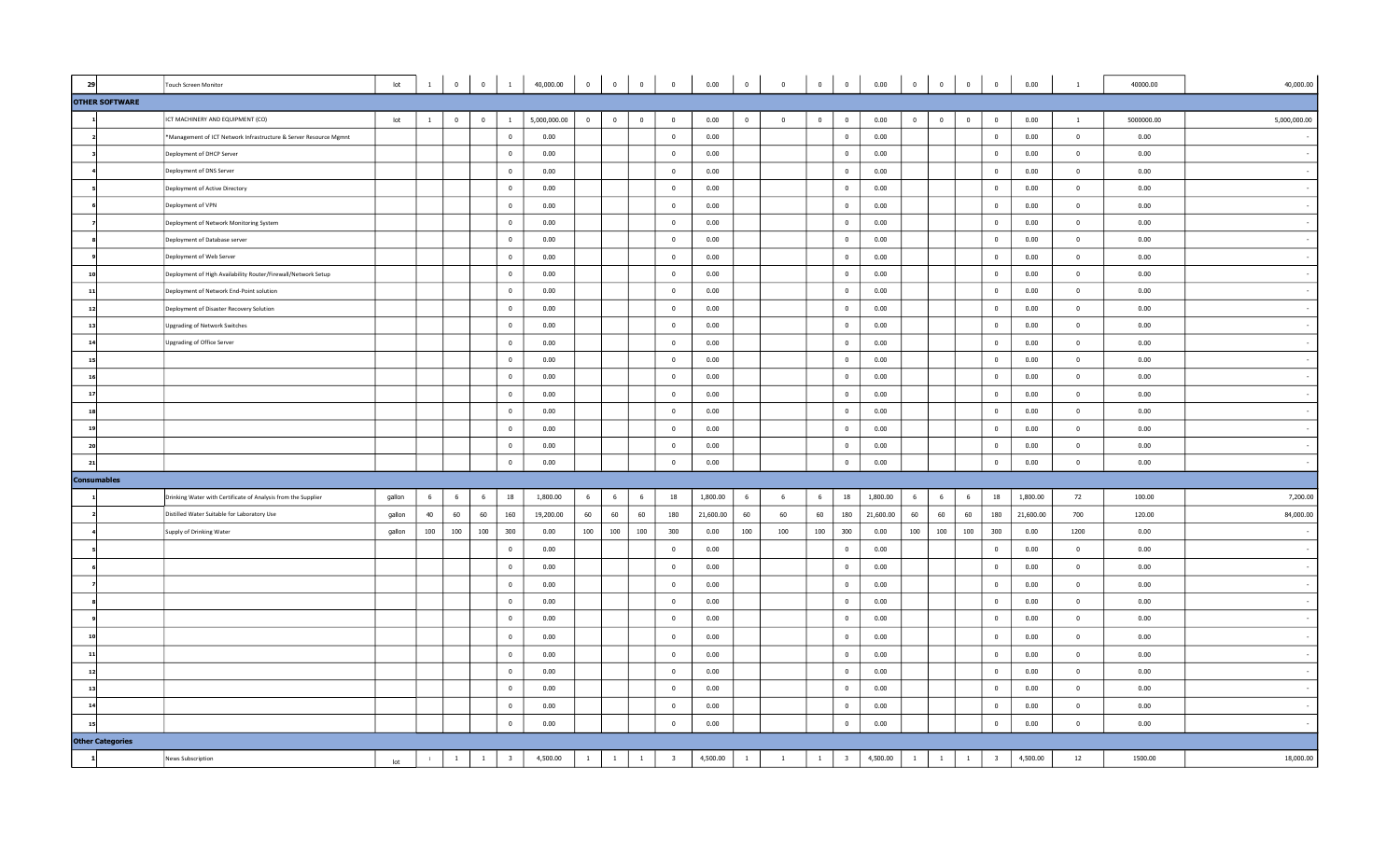| 29 | Touch Screen Monitor | lot | 1 | 0 | 0 | 1 | 40,000.00 | 0 | 0 | 0 | 0 | 0.00 | 0 | 0 | 0 | 0 | 0.00 | 0 | 0 | 0 | 0 | 0.00 | 1 | 40000.00 | 40,000.00 |
|---|---|---|---|---|---|---|---|---|---|---|---|---|---|---|---|---|---|---|---|---|---|---|---|---|---|
| **OTHER SOFTWARE** | | | | | | | | | | | | | | | | | | | | | | | | | |
| 1 | ICT MACHINERY AND EQUIPMENT (CO) | lot | 1 | 0 | 0 | 1 | 5,000,000.00 | 0 | 0 | 0 | 0 | 0.00 | 0 | 0 | 0 | 0 | 0.00 | 0 | 0 | 0 | 0 | 0.00 | 1 | 5000000.00 | 5,000,000.00 |
| 2 | *Management of ICT Network Infrastructure & Server Resource Mgmnt | | | | | 0 | 0.00 | | | | 0 | 0.00 | | | | 0 | 0.00 | | | | 0 | 0.00 | 0 | 0.00 | - |
| 3 | Deployment of DHCP Server | | | | | 0 | 0.00 | | | | 0 | 0.00 | | | | 0 | 0.00 | | | | 0 | 0.00 | 0 | 0.00 | - |
| 4 | Deployment of DNS Server | | | | | 0 | 0.00 | | | | 0 | 0.00 | | | | 0 | 0.00 | | | | 0 | 0.00 | 0 | 0.00 | - |
| 5 | Deployment of Active Directory | | | | | 0 | 0.00 | | | | 0 | 0.00 | | | | 0 | 0.00 | | | | 0 | 0.00 | 0 | 0.00 | - |
| 6 | Deployment of VPN | | | | | 0 | 0.00 | | | | 0 | 0.00 | | | | 0 | 0.00 | | | | 0 | 0.00 | 0 | 0.00 | - |
| 7 | Deployment of Network Monitoring System | | | | | 0 | 0.00 | | | | 0 | 0.00 | | | | 0 | 0.00 | | | | 0 | 0.00 | 0 | 0.00 | - |
| 8 | Deployment of Database server | | | | | 0 | 0.00 | | | | 0 | 0.00 | | | | 0 | 0.00 | | | | 0 | 0.00 | 0 | 0.00 | - |
| 9 | Deployment of Web Server | | | | | 0 | 0.00 | | | | 0 | 0.00 | | | | 0 | 0.00 | | | | 0 | 0.00 | 0 | 0.00 | - |
| 10 | Deployment of High Availability Router/Firewall/Network Setup | | | | | 0 | 0.00 | | | | 0 | 0.00 | | | | 0 | 0.00 | | | | 0 | 0.00 | 0 | 0.00 | - |
| 11 | Deployment of Network End-Point solution | | | | | 0 | 0.00 | | | | 0 | 0.00 | | | | 0 | 0.00 | | | | 0 | 0.00 | 0 | 0.00 | - |
| 12 | Deployment of Disaster Recovery Solution | | | | | 0 | 0.00 | | | | 0 | 0.00 | | | | 0 | 0.00 | | | | 0 | 0.00 | 0 | 0.00 | - |
| 13 | Upgrading of Network Switches | | | | | 0 | 0.00 | | | | 0 | 0.00 | | | | 0 | 0.00 | | | | 0 | 0.00 | 0 | 0.00 | - |
| 14 | Upgrading of Office Server | | | | | 0 | 0.00 | | | | 0 | 0.00 | | | | 0 | 0.00 | | | | 0 | 0.00 | 0 | 0.00 | - |
| 15 | | | | | | 0 | 0.00 | | | | 0 | 0.00 | | | | 0 | 0.00 | | | | 0 | 0.00 | 0 | 0.00 | - |
| 16 | | | | | | 0 | 0.00 | | | | 0 | 0.00 | | | | 0 | 0.00 | | | | 0 | 0.00 | 0 | 0.00 | - |
| 17 | | | | | | 0 | 0.00 | | | | 0 | 0.00 | | | | 0 | 0.00 | | | | 0 | 0.00 | 0 | 0.00 | - |
| 18 | | | | | | 0 | 0.00 | | | | 0 | 0.00 | | | | 0 | 0.00 | | | | 0 | 0.00 | 0 | 0.00 | - |
| 19 | | | | | | 0 | 0.00 | | | | 0 | 0.00 | | | | 0 | 0.00 | | | | 0 | 0.00 | 0 | 0.00 | - |
| 20 | | | | | | 0 | 0.00 | | | | 0 | 0.00 | | | | 0 | 0.00 | | | | 0 | 0.00 | 0 | 0.00 | - |
| 21 | | | | | | 0 | 0.00 | | | | 0 | 0.00 | | | | 0 | 0.00 | | | | 0 | 0.00 | 0 | 0.00 | - |
| **Consumables** | | | | | | | | | | | | | | | | | | | | | | | | | |
| 1 | Drinking Water with Certificate of Analysis from the Supplier | gallon | 6 | 6 | 6 | 18 | 1,800.00 | 6 | 6 | 6 | 18 | 1,800.00 | 6 | 6 | 6 | 18 | 1,800.00 | 6 | 6 | 6 | 18 | 1,800.00 | 72 | 100.00 | 7,200.00 |
| 2 | Distilled Water Suitable for Laboratory Use | gallon | 40 | 60 | 60 | 160 | 19,200.00 | 60 | 60 | 60 | 180 | 21,600.00 | 60 | 60 | 60 | 180 | 21,600.00 | 60 | 60 | 60 | 180 | 21,600.00 | 700 | 120.00 | 84,000.00 |
| 4 | Supply of Drinking Water | gallon | 100 | 100 | 100 | 300 | 0.00 | 100 | 100 | 100 | 300 | 0.00 | 100 | 100 | 100 | 300 | 0.00 | 100 | 100 | 100 | 300 | 0.00 | 1200 | 0.00 | - |
| 5 | | | | | | 0 | 0.00 | | | | 0 | 0.00 | | | | 0 | 0.00 | | | | 0 | 0.00 | 0 | 0.00 | - |
| 6 | | | | | | 0 | 0.00 | | | | 0 | 0.00 | | | | 0 | 0.00 | | | | 0 | 0.00 | 0 | 0.00 | - |
| 7 | | | | | | 0 | 0.00 | | | | 0 | 0.00 | | | | 0 | 0.00 | | | | 0 | 0.00 | 0 | 0.00 | - |
| 8 | | | | | | 0 | 0.00 | | | | 0 | 0.00 | | | | 0 | 0.00 | | | | 0 | 0.00 | 0 | 0.00 | - |
| 9 | | | | | | 0 | 0.00 | | | | 0 | 0.00 | | | | 0 | 0.00 | | | | 0 | 0.00 | 0 | 0.00 | - |
| 10 | | | | | | 0 | 0.00 | | | | 0 | 0.00 | | | | 0 | 0.00 | | | | 0 | 0.00 | 0 | 0.00 | - |
| 11 | | | | | | 0 | 0.00 | | | | 0 | 0.00 | | | | 0 | 0.00 | | | | 0 | 0.00 | 0 | 0.00 | - |
| 12 | | | | | | 0 | 0.00 | | | | 0 | 0.00 | | | | 0 | 0.00 | | | | 0 | 0.00 | 0 | 0.00 | - |
| 13 | | | | | | 0 | 0.00 | | | | 0 | 0.00 | | | | 0 | 0.00 | | | | 0 | 0.00 | 0 | 0.00 | - |
| 14 | | | | | | 0 | 0.00 | | | | 0 | 0.00 | | | | 0 | 0.00 | | | | 0 | 0.00 | 0 | 0.00 | - |
| 15 | | | | | | 0 | 0.00 | | | | 0 | 0.00 | | | | 0 | 0.00 | | | | 0 | 0.00 | 0 | 0.00 | - |
| **Other Categories** | | | | | | | | | | | | | | | | | | | | | | | | | |
| 1 | News Subscription | lot | 1 | 1 | 1 | 3 | 4,500.00 | 1 | 1 | 1 | 3 | 4,500.00 | 1 | 1 | 1 | 3 | 4,500.00 | 1 | 1 | 1 | 3 | 4,500.00 | 12 | 1500.00 | 18,000.00 |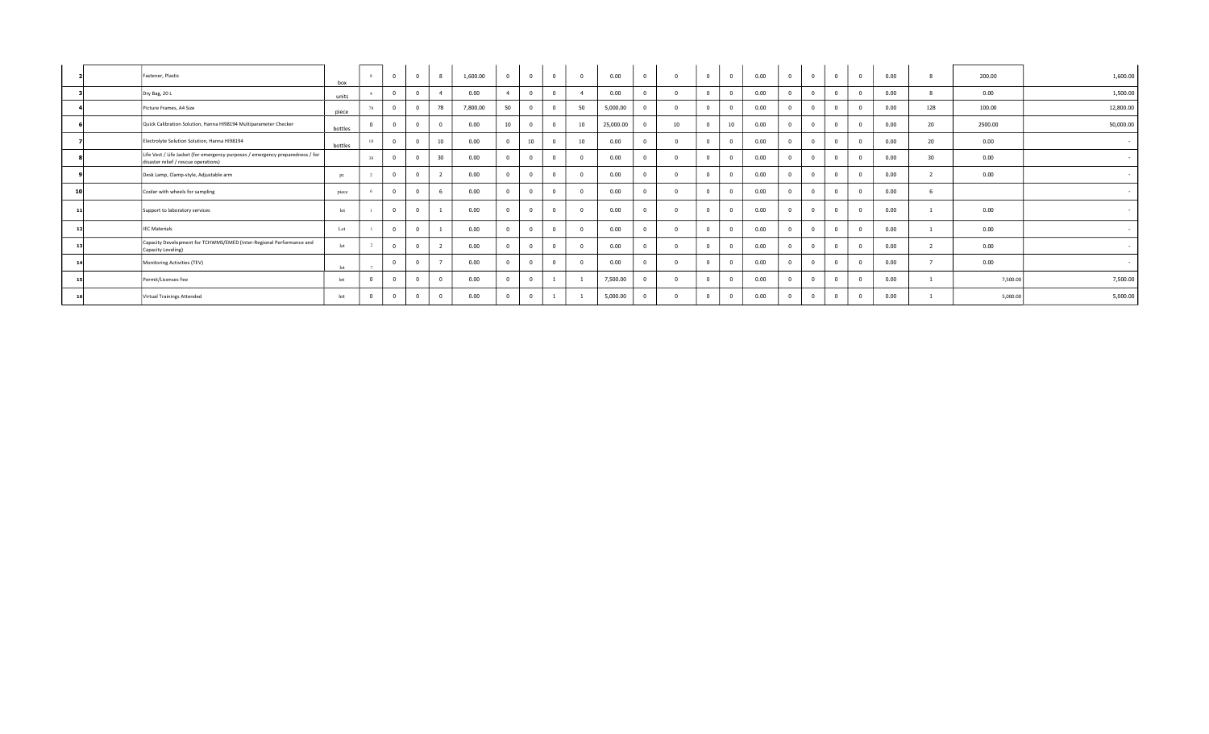| | | | | | | | | | | | | | | | | | | | | | | | | | | |
|---|---|---|---|---|---|---|---|---|---|---|---|---|---|---|---|---|---|---|---|---|---|---|---|---|---|---|
| 2 | | Fastener, Plastic | box | 8 | 0 | 0 | 8 | 1,600.00 | 0 | 0 | 0 | 0 | 0.00 | 0 | 0 | 0 | 0 | 0.00 | 0 | 0 | 0 | 0 | 0.00 | 8 | 200.00 | 1,600.00 |
| 3 | | Dry Bag, 20 L | units | 4 | 0 | 0 | 4 | 0.00 | 4 | 0 | 0 | 4 | 0.00 | 0 | 0 | 0 | 0 | 0.00 | 0 | 0 | 0 | 0 | 0.00 | 8 | 0.00 | 1,500.00 |
| 4 | | Picture Frames, A4 Size | piece | 78 | 0 | 0 | 78 | 7,800.00 | 50 | 0 | 0 | 50 | 5,000.00 | 0 | 0 | 0 | 0 | 0.00 | 0 | 0 | 0 | 0 | 0.00 | 128 | 100.00 | 12,800.00 |
| 6 | | Quick Calibration Solution, Hanna HI98194 Multiparameter Checker | bottles | 0 | 0 | 0 | 0 | 0.00 | 10 | 0 | 0 | 10 | 25,000.00 | 0 | 10 | 0 | 10 | 0.00 | 0 | 0 | 0 | 0 | 0.00 | 20 | 2500.00 | 50,000.00 |
| 7 | | Electrolyte Solution Solution, Hanna HI98194 | bottles | 10 | 0 | 0 | 10 | 0.00 | 0 | 10 | 0 | 10 | 0.00 | 0 | 0 | 0 | 0 | 0.00 | 0 | 0 | 0 | 0 | 0.00 | 20 | 0.00 | - |
| 8 | | Life Vest / Life Jacket (for emergency purposes / emergency preparedness / for disaster relief / rescue operations) | | 30 | 0 | 0 | 30 | 0.00 | 0 | 0 | 0 | 0 | 0.00 | 0 | 0 | 0 | 0 | 0.00 | 0 | 0 | 0 | 0 | 0.00 | 30 | 0.00 | - |
| 9 | | Desk Lamp, Clamp-style, Adjustable arm | pc | 2 | 0 | 0 | 2 | 0.00 | 0 | 0 | 0 | 0 | 0.00 | 0 | 0 | 0 | 0 | 0.00 | 0 | 0 | 0 | 0 | 0.00 | 2 | 0.00 | - |
| 10 | | Cooler with wheels for sampling | piece | 6 | 0 | 0 | 6 | 0.00 | 0 | 0 | 0 | 0 | 0.00 | 0 | 0 | 0 | 0 | 0.00 | 0 | 0 | 0 | 0 | 0.00 | 6 | | - |
| 11 | | Support to laboratory services | lot | 1 | 0 | 0 | 1 | 0.00 | 0 | 0 | 0 | 0 | 0.00 | 0 | 0 | 0 | 0 | 0.00 | 0 | 0 | 0 | 0 | 0.00 | 1 | 0.00 | - |
| 12 | | IEC Materials | Lot | 1 | 0 | 0 | 1 | 0.00 | 0 | 0 | 0 | 0 | 0.00 | 0 | 0 | 0 | 0 | 0.00 | 0 | 0 | 0 | 0 | 0.00 | 1 | 0.00 | - |
| 13 | | Capacity Development for TCHWMS/EMED (Inter-Regional Performance and Capacity Leveling) | lot | 2 | 0 | 0 | 2 | 0.00 | 0 | 0 | 0 | 0 | 0.00 | 0 | 0 | 0 | 0 | 0.00 | 0 | 0 | 0 | 0 | 0.00 | 2 | 0.00 | - |
| 14 | | Monitoring Activities (TEV) | lot | 7 | 0 | 0 | 7 | 0.00 | 0 | 0 | 0 | 0 | 0.00 | 0 | 0 | 0 | 0 | 0.00 | 0 | 0 | 0 | 0 | 0.00 | 7 | 0.00 | - |
| 15 | | Permit/Licenses Fee | lot | 0 | 0 | 0 | 0 | 0.00 | 0 | 0 | 1 | 1 | 7,500.00 | 0 | 0 | 0 | 0 | 0.00 | 0 | 0 | 0 | 0 | 0.00 | 1 | 7,500.00 | 7,500.00 |
| 16 | | Virtual Trainings Attended | lot | 0 | 0 | 0 | 0 | 0.00 | 0 | 0 | 1 | 1 | 5,000.00 | 0 | 0 | 0 | 0 | 0.00 | 0 | 0 | 0 | 0 | 0.00 | 1 | 5,000.00 | 5,000.00 |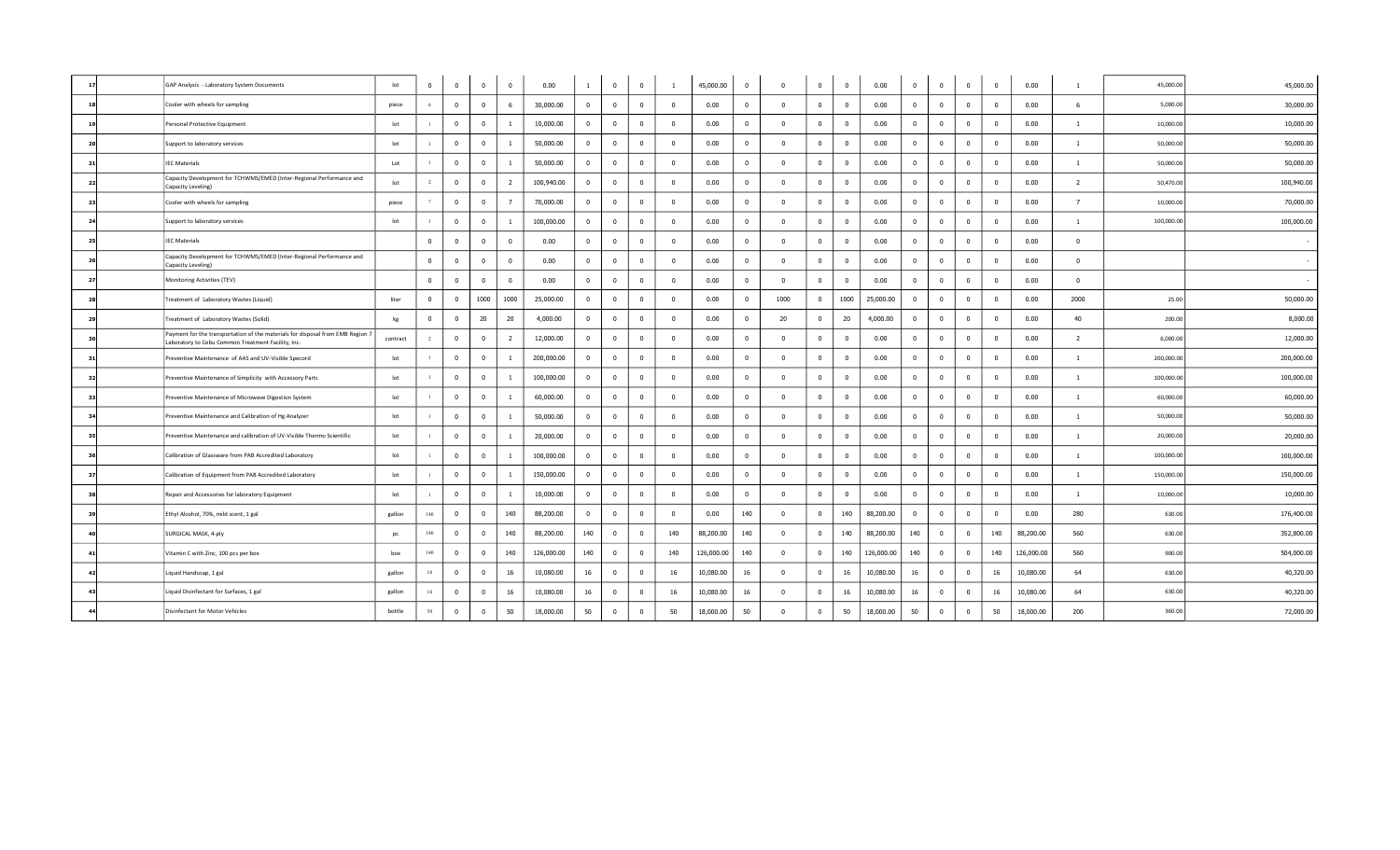| 17 | GAP Analysis - Laboratory System Documents | lot | 0 | 0 | 0 | 0 | 0.00 | 1 | 0 | 0 | 1 | 45,000.00 | 0 | 0 | 0 | 0 | 0.00 | 0 | 0 | 0 | 0 | 0.00 | 1 | 45,000.00 | 45,000.00 |
|---|---|---|---|---|---|---|---|---|---|---|---|---|---|---|---|---|---|---|---|---|---|---|---|---|---|
| 18 | Cooler with wheels for sampling | piece | 6 | 0 | 0 | 6 | 30,000.00 | 0 | 0 | 0 | 0 | 0.00 | 0 | 0 | 0 | 0 | 0.00 | 0 | 0 | 0 | 0 | 0.00 | 6 | 5,000.00 | 30,000.00 |
| 19 | Personal Protective Equipment | lot | 1 | 0 | 0 | 1 | 10,000.00 | 0 | 0 | 0 | 0 | 0.00 | 0 | 0 | 0 | 0 | 0.00 | 0 | 0 | 0 | 0 | 0.00 | 1 | 10,000.00 | 10,000.00 |
| 20 | Support to laboratory services | lot | 1 | 0 | 0 | 1 | 50,000.00 | 0 | 0 | 0 | 0 | 0.00 | 0 | 0 | 0 | 0 | 0.00 | 0 | 0 | 0 | 0 | 0.00 | 1 | 50,000.00 | 50,000.00 |
| 21 | IEC Materials | Lot | 1 | 0 | 0 | 1 | 50,000.00 | 0 | 0 | 0 | 0 | 0.00 | 0 | 0 | 0 | 0 | 0.00 | 0 | 0 | 0 | 0 | 0.00 | 1 | 50,000.00 | 50,000.00 |
| 22 | Capacity Development for TCHWMS/EMED (Inter-Regional Performance and Capacity Leveling) | lot | 2 | 0 | 0 | 2 | 100,940.00 | 0 | 0 | 0 | 0 | 0.00 | 0 | 0 | 0 | 0 | 0.00 | 0 | 0 | 0 | 0 | 0.00 | 2 | 50,470.00 | 100,940.00 |
| 23 | Cooler with wheels for sampling | piece | 7 | 0 | 0 | 7 | 70,000.00 | 0 | 0 | 0 | 0 | 0.00 | 0 | 0 | 0 | 0 | 0.00 | 0 | 0 | 0 | 0 | 0.00 | 7 | 10,000.00 | 70,000.00 |
| 24 | Support to laboratory services | lot | 1 | 0 | 0 | 1 | 100,000.00 | 0 | 0 | 0 | 0 | 0.00 | 0 | 0 | 0 | 0 | 0.00 | 0 | 0 | 0 | 0 | 0.00 | 1 | 100,000.00 | 100,000.00 |
| 25 | IEC Materials | | 0 | 0 | 0 | 0 | 0.00 | 0 | 0 | 0 | 0 | 0.00 | 0 | 0 | 0 | 0 | 0.00 | 0 | 0 | 0 | 0 | 0.00 | 0 | | - |
| 26 | Capacity Development for TCHWMS/EMED (Inter-Regional Performance and Capacity Leveling) | | 0 | 0 | 0 | 0 | 0.00 | 0 | 0 | 0 | 0 | 0.00 | 0 | 0 | 0 | 0 | 0.00 | 0 | 0 | 0 | 0 | 0.00 | 0 | | - |
| 27 | Monitoring Activities (TEV) | | 0 | 0 | 0 | 0 | 0.00 | 0 | 0 | 0 | 0 | 0.00 | 0 | 0 | 0 | 0 | 0.00 | 0 | 0 | 0 | 0 | 0.00 | 0 | | - |
| 28 | Treatment of Laboratory Wastes (Liquid) | liter | 0 | 0 | 1000 | 1000 | 25,000.00 | 0 | 0 | 0 | 0 | 0.00 | 0 | 1000 | 0 | 1000 | 25,000.00 | 0 | 0 | 0 | 0 | 0.00 | 2000 | 25.00 | 50,000.00 |
| 29 | Treatment of Laboratory Wastes (Solid) | kg | 0 | 0 | 20 | 20 | 4,000.00 | 0 | 0 | 0 | 0 | 0.00 | 0 | 20 | 0 | 20 | 4,000.00 | 0 | 0 | 0 | 0 | 0.00 | 40 | 200.00 | 8,000.00 |
| 30 | Payment for the transportation of the materials for disposal from EMB Region 7 Laboratory to Cebu Common Treatment Facility, Inc. | contract | 2 | 0 | 0 | 2 | 12,000.00 | 0 | 0 | 0 | 0 | 0.00 | 0 | 0 | 0 | 0 | 0.00 | 0 | 0 | 0 | 0 | 0.00 | 2 | 6,000.00 | 12,000.00 |
| 31 | Preventive Maintenance of AAS and UV-Visible Specord | lot | 1 | 0 | 0 | 1 | 200,000.00 | 0 | 0 | 0 | 0 | 0.00 | 0 | 0 | 0 | 0 | 0.00 | 0 | 0 | 0 | 0 | 0.00 | 1 | 200,000.00 | 200,000.00 |
| 32 | Preventive Maintenance of Simplicity with Accessory Parts | lot | 1 | 0 | 0 | 1 | 100,000.00 | 0 | 0 | 0 | 0 | 0.00 | 0 | 0 | 0 | 0 | 0.00 | 0 | 0 | 0 | 0 | 0.00 | 1 | 100,000.00 | 100,000.00 |
| 33 | Preventive Maintenance of Microwave Digestion System | lot | 1 | 0 | 0 | 1 | 60,000.00 | 0 | 0 | 0 | 0 | 0.00 | 0 | 0 | 0 | 0 | 0.00 | 0 | 0 | 0 | 0 | 0.00 | 1 | 60,000.00 | 60,000.00 |
| 34 | Preventive Maintenance and Calibration of Hg Analyzer | lot | 1 | 0 | 0 | 1 | 50,000.00 | 0 | 0 | 0 | 0 | 0.00 | 0 | 0 | 0 | 0 | 0.00 | 0 | 0 | 0 | 0 | 0.00 | 1 | 50,000.00 | 50,000.00 |
| 35 | Preventive Maintenance and calibration of UV-Visible Thermo Scientific | lot | 1 | 0 | 0 | 1 | 20,000.00 | 0 | 0 | 0 | 0 | 0.00 | 0 | 0 | 0 | 0 | 0.00 | 0 | 0 | 0 | 0 | 0.00 | 1 | 20,000.00 | 20,000.00 |
| 36 | Calibration of Glassware from PAB Accredited Laboratory | lot | 1 | 0 | 0 | 1 | 100,000.00 | 0 | 0 | 0 | 0 | 0.00 | 0 | 0 | 0 | 0 | 0.00 | 0 | 0 | 0 | 0 | 0.00 | 1 | 100,000.00 | 100,000.00 |
| 37 | Calibration of Equipment from PAB Accredited Laboratory | lot | 1 | 0 | 0 | 1 | 150,000.00 | 0 | 0 | 0 | 0 | 0.00 | 0 | 0 | 0 | 0 | 0.00 | 0 | 0 | 0 | 0 | 0.00 | 1 | 150,000.00 | 150,000.00 |
| 38 | Repair and Accessories for laboratory Equipment | lot | 1 | 0 | 0 | 1 | 10,000.00 | 0 | 0 | 0 | 0 | 0.00 | 0 | 0 | 0 | 0 | 0.00 | 0 | 0 | 0 | 0 | 0.00 | 1 | 10,000.00 | 10,000.00 |
| 39 | Ethyl Alcohol, 70%, mild scent, 1 gal | gallon | 140 | 0 | 0 | 140 | 88,200.00 | 0 | 0 | 0 | 0 | 0.00 | 140 | 0 | 0 | 140 | 88,200.00 | 0 | 0 | 0 | 0 | 0.00 | 280 | 630.00 | 176,400.00 |
| 40 | SURGICAL MASK, 4-ply | pc | 140 | 0 | 0 | 140 | 88,200.00 | 140 | 0 | 0 | 140 | 88,200.00 | 140 | 0 | 0 | 140 | 88,200.00 | 140 | 0 | 0 | 140 | 88,200.00 | 560 | 630.00 | 352,800.00 |
| 41 | Vitamin C with Zinc, 100 pcs per box | box | 140 | 0 | 0 | 140 | 126,000.00 | 140 | 0 | 0 | 140 | 126,000.00 | 140 | 0 | 0 | 140 | 126,000.00 | 140 | 0 | 0 | 140 | 126,000.00 | 560 | 900.00 | 504,000.00 |
| 42 | Liquid Handsoap, 1 gal | gallon | 16 | 0 | 0 | 16 | 10,080.00 | 16 | 0 | 0 | 16 | 10,080.00 | 16 | 0 | 0 | 16 | 10,080.00 | 16 | 0 | 0 | 16 | 10,080.00 | 64 | 630.00 | 40,320.00 |
| 43 | Liquid Disinfectant for Surfaces, 1 gal | gallon | 16 | 0 | 0 | 16 | 10,080.00 | 16 | 0 | 0 | 16 | 10,080.00 | 16 | 0 | 0 | 16 | 10,080.00 | 16 | 0 | 0 | 16 | 10,080.00 | 64 | 630.00 | 40,320.00 |
| 44 | Disinfectant for Motor Vehicles | bottle | 50 | 0 | 0 | 50 | 18,000.00 | 50 | 0 | 0 | 50 | 18,000.00 | 50 | 0 | 0 | 50 | 18,000.00 | 50 | 0 | 0 | 50 | 18,000.00 | 200 | 360.00 | 72,000.00 |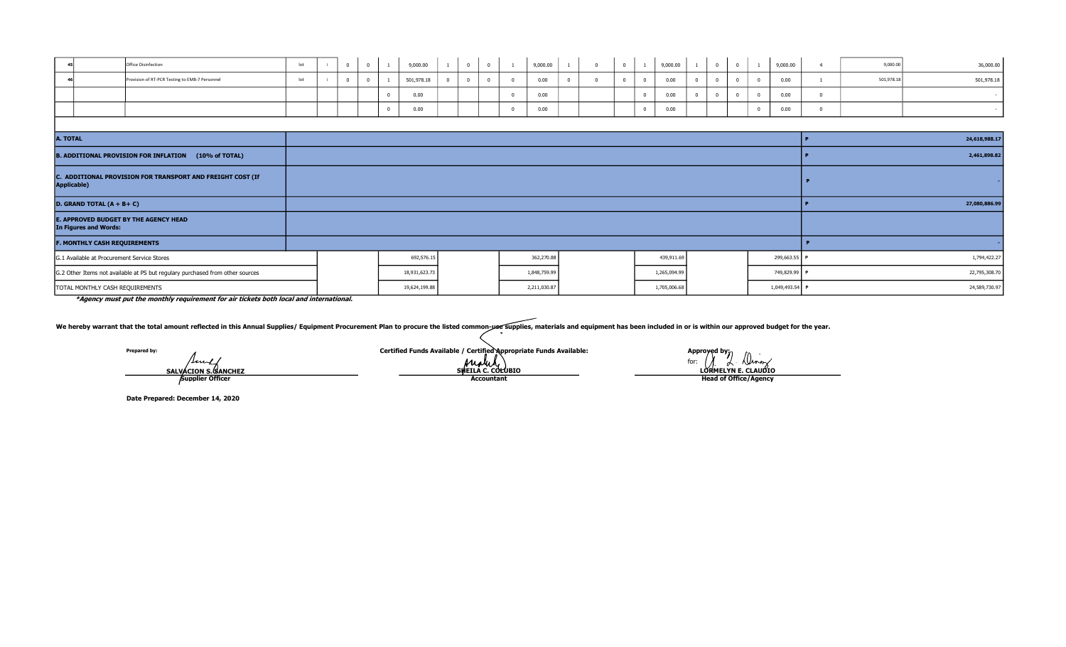| | | | | | | | | | | | | | | | | | | | | | | | | | | | |
|---|---|---|---|---|---|---|---|---|---|---|---|---|---|---|---|---|---|---|---|---|---|---|---|---|---|---|---|
| 45 | | Office Disinfection | lot | i | 0 | 0 | 1 | 9,000.00 | 1 | 0 | 0 | 1 | 9,000.00 | 1 | 0 | 0 | 1 | 9,000.00 | 1 | 0 | 0 | 1 | 9,000.00 | 4 | 9,000.00 | 36,000.00 |
| 46 | | Provision of RT-PCR Testing to EMB-7 Personnel | lot | i | 0 | 0 | 1 | 501,978.18 | 0 | 0 | 0 | 0 | 0.00 | 0 | 0 | 0 | 0 | 0.00 | 0 | 0 | 0 | 0 | 0.00 | 1 | 501,978.18 | 501,978.18 |
| | | | | | | | 0 | 0.00 | | | | 0 | 0.00 | | | | 0 | 0.00 | 0 | 0 | 0 | 0 | 0.00 | 0 | | - |
| | | | | | | | 0 | 0.00 | | | | 0 | 0.00 | | | | 0 | 0.00 | | | | 0 | 0.00 | 0 | | - |

| | | |
|---|---|---|
| **A. TOTAL** | **P** | **24,618,988.17** |
| **B. ADDITIONAL PROVISION FOR INFLATION (10% of TOTAL)** | **P** | **2,461,898.82** |
| **C. ADDITIONAL PROVISION FOR TRANSPORT AND FREIGHT COST (If Applicable)** | **P** | **-** |
| **D. GRAND TOTAL (A + B+ C)** | **P** | **27,080,886.99** |
| **E. APPROVED BUDGET BY THE AGENCY HEAD In Figures and Words:** | | |
| **F. MONTHLY CASH REQUIREMENTS** | **P** | **-** |

| | | | | | | |
|---|---|---|---|---|---|---|
| G.1 Available at Procurement Service Stores | 692,576.15 | 362,270.88 | 439,911.69 | 299,663.55 | P | 1,794,422.27 |
| G.2 Other Items not available at PS but regulary purchased from other sources | 18,931,623.73 | 1,848,759.99 | 1,265,094.99 | 749,829.99 | P | 22,795,308.70 |
| TOTAL MONTHLY CASH REQUIREMENTS | 19,624,199.88 | 2,211,030.87 | 1,705,006.68 | 1,049,493.54 | P | 24,589,730.97 |

***Agency must put the monthly requirement for air tickets both local and international.**

**We hereby warrant that the total amount reflected in this Annual Supplies/ Equipment Procurement Plan to procure the listed common-use supplies, materials and equipment has been included in or is within our approved budget for the year.**

**Prepared by:**

**SALVACION S. SANCHEZ**
**Supplier Officer**

**Certified Funds Available / Certified Appropriate Funds Available:**

**SHEILA C. COLUBIO**
**Accountant**

**Approved by:**
for:
**LORMELYN E. CLAUDIO**
**Head of Office/Agency**

**Date Prepared: December 14, 2020**